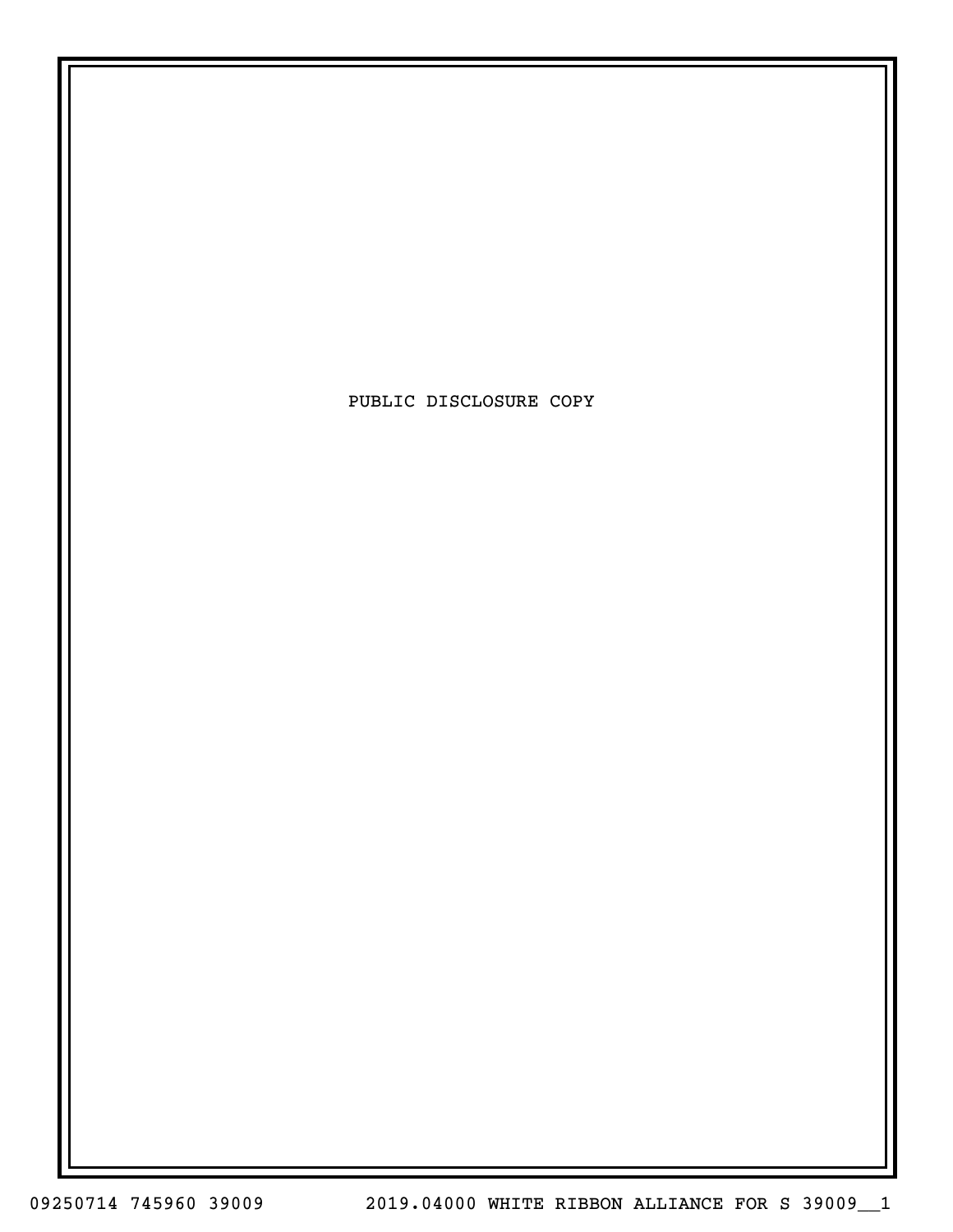PUBLIC DISCLOSURE COPY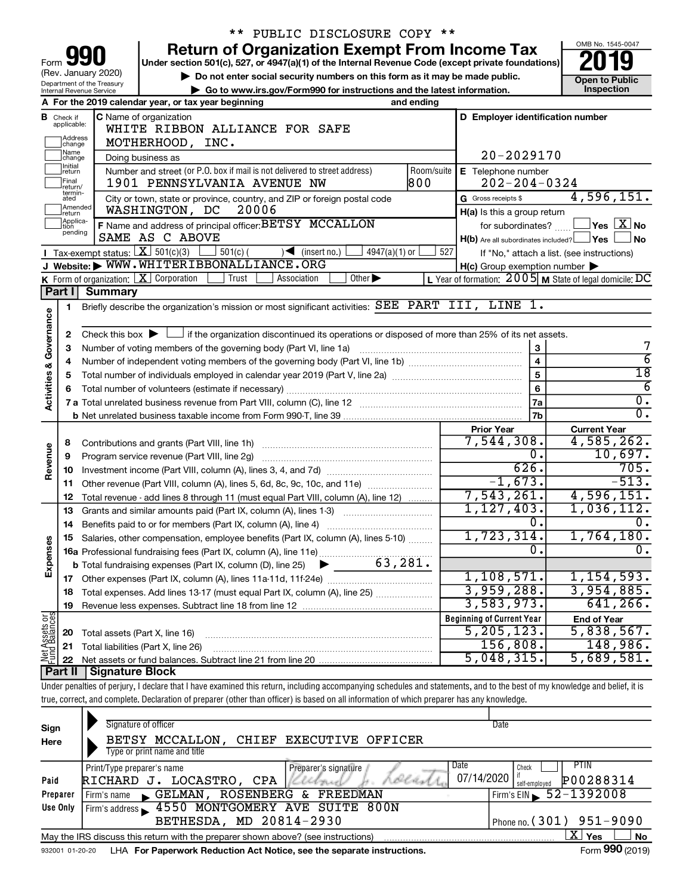** PUBLIC DISCLOSURE COPY **

# Form 990 — Return of Organization Exempt From Income Tax (2019)

Under section 501(c), 527, or 4947(a)(1) of the Internal Revenue Code (except private foundations)

(Rev. January 2020) Department of the Treasury Internal Revenue Service

▶ Do not enter social security numbers on this form as it may be made public.
▶ Go to www.irs.gov/Form990 for instructions and the latest information.

OMB No. 1545-0047 — Open to Public Inspection

**A** For the 2019 calendar year, or tax year beginning and ending

**B** Check if applicable: Address change / Name change / Initial return / Final return/terminated / Amended return / Application pending

**C** Name of organization: WHITE RIBBON ALLIANCE FOR SAFE MOTHERHOOD, INC.

Doing business as

Number and street (or P.O. box if mail is not delivered to street address): 1901 PENNSYLVANIA AVENUE NW — Room/suite: 800

City or town, state or province, country, and ZIP or foreign postal code: WASHINGTON, DC 20006

**D** Employer identification number: 20-2029170

**E** Telephone number: 202-204-0324

**G** Gross receipts $ 4,596,151.

**F** Name and address of principal officer: BETSY MCCALLON, SAME AS C ABOVE

**H(a)** Is this a group return for subordinates? [ ] Yes [X] No

**H(b)** Are all subordinates included? [ ] Yes [ ] No — If "No," attach a list. (see instructions)

**H(c)** Group exemption number ▶

**I** Tax-exempt status: [X] 501(c)(3) [ ] 501(c) ( ) ◀ (insert no.) [ ] 4947(a)(1) or [ ] 527

**J** Website: ▶ WWW.WHITERIBBONALLIANCE.ORG

**K** Form of organization: [X] Corporation [ ] Trust [ ] Association [ ] Other ▶

**L** Year of formation: 2005 **M** State of legal domicile: DC

## Part I Summary

**Activities & Governance**

1. Briefly describe the organization's mission or most significant activities: SEE PART III, LINE 1.
2. Check this box ▶ [ ] if the organization discontinued its operations or disposed of more than 25% of its net assets.

| | | Line | Value |
|---|---|---|---|
| 3 | Number of voting members of the governing body (Part VI, line 1a) | 3 | 7 |
| 4 | Number of independent voting members of the governing body (Part VI, line 1b) | 4 | 6 |
| 5 | Total number of individuals employed in calendar year 2019 (Part V, line 2a) | 5 | 18 |
| 6 | Total number of volunteers (estimate if necessary) | 6 | 6 |
| 7a | Total unrelated business revenue from Part VIII, column (C), line 12 | 7a | 0. |
| b | Net unrelated business taxable income from Form 990-T, line 39 | 7b | 0. |

| | | Prior Year | Current Year |
|---|---|---|---|
| **Revenue** | | | |
| 8 | Contributions and grants (Part VIII, line 1h) | 7,544,308. | 4,585,262. |
| 9 | Program service revenue (Part VIII, line 2g) | 0. | 10,697. |
| 10 | Investment income (Part VIII, column (A), lines 3, 4, and 7d) | 626. | 705. |
| 11 | Other revenue (Part VIII, column (A), lines 5, 6d, 8c, 9c, 10c, and 11e) | -1,673. | -513. |
| 12 | Total revenue - add lines 8 through 11 (must equal Part VIII, column (A), line 12) | 7,543,261. | 4,596,151. |
| **Expenses** | | | |
| 13 | Grants and similar amounts paid (Part IX, column (A), lines 1-3) | 1,127,403. | 1,036,112. |
| 14 | Benefits paid to or for members (Part IX, column (A), line 4) | 0. | 0. |
| 15 | Salaries, other compensation, employee benefits (Part IX, column (A), lines 5-10) | 1,723,314. | 1,764,180. |
| 16a | Professional fundraising fees (Part IX, column (A), line 11e) | 0. | 0. |
| b | Total fundraising expenses (Part IX, column (D), line 25) ▶ 63,281. | | |
| 17 | Other expenses (Part IX, column (A), lines 11a-11d, 11f-24e) | 1,108,571. | 1,154,593. |
| 18 | Total expenses. Add lines 13-17 (must equal Part IX, column (A), line 25) | 3,959,288. | 3,954,885. |
| 19 | Revenue less expenses. Subtract line 18 from line 12 | 3,583,973. | 641,266. |

| | | Beginning of Current Year | End of Year |
|---|---|---|---|
| **Net Assets or Fund Balances** | | | |
| 20 | Total assets (Part X, line 16) | 5,205,123. | 5,838,567. |
| 21 | Total liabilities (Part X, line 26) | 156,808. | 148,986. |
| 22 | Net assets or fund balances. Subtract line 21 from line 20 | 5,048,315. | 5,689,581. |

## Part II Signature Block

Under penalties of perjury, I declare that I have examined this return, including accompanying schedules and statements, and to the best of my knowledge and belief, it is true, correct, and complete. Declaration of preparer (other than officer) is based on all information of which preparer has any knowledge.

**Sign Here**

Signature of officer — Date

BETSY MCCALLON, CHIEF EXECUTIVE OFFICER
Type or print name and title

**Paid Preparer Use Only**

| Print/Type preparer's name | Preparer's signature | Date | Check if self-employed | PTIN |
|---|---|---|---|---|
| RICHARD J. LOCASTRO, CPA | Richard J. Locastro | 07/14/2020 | [ ] | P00288314 |

Firm's name ▶ GELMAN, ROSENBERG & FREEDMAN — Firm's EIN ▶ 52-1392008

Firm's address ▶ 4550 MONTGOMERY AVE SUITE 800N, BETHESDA, MD 20814-2930 — Phone no. (301) 951-9090

May the IRS discuss this return with the preparer shown above? (see instructions) [X] Yes [ ] No

932001 01-20-20 LHA For Paperwork Reduction Act Notice, see the separate instructions. Form 990 (2019)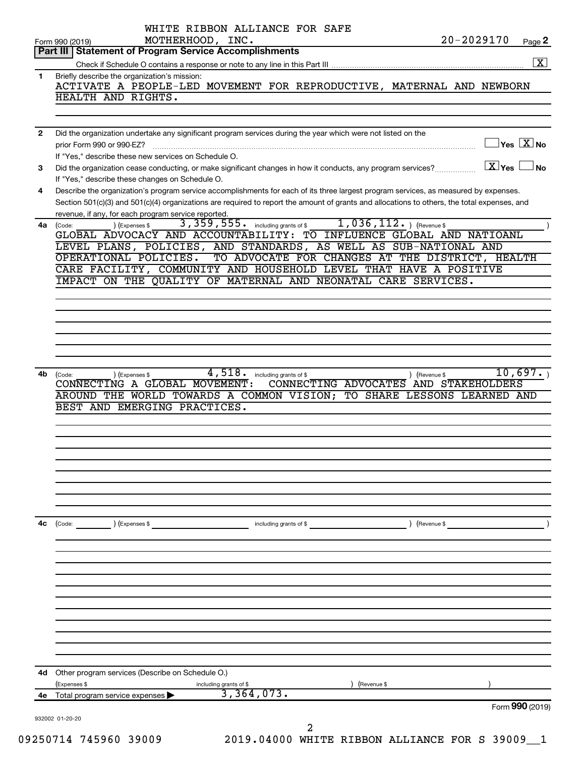WHITE RIBBON ALLIANCE FOR SAFE MOTHERHOOD, INC. 20-2029170

Form 990 (2019) Page **2**

## Part III | Statement of Program Service Accomplishments

Check if Schedule O contains a response or note to any line in this Part III .......... [X]

**1** Briefly describe the organization's mission:

ACTIVATE A PEOPLE-LED MOVEMENT FOR REPRODUCTIVE, MATERNAL AND NEWBORN HEALTH AND RIGHTS.

**2** Did the organization undertake any significant program services during the year which were not listed on the prior Form 990 or 990-EZ? .......... [ ] Yes [X] No

If "Yes," describe these new services on Schedule O.

**3** Did the organization cease conducting, or make significant changes in how it conducts, any program services? .......... [X] Yes [ ] No

If "Yes," describe these changes on Schedule O.

**4** Describe the organization's program service accomplishments for each of its three largest program services, as measured by expenses. Section 501(c)(3) and 501(c)(4) organizations are required to report the amount of grants and allocations to others, the total expenses, and revenue, if any, for each program service reported.

**4a** (Code: ) (Expenses $ 3,359,555. including grants of $ 1,036,112. ) (Revenue $ )

GLOBAL ADVOCACY AND ACCOUNTABILITY: TO INFLUENCE GLOBAL AND NATIOANL LEVEL PLANS, POLICIES, AND STANDARDS, AS WELL AS SUB-NATIONAL AND OPERATIONAL POLICIES. TO ADVOCATE FOR CHANGES AT THE DISTRICT, HEALTH CARE FACILITY, COMMUNITY AND HOUSEHOLD LEVEL THAT HAVE A POSITIVE IMPACT ON THE QUALITY OF MATERNAL AND NEONATAL CARE SERVICES.

**4b** (Code: ) (Expenses $ 4,518. including grants of $ ) (Revenue $ 10,697. )

CONNECTING A GLOBAL MOVEMENT: CONNECTING ADVOCATES AND STAKEHOLDERS AROUND THE WORLD TOWARDS A COMMON VISION; TO SHARE LESSONS LEARNED AND BEST AND EMERGING PRACTICES.

**4c** (Code: ) (Expenses $ including grants of $ ) (Revenue $ )

**4d** Other program services (Describe on Schedule O.)

(Expenses $ including grants of $ ) (Revenue $ )

**4e** Total program service expenses ▶ 3,364,073.

Form **990** (2019)

932002 01-20-20

09250714 745960 39009 2019.04000 WHITE RIBBON ALLIANCE FOR S 39009__1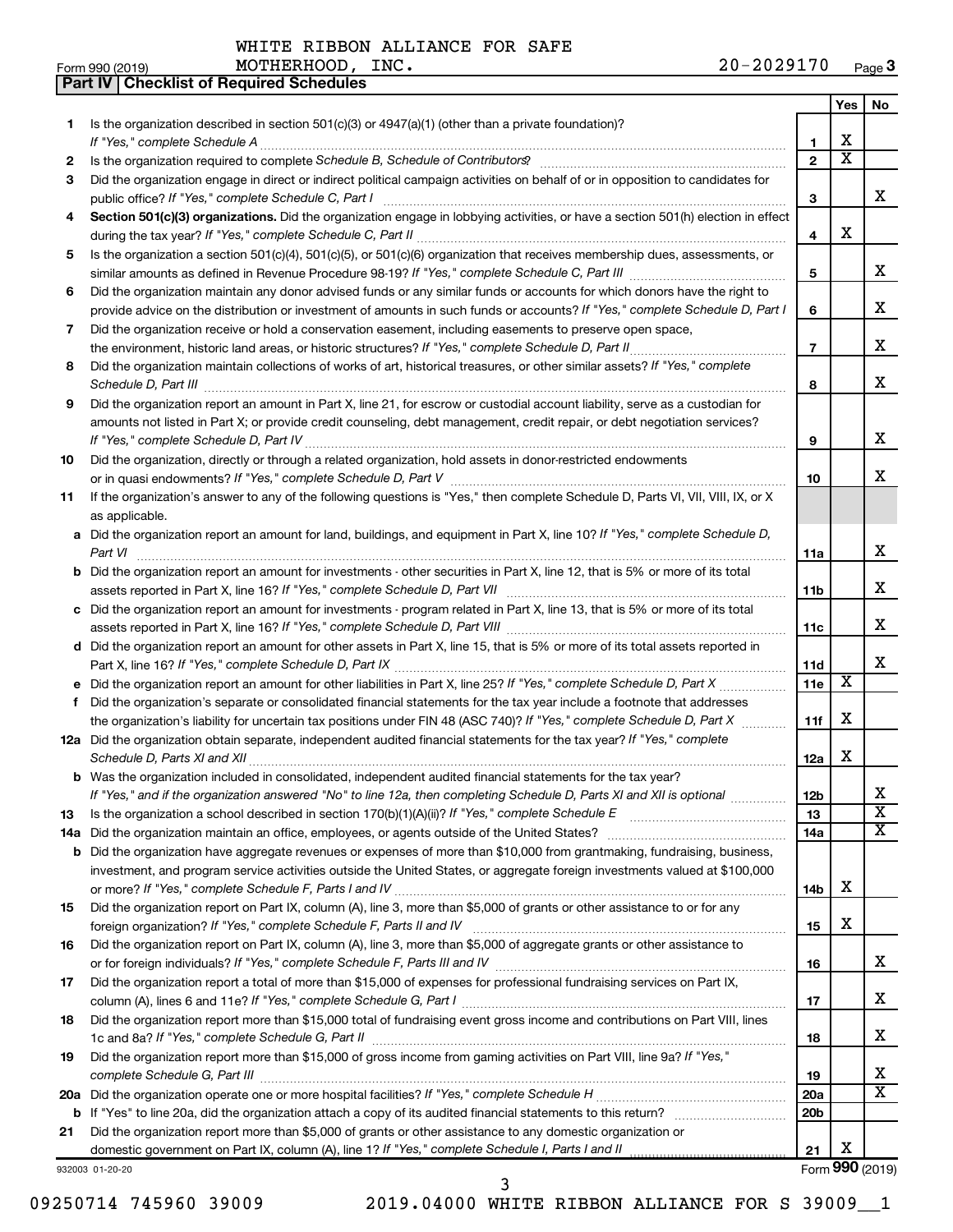WHITE RIBBON ALLIANCE FOR SAFE MOTHERHOOD, INC. 20-2029170

Form 990 (2019) Page **3**

## Part IV | Checklist of Required Schedules

| | | | Yes | No |
|---|---|---|---|---|
| 1 | Is the organization described in section 501(c)(3) or 4947(a)(1) (other than a private foundation)? *If "Yes," complete Schedule A* | 1 | X | |
| 2 | Is the organization required to complete *Schedule B, Schedule of Contributors*? | 2 | X | |
| 3 | Did the organization engage in direct or indirect political campaign activities on behalf of or in opposition to candidates for public office? *If "Yes," complete Schedule C, Part I* | 3 | | X |
| 4 | **Section 501(c)(3) organizations.** Did the organization engage in lobbying activities, or have a section 501(h) election in effect during the tax year? *If "Yes," complete Schedule C, Part II* | 4 | X | |
| 5 | Is the organization a section 501(c)(4), 501(c)(5), or 501(c)(6) organization that receives membership dues, assessments, or similar amounts as defined in Revenue Procedure 98-19? *If "Yes," complete Schedule C, Part III* | 5 | | X |
| 6 | Did the organization maintain any donor advised funds or any similar funds or accounts for which donors have the right to provide advice on the distribution or investment of amounts in such funds or accounts? *If "Yes," complete Schedule D, Part I* | 6 | | X |
| 7 | Did the organization receive or hold a conservation easement, including easements to preserve open space, the environment, historic land areas, or historic structures? *If "Yes," complete Schedule D, Part II* | 7 | | X |
| 8 | Did the organization maintain collections of works of art, historical treasures, or other similar assets? *If "Yes," complete Schedule D, Part III* | 8 | | X |
| 9 | Did the organization report an amount in Part X, line 21, for escrow or custodial account liability, serve as a custodian for amounts not listed in Part X; or provide credit counseling, debt management, credit repair, or debt negotiation services? *If "Yes," complete Schedule D, Part IV* | 9 | | X |
| 10 | Did the organization, directly or through a related organization, hold assets in donor-restricted endowments or in quasi endowments? *If "Yes," complete Schedule D, Part V* | 10 | | X |
| 11 | If the organization's answer to any of the following questions is "Yes," then complete Schedule D, Parts VI, VII, VIII, IX, or X as applicable. | | | |
| a | Did the organization report an amount for land, buildings, and equipment in Part X, line 10? *If "Yes," complete Schedule D, Part VI* | 11a | | X |
| b | Did the organization report an amount for investments - other securities in Part X, line 12, that is 5% or more of its total assets reported in Part X, line 16? *If "Yes," complete Schedule D, Part VII* | 11b | | X |
| c | Did the organization report an amount for investments - program related in Part X, line 13, that is 5% or more of its total assets reported in Part X, line 16? *If "Yes," complete Schedule D, Part VIII* | 11c | | X |
| d | Did the organization report an amount for other assets in Part X, line 15, that is 5% or more of its total assets reported in Part X, line 16? *If "Yes," complete Schedule D, Part IX* | 11d | | X |
| e | Did the organization report an amount for other liabilities in Part X, line 25? *If "Yes," complete Schedule D, Part X* | 11e | X | |
| f | Did the organization's separate or consolidated financial statements for the tax year include a footnote that addresses the organization's liability for uncertain tax positions under FIN 48 (ASC 740)? *If "Yes," complete Schedule D, Part X* | 11f | X | |
| 12a | Did the organization obtain separate, independent audited financial statements for the tax year? *If "Yes," complete Schedule D, Parts XI and XII* | 12a | X | |
| b | Was the organization included in consolidated, independent audited financial statements for the tax year? *If "Yes," and if the organization answered "No" to line 12a, then completing Schedule D, Parts XI and XII is optional* | 12b | | X |
| 13 | Is the organization a school described in section 170(b)(1)(A)(ii)? *If "Yes," complete Schedule E* | 13 | | X |
| 14a | Did the organization maintain an office, employees, or agents outside of the United States? | 14a | | X |
| b | Did the organization have aggregate revenues or expenses of more than $10,000 from grantmaking, fundraising, business, investment, and program service activities outside the United States, or aggregate foreign investments valued at $100,000 or more? *If "Yes," complete Schedule F, Parts I and IV* | 14b | X | |
| 15 | Did the organization report on Part IX, column (A), line 3, more than $5,000 of grants or other assistance to or for any foreign organization? *If "Yes," complete Schedule F, Parts II and IV* | 15 | X | |
| 16 | Did the organization report on Part IX, column (A), line 3, more than $5,000 of aggregate grants or other assistance to or for foreign individuals? *If "Yes," complete Schedule F, Parts III and IV* | 16 | | X |
| 17 | Did the organization report a total of more than $15,000 of expenses for professional fundraising services on Part IX, column (A), lines 6 and 11e? *If "Yes," complete Schedule G, Part I* | 17 | | X |
| 18 | Did the organization report more than $15,000 total of fundraising event gross income and contributions on Part VIII, lines 1c and 8a? *If "Yes," complete Schedule G, Part II* | 18 | | X |
| 19 | Did the organization report more than $15,000 of gross income from gaming activities on Part VIII, line 9a? *If "Yes," complete Schedule G, Part III* | 19 | | X |
| 20a | Did the organization operate one or more hospital facilities? *If "Yes," complete Schedule H* | 20a | | X |
| b | If "Yes" to line 20a, did the organization attach a copy of its audited financial statements to this return? | 20b | | |
| 21 | Did the organization report more than $5,000 of grants or other assistance to any domestic organization or domestic government on Part IX, column (A), line 1? *If "Yes," complete Schedule I, Parts I and II* | 21 | X | |

932003 01-20-20 Form **990** (2019)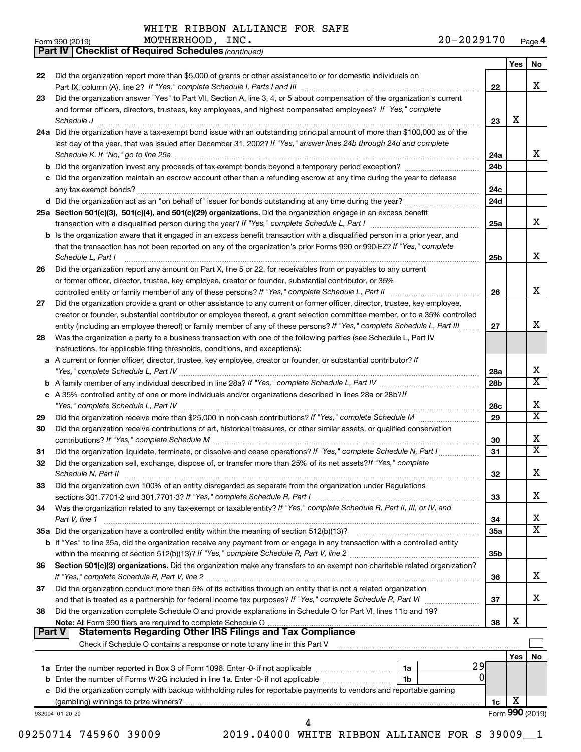WHITE RIBBON ALLIANCE FOR SAFE MOTHERHOOD, INC. 20-2029170

Form 990 (2019)

## Part IV | Checklist of Required Schedules *(continued)*

| | | | Yes | No |
|---|---|---|---|---|
| 22 | Did the organization report more than $5,000 of grants or other assistance to or for domestic individuals on Part IX, column (A), line 2? *If "Yes," complete Schedule I, Parts I and III* | 22 | | X |
| 23 | Did the organization answer "Yes" to Part VII, Section A, line 3, 4, or 5 about compensation of the organization's current and former officers, directors, trustees, key employees, and highest compensated employees? *If "Yes," complete Schedule J* | 23 | X | |
| 24a | Did the organization have a tax-exempt bond issue with an outstanding principal amount of more than $100,000 as of the last day of the year, that was issued after December 31, 2002? *If "Yes," answer lines 24b through 24d and complete Schedule K. If "No," go to line 25a* | 24a | | X |
| b | Did the organization invest any proceeds of tax-exempt bonds beyond a temporary period exception? | 24b | | |
| c | Did the organization maintain an escrow account other than a refunding escrow at any time during the year to defease any tax-exempt bonds? | 24c | | |
| d | Did the organization act as an "on behalf of" issuer for bonds outstanding at any time during the year? | 24d | | |
| 25a | **Section 501(c)(3), 501(c)(4), and 501(c)(29) organizations.** Did the organization engage in an excess benefit transaction with a disqualified person during the year? *If "Yes," complete Schedule L, Part I* | 25a | | X |
| b | Is the organization aware that it engaged in an excess benefit transaction with a disqualified person in a prior year, and that the transaction has not been reported on any of the organization's prior Forms 990 or 990-EZ? *If "Yes," complete Schedule L, Part I* | 25b | | X |
| 26 | Did the organization report any amount on Part X, line 5 or 22, for receivables from or payables to any current or former officer, director, trustee, key employee, creator or founder, substantial contributor, or 35% controlled entity or family member of any of these persons? *If "Yes," complete Schedule L, Part II* | 26 | | X |
| 27 | Did the organization provide a grant or other assistance to any current or former officer, director, trustee, key employee, creator or founder, substantial contributor or employee thereof, a grant selection committee member, or to a 35% controlled entity (including an employee thereof) or family member of any of these persons? *If "Yes," complete Schedule L, Part III* | 27 | | X |
| 28 | Was the organization a party to a business transaction with one of the following parties (see Schedule L, Part IV instructions, for applicable filing thresholds, conditions, and exceptions): | | | |
| a | A current or former officer, director, trustee, key employee, creator or founder, or substantial contributor? *If "Yes," complete Schedule L, Part IV* | 28a | | X |
| b | A family member of any individual described in line 28a? *If "Yes," complete Schedule L, Part IV* | 28b | | X |
| c | A 35% controlled entity of one or more individuals and/or organizations described in lines 28a or 28b? *If "Yes," complete Schedule L, Part IV* | 28c | | X |
| 29 | Did the organization receive more than $25,000 in non-cash contributions? *If "Yes," complete Schedule M* | 29 | | X |
| 30 | Did the organization receive contributions of art, historical treasures, or other similar assets, or qualified conservation contributions? *If "Yes," complete Schedule M* | 30 | | X |
| 31 | Did the organization liquidate, terminate, or dissolve and cease operations? *If "Yes," complete Schedule N, Part I* | 31 | | X |
| 32 | Did the organization sell, exchange, dispose of, or transfer more than 25% of its net assets? *If "Yes," complete Schedule N, Part II* | 32 | | X |
| 33 | Did the organization own 100% of an entity disregarded as separate from the organization under Regulations sections 301.7701-2 and 301.7701-3? *If "Yes," complete Schedule R, Part I* | 33 | | X |
| 34 | Was the organization related to any tax-exempt or taxable entity? *If "Yes," complete Schedule R, Part II, III, or IV, and Part V, line 1* | 34 | | X |
| 35a | Did the organization have a controlled entity within the meaning of section 512(b)(13)? | 35a | | X |
| b | If "Yes" to line 35a, did the organization receive any payment from or engage in any transaction with a controlled entity within the meaning of section 512(b)(13)? *If "Yes," complete Schedule R, Part V, line 2* | 35b | | |
| 36 | **Section 501(c)(3) organizations.** Did the organization make any transfers to an exempt non-charitable related organization? *If "Yes," complete Schedule R, Part V, line 2* | 36 | | X |
| 37 | Did the organization conduct more than 5% of its activities through an entity that is not a related organization and that is treated as a partnership for federal income tax purposes? *If "Yes," complete Schedule R, Part VI* | 37 | | X |
| 38 | Did the organization complete Schedule O and provide explanations in Schedule O for Part VI, lines 11b and 19? **Note:** All Form 990 filers are required to complete Schedule O | 38 | X | |

## Part V | Statements Regarding Other IRS Filings and Tax Compliance

Check if Schedule O contains a response or note to any line in this Part V ☐

| | | | | | Yes | No |
|---|---|---|---|---|---|---|
| 1a | Enter the number reported in Box 3 of Form 1096. Enter -0- if not applicable | 1a | 29 | | | |
| b | Enter the number of Forms W-2G included in line 1a. Enter -0- if not applicable | 1b | 0 | | | |
| c | Did the organization comply with backup withholding rules for reportable payments to vendors and reportable gaming (gambling) winnings to prize winners? | | | 1c | X | |

932004 01-20-20 Form **990** (2019)

09250714 745960 39009 2019.04000 WHITE RIBBON ALLIANCE FOR S 39009__1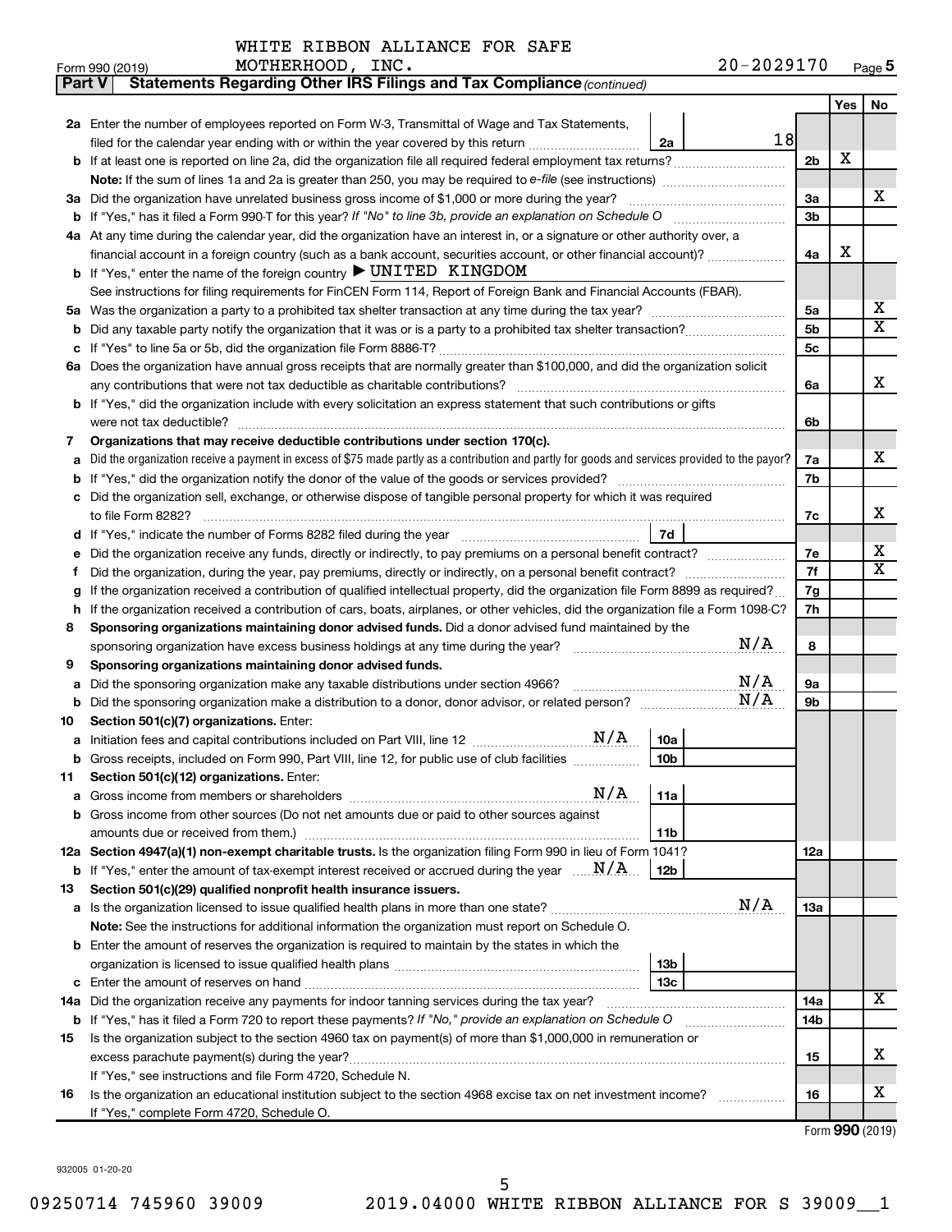WHITE RIBBON ALLIANCE FOR SAFE MOTHERHOOD, INC. 20-2029170

Form 990 (2019)

**Part V | Statements Regarding Other IRS Filings and Tax Compliance** *(continued)*

| | | | | | Yes | No |
|---|---|---|---|---|---|---|
| **2a** | Enter the number of employees reported on Form W-3, Transmittal of Wage and Tax Statements, filed for the calendar year ending with or within the year covered by this return | 2a | 18 | | | |
| **b** | If at least one is reported on line 2a, did the organization file all required federal employment tax returns? | | | 2b | X | |
| | **Note:** If the sum of lines 1a and 2a is greater than 250, you may be required to *e-file* (see instructions) | | | | | |
| **3a** | Did the organization have unrelated business gross income of $1,000 or more during the year? | | | 3a | | X |
| **b** | If "Yes," has it filed a Form 990-T for this year? *If "No" to line 3b, provide an explanation on Schedule O* | | | 3b | | |
| **4a** | At any time during the calendar year, did the organization have an interest in, or a signature or other authority over, a financial account in a foreign country (such as a bank account, securities account, or other financial account)? | | | 4a | X | |
| **b** | If "Yes," enter the name of the foreign country ▶ UNITED KINGDOM | | | | | |
| | See instructions for filing requirements for FinCEN Form 114, Report of Foreign Bank and Financial Accounts (FBAR). | | | | | |
| **5a** | Was the organization a party to a prohibited tax shelter transaction at any time during the tax year? | | | 5a | | X |
| **b** | Did any taxable party notify the organization that it was or is a party to a prohibited tax shelter transaction? | | | 5b | | X |
| **c** | If "Yes" to line 5a or 5b, did the organization file Form 8886-T? | | | 5c | | |
| **6a** | Does the organization have annual gross receipts that are normally greater than $100,000, and did the organization solicit any contributions that were not tax deductible as charitable contributions? | | | 6a | | X |
| **b** | If "Yes," did the organization include with every solicitation an express statement that such contributions or gifts were not tax deductible? | | | 6b | | |
| **7** | **Organizations that may receive deductible contributions under section 170(c).** | | | | | |
| **a** | Did the organization receive a payment in excess of $75 made partly as a contribution and partly for goods and services provided to the payor? | | | 7a | | X |
| **b** | If "Yes," did the organization notify the donor of the value of the goods or services provided? | | | 7b | | |
| **c** | Did the organization sell, exchange, or otherwise dispose of tangible personal property for which it was required to file Form 8282? | | | 7c | | X |
| **d** | If "Yes," indicate the number of Forms 8282 filed during the year | 7d | | | | |
| **e** | Did the organization receive any funds, directly or indirectly, to pay premiums on a personal benefit contract? | | | 7e | | X |
| **f** | Did the organization, during the year, pay premiums, directly or indirectly, on a personal benefit contract? | | | 7f | | X |
| **g** | If the organization received a contribution of qualified intellectual property, did the organization file Form 8899 as required? | | | 7g | | |
| **h** | If the organization received a contribution of cars, boats, airplanes, or other vehicles, did the organization file a Form 1098-C? | | | 7h | | |
| **8** | **Sponsoring organizations maintaining donor advised funds.** Did a donor advised fund maintained by the sponsoring organization have excess business holdings at any time during the year? N/A | | | 8 | | |
| **9** | **Sponsoring organizations maintaining donor advised funds.** | | | | | |
| **a** | Did the sponsoring organization make any taxable distributions under section 4966? N/A | | | 9a | | |
| **b** | Did the sponsoring organization make a distribution to a donor, donor advisor, or related person? N/A | | | 9b | | |
| **10** | **Section 501(c)(7) organizations.** Enter: | | | | | |
| **a** | Initiation fees and capital contributions included on Part VIII, line 12 N/A | 10a | | | | |
| **b** | Gross receipts, included on Form 990, Part VIII, line 12, for public use of club facilities | 10b | | | | |
| **11** | **Section 501(c)(12) organizations.** Enter: | | | | | |
| **a** | Gross income from members or shareholders N/A | 11a | | | | |
| **b** | Gross income from other sources (Do not net amounts due or paid to other sources against amounts due or received from them.) | 11b | | | | |
| **12a** | **Section 4947(a)(1) non-exempt charitable trusts.** Is the organization filing Form 990 in lieu of Form 1041? | | | 12a | | |
| **b** | If "Yes," enter the amount of tax-exempt interest received or accrued during the year N/A | 12b | | | | |
| **13** | **Section 501(c)(29) qualified nonprofit health insurance issuers.** | | | | | |
| **a** | Is the organization licensed to issue qualified health plans in more than one state? N/A | | | 13a | | |
| | **Note:** See the instructions for additional information the organization must report on Schedule O. | | | | | |
| **b** | Enter the amount of reserves the organization is required to maintain by the states in which the organization is licensed to issue qualified health plans | 13b | | | | |
| **c** | Enter the amount of reserves on hand | 13c | | | | |
| **14a** | Did the organization receive any payments for indoor tanning services during the tax year? | | | 14a | | X |
| **b** | If "Yes," has it filed a Form 720 to report these payments? *If "No," provide an explanation on Schedule O* | | | 14b | | |
| **15** | Is the organization subject to the section 4960 tax on payment(s) of more than $1,000,000 in remuneration or excess parachute payment(s) during the year? | | | 15 | | X |
| | If "Yes," see instructions and file Form 4720, Schedule N. | | | | | |
| **16** | Is the organization an educational institution subject to the section 4968 excise tax on net investment income? | | | 16 | | X |
| | If "Yes," complete Form 4720, Schedule O. | | | | | |

Form **990** (2019)

932005 01-20-20

09250714 745960 39009 2019.04000 WHITE RIBBON ALLIANCE FOR S 39009__1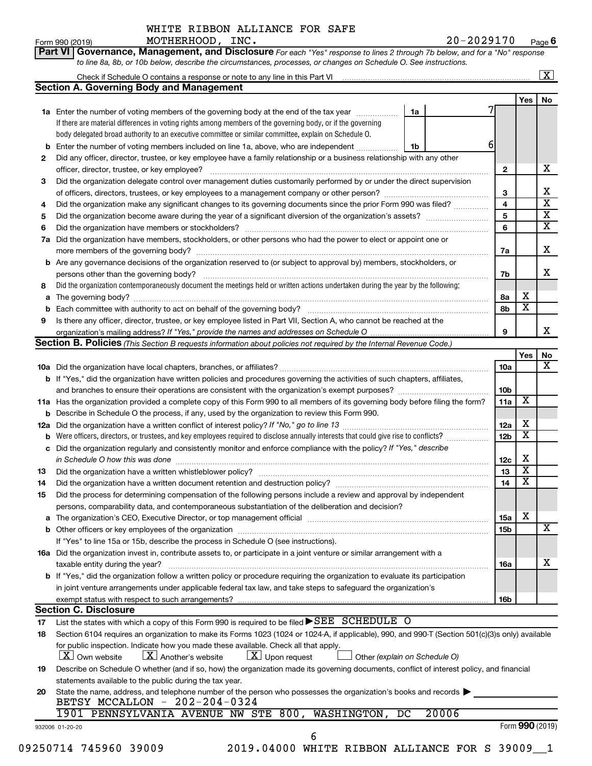WHITE RIBBON ALLIANCE FOR SAFE MOTHERHOOD, INC. 20-2029170

Form 990 (2019) Page 6

**Part VI Governance, Management, and Disclosure** *For each "Yes" response to lines 2 through 7b below, and for a "No" response to line 8a, 8b, or 10b below, describe the circumstances, processes, or changes on Schedule O. See instructions.*

Check if Schedule O contains a response or note to any line in this Part VI ..... [X]

## Section A. Governing Body and Management

| | | | | Yes | No |
|---|---|---|---|---|---|
| **1a** | Enter the number of voting members of the governing body at the end of the tax year ..... If there are material differences in voting rights among members of the governing body, or if the governing body delegated broad authority to an executive committee or similar committee, explain on Schedule O. | 1a | 7 | | |
| **b** | Enter the number of voting members included on line 1a, above, who are independent ..... | 1b | 6 | | |
| **2** | Did any officer, director, trustee, or key employee have a family relationship or a business relationship with any other officer, director, trustee, or key employee? ..... | | 2 | | X |
| **3** | Did the organization delegate control over management duties customarily performed by or under the direct supervision of officers, directors, trustees, or key employees to a management company or other person? ..... | | 3 | | X |
| **4** | Did the organization make any significant changes to its governing documents since the prior Form 990 was filed? ..... | | 4 | | X |
| **5** | Did the organization become aware during the year of a significant diversion of the organization's assets? ..... | | 5 | | X |
| **6** | Did the organization have members or stockholders? ..... | | 6 | | X |
| **7a** | Did the organization have members, stockholders, or other persons who had the power to elect or appoint one or more members of the governing body? ..... | | 7a | | X |
| **b** | Are any governance decisions of the organization reserved to (or subject to approval by) members, stockholders, or persons other than the governing body? ..... | | 7b | | X |
| **8** | Did the organization contemporaneously document the meetings held or written actions undertaken during the year by the following: | | | | |
| **a** | The governing body? ..... | | 8a | X | |
| **b** | Each committee with authority to act on behalf of the governing body? ..... | | 8b | X | |
| **9** | Is there any officer, director, trustee, or key employee listed in Part VII, Section A, who cannot be reached at the organization's mailing address? *If "Yes," provide the names and addresses on Schedule O* ..... | | 9 | | X |

## Section B. Policies *(This Section B requests information about policies not required by the Internal Revenue Code.)*

| | | | Yes | No |
|---|---|---|---|---|
| **10a** | Did the organization have local chapters, branches, or affiliates? ..... | 10a | | X |
| **b** | If "Yes," did the organization have written policies and procedures governing the activities of such chapters, affiliates, and branches to ensure their operations are consistent with the organization's exempt purposes? ..... | 10b | | |
| **11a** | Has the organization provided a complete copy of this Form 990 to all members of its governing body before filing the form? | 11a | X | |
| **b** | Describe in Schedule O the process, if any, used by the organization to review this Form 990. | | | |
| **12a** | Did the organization have a written conflict of interest policy? *If "No," go to line 13* ..... | 12a | X | |
| **b** | Were officers, directors, or trustees, and key employees required to disclose annually interests that could give rise to conflicts? ..... | 12b | X | |
| **c** | Did the organization regularly and consistently monitor and enforce compliance with the policy? *If "Yes," describe in Schedule O how this was done* ..... | 12c | X | |
| **13** | Did the organization have a written whistleblower policy? ..... | 13 | X | |
| **14** | Did the organization have a written document retention and destruction policy? ..... | 14 | X | |
| **15** | Did the process for determining compensation of the following persons include a review and approval by independent persons, comparability data, and contemporaneous substantiation of the deliberation and decision? | | | |
| **a** | The organization's CEO, Executive Director, or top management official ..... | 15a | X | |
| **b** | Other officers or key employees of the organization ..... | 15b | | X |
| | If "Yes" to line 15a or 15b, describe the process in Schedule O (see instructions). | | | |
| **16a** | Did the organization invest in, contribute assets to, or participate in a joint venture or similar arrangement with a taxable entity during the year? ..... | 16a | | X |
| **b** | If "Yes," did the organization follow a written policy or procedure requiring the organization to evaluate its participation in joint venture arrangements under applicable federal tax law, and take steps to safeguard the organization's exempt status with respect to such arrangements? ..... | 16b | | |

## Section C. Disclosure

**17** List the states with which a copy of this Form 990 is required to be filed ▶ SEE SCHEDULE O

**18** Section 6104 requires an organization to make its Forms 1023 (1024 or 1024-A, if applicable), 990, and 990-T (Section 501(c)(3)s only) available for public inspection. Indicate how you made these available. Check all that apply.

[X] Own website [X] Another's website [X] Upon request [ ] Other *(explain on Schedule O)*

**19** Describe on Schedule O whether (and if so, how) the organization made its governing documents, conflict of interest policy, and financial statements available to the public during the tax year.

**20** State the name, address, and telephone number of the person who possesses the organization's books and records ▶

BETSY MCCALLON - 202-204-0324
1901 PENNSYLVANIA AVENUE NW STE 800, WASHINGTON, DC 20006

932006 01-20-20 Form **990** (2019)

09250714 745960 39009 2019.04000 WHITE RIBBON ALLIANCE FOR S 39009__1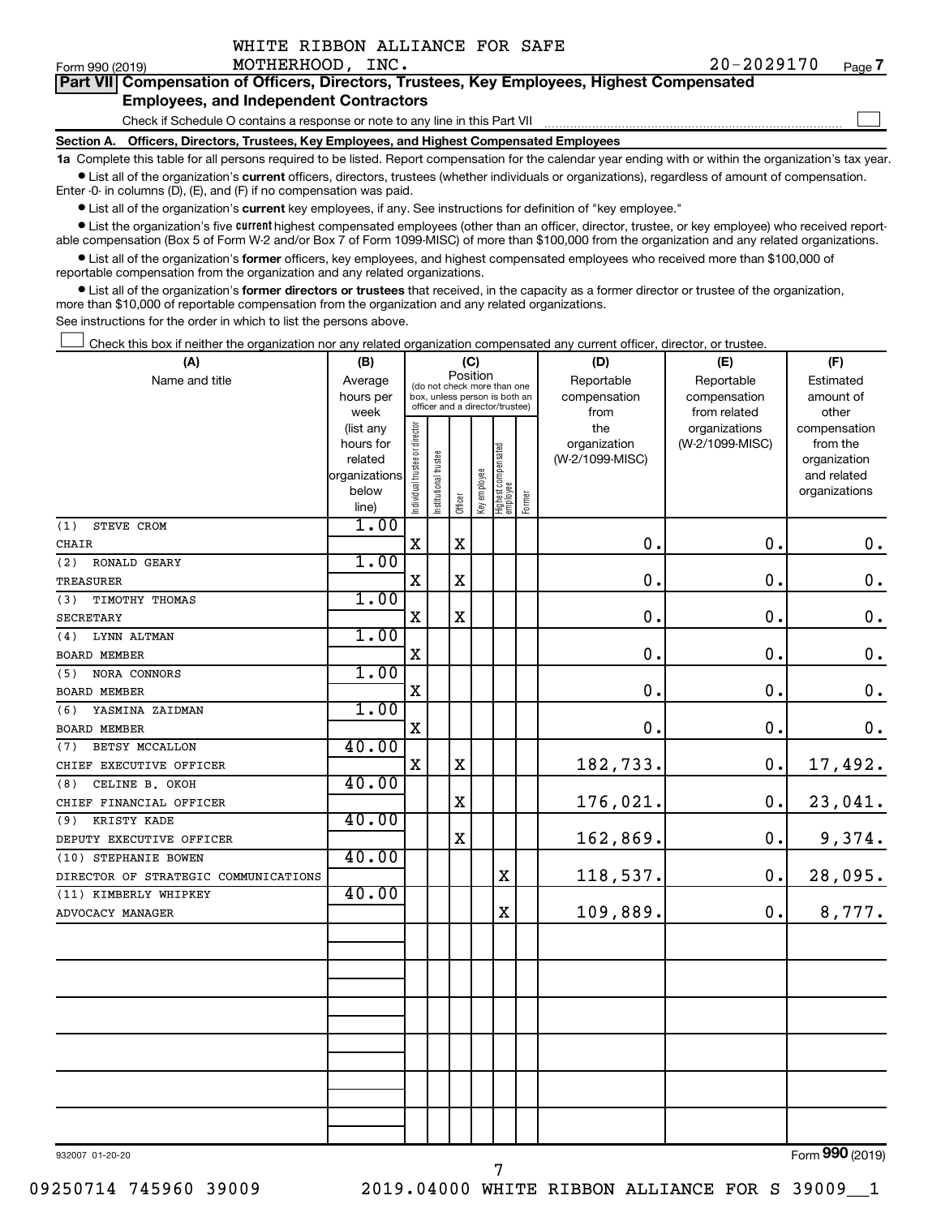WHITE RIBBON ALLIANCE FOR SAFE MOTHERHOOD, INC.

Form 990 (2019) 20-2029170 Page 7

**Part VII Compensation of Officers, Directors, Trustees, Key Employees, Highest Compensated Employees, and Independent Contractors**

Check if Schedule O contains a response or note to any line in this Part VII ☐

**Section A. Officers, Directors, Trustees, Key Employees, and Highest Compensated Employees**

**1a** Complete this table for all persons required to be listed. Report compensation for the calendar year ending with or within the organization's tax year.

- List all of the organization's **current** officers, directors, trustees (whether individuals or organizations), regardless of amount of compensation. Enter -0- in columns (D), (E), and (F) if no compensation was paid.
- List all of the organization's **current** key employees, if any. See instructions for definition of "key employee."
- List the organization's five **current** highest compensated employees (other than an officer, director, trustee, or key employee) who received reportable compensation (Box 5 of Form W-2 and/or Box 7 of Form 1099-MISC) of more than $100,000 from the organization and any related organizations.
- List all of the organization's **former** officers, key employees, and highest compensated employees who received more than $100,000 of reportable compensation from the organization and any related organizations.
- List all of the organization's **former directors or trustees** that received, in the capacity as a former director or trustee of the organization, more than $10,000 of reportable compensation from the organization and any related organizations.

See instructions for the order in which to list the persons above.

☐ Check this box if neither the organization nor any related organization compensated any current officer, director, or trustee.

| (A) Name and title | (B) Average hours per week (list any hours for related organizations below line) | (C) Position: Individual trustee or director | Institutional trustee | Officer | Key employee | Highest compensated employee | Former | (D) Reportable compensation from the organization (W-2/1099-MISC) | (E) Reportable compensation from related organizations (W-2/1099-MISC) | (F) Estimated amount of other compensation from the organization and related organizations |
|---|---|---|---|---|---|---|---|---|---|---|
| (1) STEVE CROM<br>CHAIR | 1.00 | X | | X | | | | 0. | 0. | 0. |
| (2) RONALD GEARY<br>TREASURER | 1.00 | X | | X | | | | 0. | 0. | 0. |
| (3) TIMOTHY THOMAS<br>SECRETARY | 1.00 | X | | X | | | | 0. | 0. | 0. |
| (4) LYNN ALTMAN<br>BOARD MEMBER | 1.00 | X | | | | | | 0. | 0. | 0. |
| (5) NORA CONNORS<br>BOARD MEMBER | 1.00 | X | | | | | | 0. | 0. | 0. |
| (6) YASMINA ZAIDMAN<br>BOARD MEMBER | 1.00 | X | | | | | | 0. | 0. | 0. |
| (7) BETSY MCCALLON<br>CHIEF EXECUTIVE OFFICER | 40.00 | X | | X | | | | 182,733. | 0. | 17,492. |
| (8) CELINE B. OKOH<br>CHIEF FINANCIAL OFFICER | 40.00 | | | X | | | | 176,021. | 0. | 23,041. |
| (9) KRISTY KADE<br>DEPUTY EXECUTIVE OFFICER | 40.00 | | | X | | | | 162,869. | 0. | 9,374. |
| (10) STEPHANIE BOWEN<br>DIRECTOR OF STRATEGIC COMMUNICATIONS | 40.00 | | | | | X | | 118,537. | 0. | 28,095. |
| (11) KIMBERLY WHIPKEY<br>ADVOCACY MANAGER | 40.00 | | | | | X | | 109,889. | 0. | 8,777. |

932007 01-20-20

Form **990** (2019)

09250714 745960 39009 2019.04000 WHITE RIBBON ALLIANCE FOR S 39009__1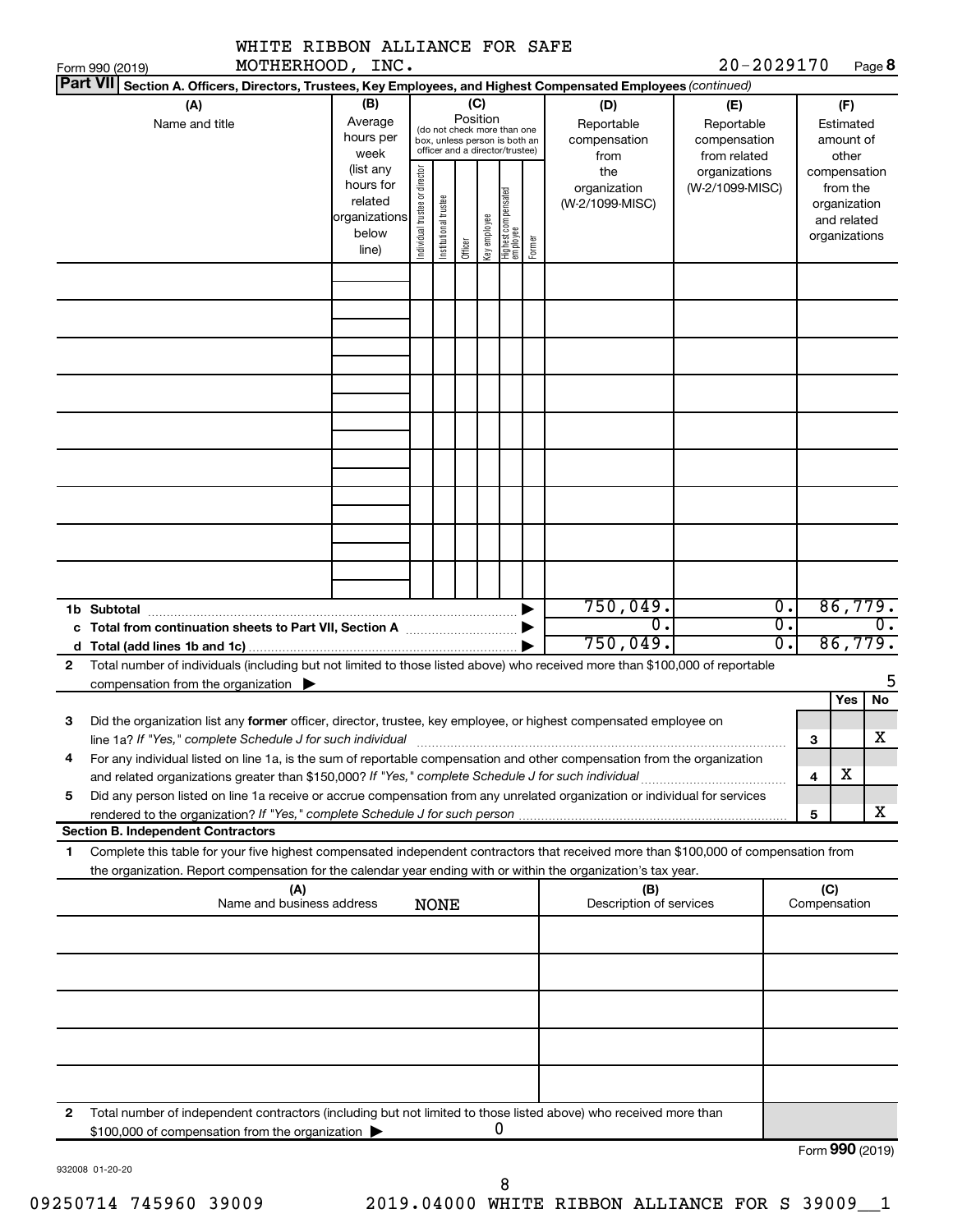WHITE RIBBON ALLIANCE FOR SAFE MOTHERHOOD, INC. 20-2029170

Form 990 (2019) Page 8

**Part VII Section A. Officers, Directors, Trustees, Key Employees, and Highest Compensated Employees** *(continued)*

| (A) Name and title | (B) Average hours per week (list any hours for related organizations below line) | (C) Position (do not check more than one box, unless person is both an officer and a director/trustee): Individual trustee or director | Institutional trustee | Officer | Key employee | Highest compensated employee | Former | (D) Reportable compensation from the organization (W-2/1099-MISC) | (E) Reportable compensation from related organizations (W-2/1099-MISC) | (F) Estimated amount of other compensation from the organization and related organizations |
|---|---|---|---|---|---|---|---|---|---|---|
| | | | | | | | | | | |
| | | | | | | | | | | |
| | | | | | | | | | | |
| | | | | | | | | | | |
| | | | | | | | | | | |
| | | | | | | | | | | |
| | | | | | | | | | | |
| | | | | | | | | | | |
| | | | | | | | | | | |
| **1b Subtotal** | | | | | | | ▶ | 750,049. | 0. | 86,779. |
| **c Total from continuation sheets to Part VII, Section A** | | | | | | | ▶ | 0. | 0. | 0. |
| **d Total (add lines 1b and 1c)** | | | | | | | ▶ | 750,049. | 0. | 86,779. |

**2** Total number of individuals (including but not limited to those listed above) who received more than $100,000 of reportable compensation from the organization ▶ 5

| | | | Yes | No |
|---|---|---|---|---|
| **3** | Did the organization list any **former** officer, director, trustee, key employee, or highest compensated employee on line 1a? *If "Yes," complete Schedule J for such individual* | 3 | | X |
| **4** | For any individual listed on line 1a, is the sum of reportable compensation and other compensation from the organization and related organizations greater than $150,000? *If "Yes," complete Schedule J for such individual* | 4 | X | |
| **5** | Did any person listed on line 1a receive or accrue compensation from any unrelated organization or individual for services rendered to the organization? *If "Yes," complete Schedule J for such person* | 5 | | X |

**Section B. Independent Contractors**

**1** Complete this table for your five highest compensated independent contractors that received more than $100,000 of compensation from the organization. Report compensation for the calendar year ending with or within the organization's tax year.

| (A) Name and business address | (B) Description of services | (C) Compensation |
|---|---|---|
| NONE | | |
| | | |
| | | |
| | | |
| | | |
| | | |

**2** Total number of independent contractors (including but not limited to those listed above) who received more than $100,000 of compensation from the organization ▶ 0

932008 01-20-20

Form **990** (2019)

09250714 745960 39009 2019.04000 WHITE RIBBON ALLIANCE FOR S 39009__1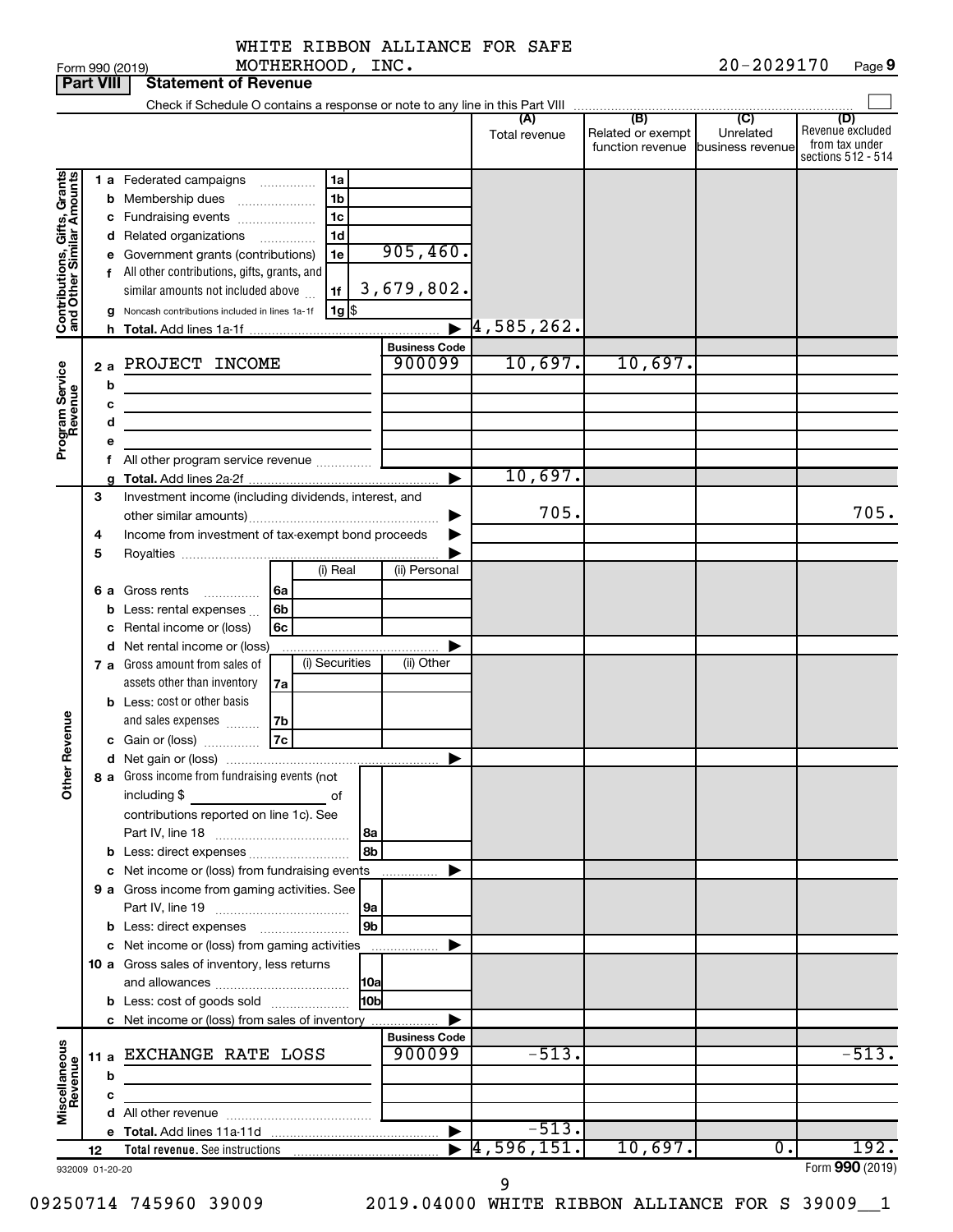WHITE RIBBON ALLIANCE FOR SAFE MOTHERHOOD, INC.

Form 990 (2019) 20-2029170 Page 9

**Part VIII Statement of Revenue**

Check if Schedule O contains a response or note to any line in this Part VIII

| | | | | (A) Total revenue | (B) Related or exempt function revenue | (C) Unrelated business revenue | (D) Revenue excluded from tax under sections 512 - 514 |
|---|---|---|---|---|---|---|---|
| **Contributions, Gifts, Grants and Other Similar Amounts** | 1 a Federated campaigns | 1a | | | | | |
| | b Membership dues | 1b | | | | | |
| | c Fundraising events | 1c | | | | | |
| | d Related organizations | 1d | | | | | |
| | e Government grants (contributions) | 1e | 905,460. | | | | |
| | f All other contributions, gifts, grants, and similar amounts not included above | 1f | 3,679,802. | | | | |
| | g Noncash contributions included in lines 1a-1f | 1g | $ | | | | |
| | h Total. Add lines 1a-1f | | | 4,585,262. | | | |
| | | | **Business Code** | | | | |
| **Program Service Revenue** | 2 a PROJECT INCOME | | 900099 | 10,697. | 10,697. | | |
| | b | | | | | | |
| | c | | | | | | |
| | d | | | | | | |
| | e | | | | | | |
| | f All other program service revenue | | | | | | |
| | g Total. Add lines 2a-2f | | | 10,697. | | | |
| **Other Revenue** | 3 Investment income (including dividends, interest, and other similar amounts) | | | 705. | | | 705. |
| | 4 Income from investment of tax-exempt bond proceeds | | | | | | |
| | 5 Royalties | | | | | | |
| | | | (i) Real / (ii) Personal | | | | |
| | 6 a Gross rents | 6a | | | | | |
| | b Less: rental expenses | 6b | | | | | |
| | c Rental income or (loss) | 6c | | | | | |
| | d Net rental income or (loss) | | | | | | |
| | | | (i) Securities / (ii) Other | | | | |
| | 7 a Gross amount from sales of assets other than inventory | 7a | | | | | |
| | b Less: cost or other basis and sales expenses | 7b | | | | | |
| | c Gain or (loss) | 7c | | | | | |
| | d Net gain or (loss) | | | | | | |
| | 8 a Gross income from fundraising events (not including $ of contributions reported on line 1c). See Part IV, line 18 | 8a | | | | | |
| | b Less: direct expenses | 8b | | | | | |
| | c Net income or (loss) from fundraising events | | | | | | |
| | 9 a Gross income from gaming activities. See Part IV, line 19 | 9a | | | | | |
| | b Less: direct expenses | 9b | | | | | |
| | c Net income or (loss) from gaming activities | | | | | | |
| | 10 a Gross sales of inventory, less returns and allowances | 10a | | | | | |
| | b Less: cost of goods sold | 10b | | | | | |
| | c Net income or (loss) from sales of inventory | | | | | | |
| | | | **Business Code** | | | | |
| **Miscellaneous Revenue** | 11 a EXCHANGE RATE LOSS | | 900099 | -513. | | | -513. |
| | b | | | | | | |
| | c | | | | | | |
| | d All other revenue | | | | | | |
| | e Total. Add lines 11a-11d | | | -513. | | | |
| | 12 Total revenue. See instructions | | | 4,596,151. | 10,697. | 0. | 192. |

932009 01-20-20 Form **990** (2019)

09250714 745960 39009 2019.04000 WHITE RIBBON ALLIANCE FOR S 39009__1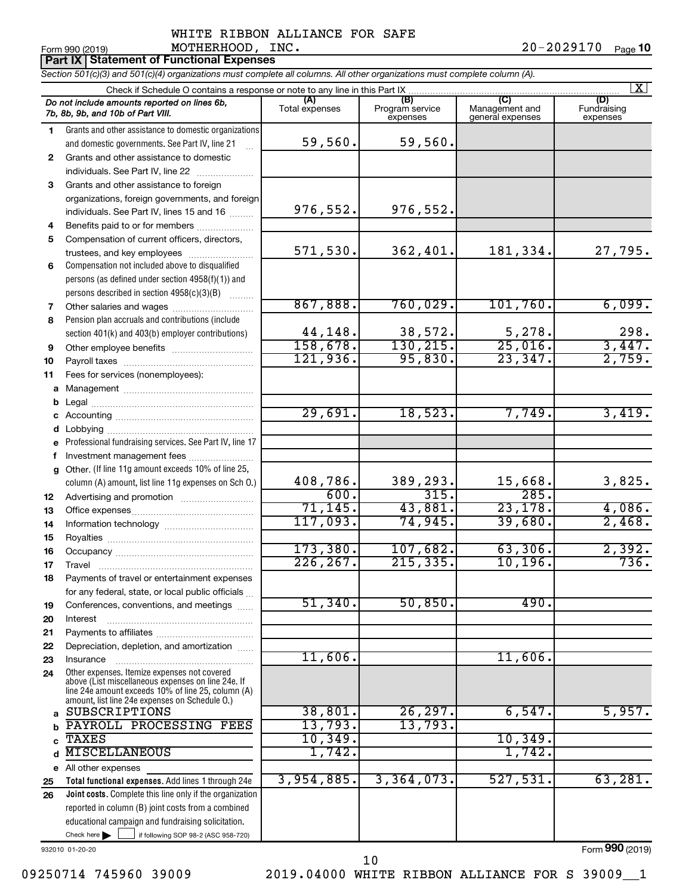WHITE RIBBON ALLIANCE FOR SAFE MOTHERHOOD, INC.

Form 990 (2019) 20-2029170 Page 10

**Part IX | Statement of Functional Expenses**

*Section 501(c)(3) and 501(c)(4) organizations must complete all columns. All other organizations must complete column (A).*

Check if Schedule O contains a response or note to any line in this Part IX [X]

| | *Do not include amounts reported on lines 6b, 7b, 8b, 9b, and 10b of Part VIII.* | (A) Total expenses | (B) Program service expenses | (C) Management and general expenses | (D) Fundraising expenses |
|---|---|---|---|---|---|
| 1 | Grants and other assistance to domestic organizations and domestic governments. See Part IV, line 21 | 59,560. | 59,560. | | |
| 2 | Grants and other assistance to domestic individuals. See Part IV, line 22 | | | | |
| 3 | Grants and other assistance to foreign organizations, foreign governments, and foreign individuals. See Part IV, lines 15 and 16 | 976,552. | 976,552. | | |
| 4 | Benefits paid to or for members | | | | |
| 5 | Compensation of current officers, directors, trustees, and key employees | 571,530. | 362,401. | 181,334. | 27,795. |
| 6 | Compensation not included above to disqualified persons (as defined under section 4958(f)(1)) and persons described in section 4958(c)(3)(B) | | | | |
| 7 | Other salaries and wages | 867,888. | 760,029. | 101,760. | 6,099. |
| 8 | Pension plan accruals and contributions (include section 401(k) and 403(b) employer contributions) | 44,148. | 38,572. | 5,278. | 298. |
| 9 | Other employee benefits | 158,678. | 130,215. | 25,016. | 3,447. |
| 10 | Payroll taxes | 121,936. | 95,830. | 23,347. | 2,759. |
| 11 | Fees for services (nonemployees): | | | | |
| a | Management | | | | |
| b | Legal | | | | |
| c | Accounting | 29,691. | 18,523. | 7,749. | 3,419. |
| d | Lobbying | | | | |
| e | Professional fundraising services. See Part IV, line 17 | | | | |
| f | Investment management fees | | | | |
| g | Other. (If line 11g amount exceeds 10% of line 25, column (A) amount, list line 11g expenses on Sch O.) | 408,786. | 389,293. | 15,668. | 3,825. |
| 12 | Advertising and promotion | 600. | 315. | 285. | |
| 13 | Office expenses | 71,145. | 43,881. | 23,178. | 4,086. |
| 14 | Information technology | 117,093. | 74,945. | 39,680. | 2,468. |
| 15 | Royalties | | | | |
| 16 | Occupancy | 173,380. | 107,682. | 63,306. | 2,392. |
| 17 | Travel | 226,267. | 215,335. | 10,196. | 736. |
| 18 | Payments of travel or entertainment expenses for any federal, state, or local public officials | | | | |
| 19 | Conferences, conventions, and meetings | 51,340. | 50,850. | 490. | |
| 20 | Interest | | | | |
| 21 | Payments to affiliates | | | | |
| 22 | Depreciation, depletion, and amortization | | | | |
| 23 | Insurance | 11,606. | | 11,606. | |
| 24 | Other expenses. Itemize expenses not covered above (List miscellaneous expenses on line 24e. If line 24e amount exceeds 10% of line 25, column (A) amount, list line 24e expenses on Schedule O.) | | | | |
| a | SUBSCRIPTIONS | 38,801. | 26,297. | 6,547. | 5,957. |
| b | PAYROLL PROCESSING FEES | 13,793. | 13,793. | | |
| c | TAXES | 10,349. | | 10,349. | |
| d | MISCELLANEOUS | 1,742. | | 1,742. | |
| e | All other expenses | | | | |
| 25 | **Total functional expenses.** Add lines 1 through 24e | 3,954,885. | 3,364,073. | 527,531. | 63,281. |
| 26 | **Joint costs.** Complete this line only if the organization reported in column (B) joint costs from a combined educational campaign and fundraising solicitation. Check here [ ] if following SOP 98-2 (ASC 958-720) | | | | |

932010 01-20-20 Form **990** (2019)

09250714 745960 39009 2019.04000 WHITE RIBBON ALLIANCE FOR S 39009__1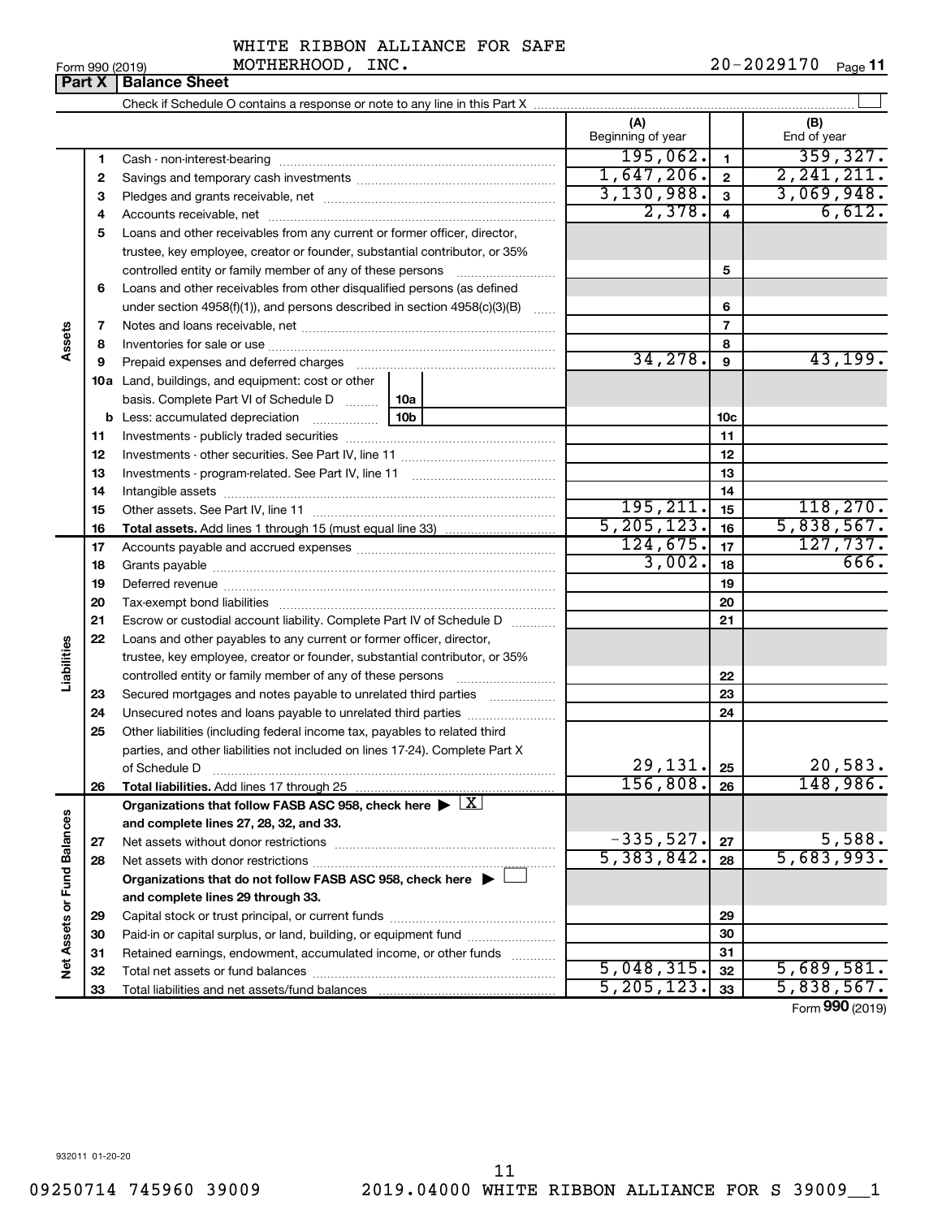WHITE RIBBON ALLIANCE FOR SAFE MOTHERHOOD, INC. 20-2029170

Form 990 (2019)

## Part X | Balance Sheet

Check if Schedule O contains a response or note to any line in this Part X

| Section | Line | Description | | (A) Beginning of year | Line | (B) End of year |
|---|---|---|---|---|---|---|
| Assets | 1 | Cash - non-interest-bearing | | 195,062. | 1 | 359,327. |
| | 2 | Savings and temporary cash investments | | 1,647,206. | 2 | 2,241,211. |
| | 3 | Pledges and grants receivable, net | | 3,130,988. | 3 | 3,069,948. |
| | 4 | Accounts receivable, net | | 2,378. | 4 | 6,612. |
| | 5 | Loans and other receivables from any current or former officer, director, trustee, key employee, creator or founder, substantial contributor, or 35% controlled entity or family member of any of these persons | | | 5 | |
| | 6 | Loans and other receivables from other disqualified persons (as defined under section 4958(f)(1)), and persons described in section 4958(c)(3)(B) | | | 6 | |
| | 7 | Notes and loans receivable, net | | | 7 | |
| | 8 | Inventories for sale or use | | | 8 | |
| | 9 | Prepaid expenses and deferred charges | | 34,278. | 9 | 43,199. |
| | 10a | Land, buildings, and equipment: cost or other basis. Complete Part VI of Schedule D | 10a | | | |
| | b | Less: accumulated depreciation | 10b | | 10c | |
| | 11 | Investments - publicly traded securities | | | 11 | |
| | 12 | Investments - other securities. See Part IV, line 11 | | | 12 | |
| | 13 | Investments - program-related. See Part IV, line 11 | | | 13 | |
| | 14 | Intangible assets | | | 14 | |
| | 15 | Other assets. See Part IV, line 11 | | 195,211. | 15 | 118,270. |
| | 16 | **Total assets.** Add lines 1 through 15 (must equal line 33) | | 5,205,123. | 16 | 5,838,567. |
| Liabilities | 17 | Accounts payable and accrued expenses | | 124,675. | 17 | 127,737. |
| | 18 | Grants payable | | 3,002. | 18 | 666. |
| | 19 | Deferred revenue | | | 19 | |
| | 20 | Tax-exempt bond liabilities | | | 20 | |
| | 21 | Escrow or custodial account liability. Complete Part IV of Schedule D | | | 21 | |
| | 22 | Loans and other payables to any current or former officer, director, trustee, key employee, creator or founder, substantial contributor, or 35% controlled entity or family member of any of these persons | | | 22 | |
| | 23 | Secured mortgages and notes payable to unrelated third parties | | | 23 | |
| | 24 | Unsecured notes and loans payable to unrelated third parties | | | 24 | |
| | 25 | Other liabilities (including federal income tax, payables to related third parties, and other liabilities not included on lines 17-24). Complete Part X of Schedule D | | 29,131. | 25 | 20,583. |
| | 26 | **Total liabilities.** Add lines 17 through 25 | | 156,808. | 26 | 148,986. |
| Net Assets or Fund Balances | | **Organizations that follow FASB ASC 958, check here ▶ [X] and complete lines 27, 28, 32, and 33.** | | | | |
| | 27 | Net assets without donor restrictions | | -335,527. | 27 | 5,588. |
| | 28 | Net assets with donor restrictions | | 5,383,842. | 28 | 5,683,993. |
| | | **Organizations that do not follow FASB ASC 958, check here ▶ [ ] and complete lines 29 through 33.** | | | | |
| | 29 | Capital stock or trust principal, or current funds | | | 29 | |
| | 30 | Paid-in or capital surplus, or land, building, or equipment fund | | | 30 | |
| | 31 | Retained earnings, endowment, accumulated income, or other funds | | | 31 | |
| | 32 | Total net assets or fund balances | | 5,048,315. | 32 | 5,689,581. |
| | 33 | Total liabilities and net assets/fund balances | | 5,205,123. | 33 | 5,838,567. |

Form 990 (2019)

932011 01-20-20

09250714 745960 39009 2019.04000 WHITE RIBBON ALLIANCE FOR S 39009__1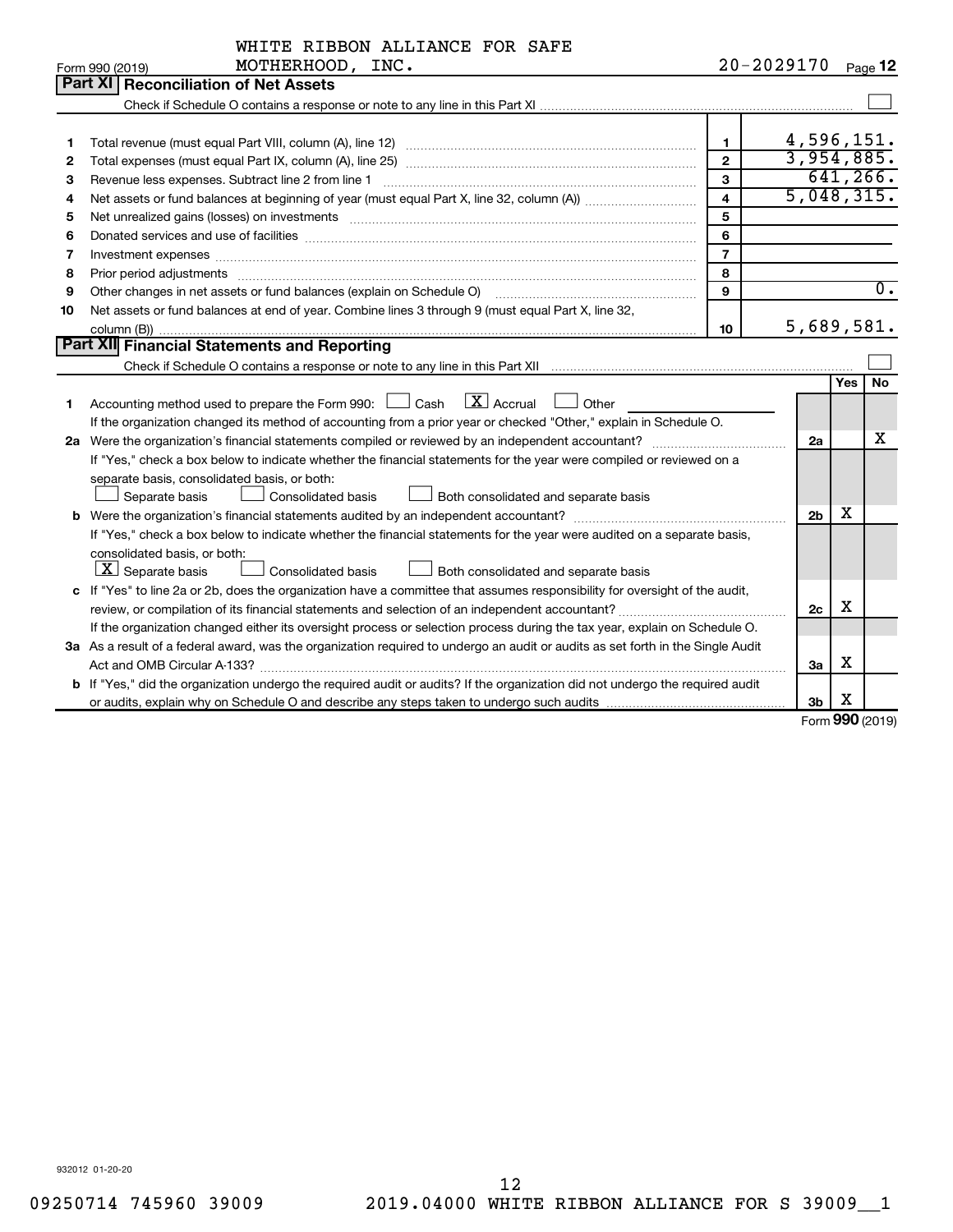WHITE RIBBON ALLIANCE FOR SAFE MOTHERHOOD, INC. 20-2029170

Form 990 (2019) Page 12

## Part XI Reconciliation of Net Assets

Check if Schedule O contains a response or note to any line in this Part XI ☐

| | | | |
|---|---|---|---|
| 1 | Total revenue (must equal Part VIII, column (A), line 12) | 1 | 4,596,151. |
| 2 | Total expenses (must equal Part IX, column (A), line 25) | 2 | 3,954,885. |
| 3 | Revenue less expenses. Subtract line 2 from line 1 | 3 | 641,266. |
| 4 | Net assets or fund balances at beginning of year (must equal Part X, line 32, column (A)) | 4 | 5,048,315. |
| 5 | Net unrealized gains (losses) on investments | 5 | |
| 6 | Donated services and use of facilities | 6 | |
| 7 | Investment expenses | 7 | |
| 8 | Prior period adjustments | 8 | |
| 9 | Other changes in net assets or fund balances (explain on Schedule O) | 9 | 0. |
| 10 | Net assets or fund balances at end of year. Combine lines 3 through 9 (must equal Part X, line 32, column (B)) | 10 | 5,689,581. |

## Part XII Financial Statements and Reporting

Check if Schedule O contains a response or note to any line in this Part XII ☐

| | | | Yes | No |
|---|---|---|---|---|
| 1 | Accounting method used to prepare the Form 990: ☐ Cash ☒ Accrual ☐ Other<br>If the organization changed its method of accounting from a prior year or checked "Other," explain in Schedule O. | | | |
| 2a | Were the organization's financial statements compiled or reviewed by an independent accountant?<br>If "Yes," check a box below to indicate whether the financial statements for the year were compiled or reviewed on a separate basis, consolidated basis, or both:<br>☐ Separate basis ☐ Consolidated basis ☐ Both consolidated and separate basis | 2a | | X |
| b | Were the organization's financial statements audited by an independent accountant?<br>If "Yes," check a box below to indicate whether the financial statements for the year were audited on a separate basis, consolidated basis, or both:<br>☒ Separate basis ☐ Consolidated basis ☐ Both consolidated and separate basis | 2b | X | |
| c | If "Yes" to line 2a or 2b, does the organization have a committee that assumes responsibility for oversight of the audit, review, or compilation of its financial statements and selection of an independent accountant?<br>If the organization changed either its oversight process or selection process during the tax year, explain on Schedule O. | 2c | X | |
| 3a | As a result of a federal award, was the organization required to undergo an audit or audits as set forth in the Single Audit Act and OMB Circular A-133? | 3a | X | |
| b | If "Yes," did the organization undergo the required audit or audits? If the organization did not undergo the required audit or audits, explain why on Schedule O and describe any steps taken to undergo such audits | 3b | X | |

Form 990 (2019)

932012 01-20-20

09250714 745960 39009 2019.04000 WHITE RIBBON ALLIANCE FOR S 39009__1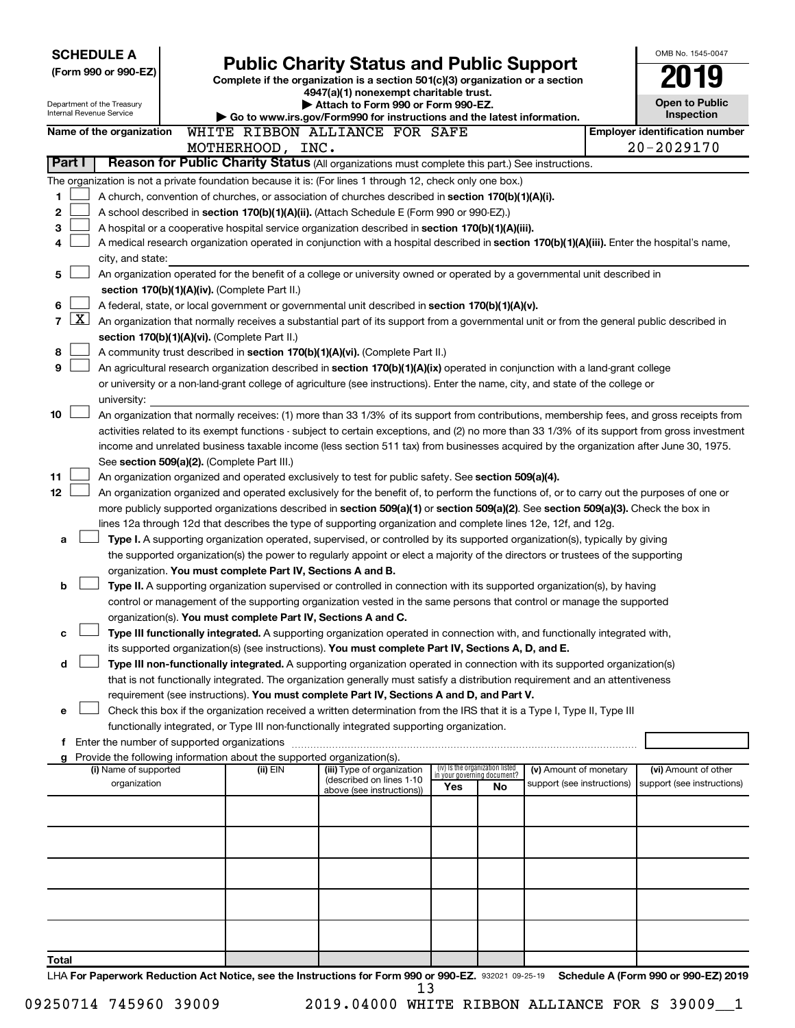**SCHEDULE A**
**(Form 990 or 990-EZ)**

Department of the Treasury
Internal Revenue Service

# Public Charity Status and Public Support

**Complete if the organization is a section 501(c)(3) organization or a section 4947(a)(1) nonexempt charitable trust.**
**▶ Attach to Form 990 or Form 990-EZ.**
**▶ Go to www.irs.gov/Form990 for instructions and the latest information.**

OMB No. 1545-0047

**2019**

**Open to Public Inspection**

**Name of the organization** WHITE RIBBON ALLIANCE FOR SAFE MOTHERHOOD, INC.

**Employer identification number** 20-2029170

**Part I** **Reason for Public Charity Status** (All organizations must complete this part.) See instructions.

The organization is not a private foundation because it is: (For lines 1 through 12, check only one box.)

1 ☐ A church, convention of churches, or association of churches described in **section 170(b)(1)(A)(i).**

2 ☐ A school described in **section 170(b)(1)(A)(ii).** (Attach Schedule E (Form 990 or 990-EZ).)

3 ☐ A hospital or a cooperative hospital service organization described in **section 170(b)(1)(A)(iii).**

4 ☐ A medical research organization operated in conjunction with a hospital described in **section 170(b)(1)(A)(iii).** Enter the hospital's name, city, and state:

5 ☐ An organization operated for the benefit of a college or university owned or operated by a governmental unit described in **section 170(b)(1)(A)(iv).** (Complete Part II.)

6 ☐ A federal, state, or local government or governmental unit described in **section 170(b)(1)(A)(v).**

7 ☒ An organization that normally receives a substantial part of its support from a governmental unit or from the general public described in **section 170(b)(1)(A)(vi).** (Complete Part II.)

8 ☐ A community trust described in **section 170(b)(1)(A)(vi).** (Complete Part II.)

9 ☐ An agricultural research organization described in **section 170(b)(1)(A)(ix)** operated in conjunction with a land-grant college or university or a non-land-grant college of agriculture (see instructions). Enter the name, city, and state of the college or university:

10 ☐ An organization that normally receives: (1) more than 33 1/3% of its support from contributions, membership fees, and gross receipts from activities related to its exempt functions - subject to certain exceptions, and (2) no more than 33 1/3% of its support from gross investment income and unrelated business taxable income (less section 511 tax) from businesses acquired by the organization after June 30, 1975. See **section 509(a)(2).** (Complete Part III.)

11 ☐ An organization organized and operated exclusively to test for public safety. See **section 509(a)(4).**

12 ☐ An organization organized and operated exclusively for the benefit of, to perform the functions of, or to carry out the purposes of one or more publicly supported organizations described in **section 509(a)(1)** or **section 509(a)(2)**. See **section 509(a)(3).** Check the box in lines 12a through 12d that describes the type of supporting organization and complete lines 12e, 12f, and 12g.

a ☐ **Type I.** A supporting organization operated, supervised, or controlled by its supported organization(s), typically by giving the supported organization(s) the power to regularly appoint or elect a majority of the directors or trustees of the supporting organization. **You must complete Part IV, Sections A and B.**

b ☐ **Type II.** A supporting organization supervised or controlled in connection with its supported organization(s), by having control or management of the supporting organization vested in the same persons that control or manage the supported organization(s). **You must complete Part IV, Sections A and C.**

c ☐ **Type III functionally integrated.** A supporting organization operated in connection with, and functionally integrated with, its supported organization(s) (see instructions). **You must complete Part IV, Sections A, D, and E.**

d ☐ **Type III non-functionally integrated.** A supporting organization operated in connection with its supported organization(s) that is not functionally integrated. The organization generally must satisfy a distribution requirement and an attentiveness requirement (see instructions). **You must complete Part IV, Sections A and D, and Part V.**

e ☐ Check this box if the organization received a written determination from the IRS that it is a Type I, Type II, Type III functionally integrated, or Type III non-functionally integrated supporting organization.

f Enter the number of supported organizations

g Provide the following information about the supported organization(s).

| (i) Name of supported organization | (ii) EIN | (iii) Type of organization (described on lines 1-10 above (see instructions)) | (iv) Is the organization listed in your governing document? Yes | No | (v) Amount of monetary support (see instructions) | (vi) Amount of other support (see instructions) |
|---|---|---|---|---|---|---|
| | | | | | | |
| | | | | | | |
| | | | | | | |
| | | | | | | |
| | | | | | | |
| **Total** | | | | | | |

LHA **For Paperwork Reduction Act Notice, see the Instructions for Form 990 or 990-EZ.** 932021 09-25-19 **Schedule A (Form 990 or 990-EZ) 2019**

09250714 745960 39009 2019.04000 WHITE RIBBON ALLIANCE FOR S 39009__1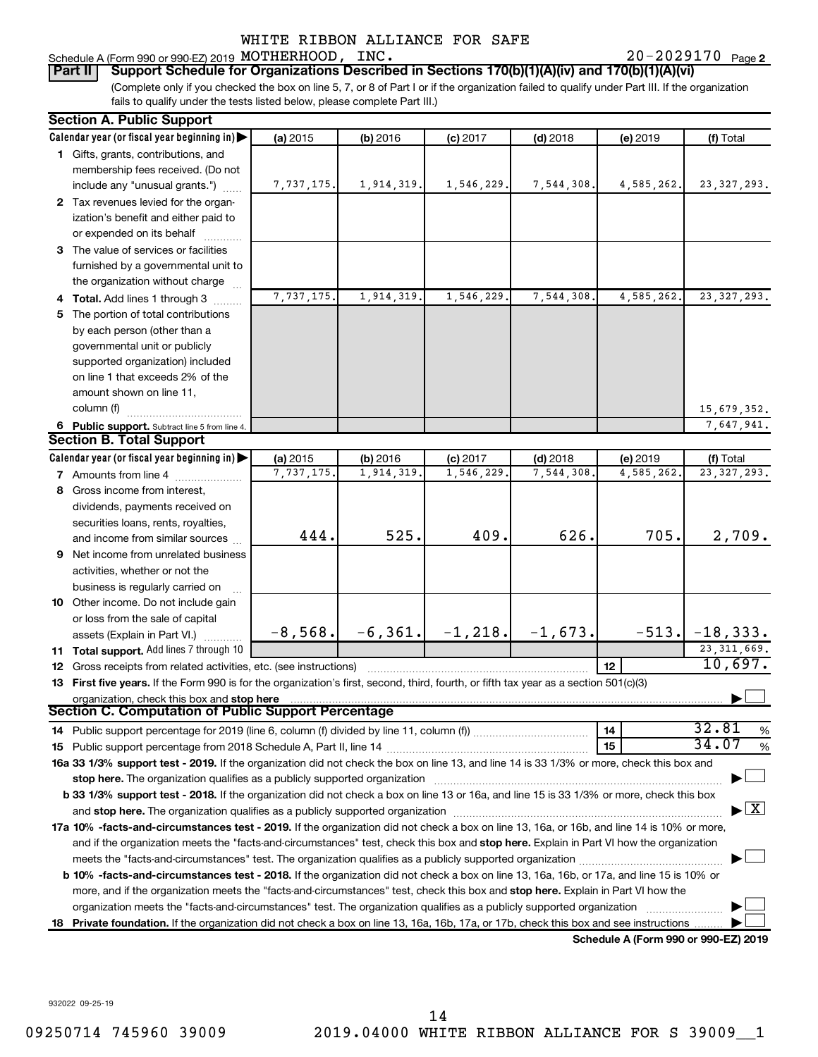WHITE RIBBON ALLIANCE FOR SAFE

Schedule A (Form 990 or 990-EZ) 2019 MOTHERHOOD, INC. 20-2029170 Page 2

**Part II** **Support Schedule for Organizations Described in Sections 170(b)(1)(A)(iv) and 170(b)(1)(A)(vi)**

(Complete only if you checked the box on line 5, 7, or 8 of Part I or if the organization failed to qualify under Part III. If the organization fails to qualify under the tests listed below, please complete Part III.)

**Section A. Public Support**

| Calendar year (or fiscal year beginning in) | (a) 2015 | (b) 2016 | (c) 2017 | (d) 2018 | (e) 2019 | (f) Total |
|---|---|---|---|---|---|---|
| **1** Gifts, grants, contributions, and membership fees received. (Do not include any "unusual grants.") | 7,737,175. | 1,914,319. | 1,546,229. | 7,544,308. | 4,585,262. | 23,327,293. |
| **2** Tax revenues levied for the organization's benefit and either paid to or expended on its behalf | | | | | | |
| **3** The value of services or facilities furnished by a governmental unit to the organization without charge | | | | | | |
| **4 Total.** Add lines 1 through 3 | 7,737,175. | 1,914,319. | 1,546,229. | 7,544,308. | 4,585,262. | 23,327,293. |
| **5** The portion of total contributions by each person (other than a governmental unit or publicly supported organization) included on line 1 that exceeds 2% of the amount shown on line 11, column (f) | | | | | | 15,679,352. |
| **6 Public support.** Subtract line 5 from line 4. | | | | | | 7,647,941. |

**Section B. Total Support**

| Calendar year (or fiscal year beginning in) | (a) 2015 | (b) 2016 | (c) 2017 | (d) 2018 | (e) 2019 | (f) Total |
|---|---|---|---|---|---|---|
| **7** Amounts from line 4 | 7,737,175. | 1,914,319. | 1,546,229. | 7,544,308. | 4,585,262. | 23,327,293. |
| **8** Gross income from interest, dividends, payments received on securities loans, rents, royalties, and income from similar sources | 444. | 525. | 409. | 626. | 705. | 2,709. |
| **9** Net income from unrelated business activities, whether or not the business is regularly carried on | | | | | | |
| **10** Other income. Do not include gain or loss from the sale of capital assets (Explain in Part VI.) | -8,568. | -6,361. | -1,218. | -1,673. | -513. | -18,333. |
| **11 Total support.** Add lines 7 through 10 | | | | | | 23,311,669. |
| **12** Gross receipts from related activities, etc. (see instructions) | | | | | **12** | 10,697. |

**13 First five years.** If the Form 990 is for the organization's first, second, third, fourth, or fifth tax year as a section 501(c)(3) organization, check this box and **stop here** ☐

**Section C. Computation of Public Support Percentage**

| | | |
|---|---|---|
| **14** Public support percentage for 2019 (line 6, column (f) divided by line 11, column (f)) | **14** | 32.81 % |
| **15** Public support percentage from 2018 Schedule A, Part II, line 14 | **15** | 34.07 % |

**16a 33 1/3% support test - 2019.** If the organization did not check the box on line 13, and line 14 is 33 1/3% or more, check this box and **stop here.** The organization qualifies as a publicly supported organization ☐

**b 33 1/3% support test - 2018.** If the organization did not check a box on line 13 or 16a, and line 15 is 33 1/3% or more, check this box and **stop here.** The organization qualifies as a publicly supported organization ☒

**17a 10% -facts-and-circumstances test - 2019.** If the organization did not check a box on line 13, 16a, or 16b, and line 14 is 10% or more, and if the organization meets the "facts-and-circumstances" test, check this box and **stop here.** Explain in Part VI how the organization meets the "facts-and-circumstances" test. The organization qualifies as a publicly supported organization ☐

**b 10% -facts-and-circumstances test - 2018.** If the organization did not check a box on line 13, 16a, 16b, or 17a, and line 15 is 10% or more, and if the organization meets the "facts-and-circumstances" test, check this box and **stop here.** Explain in Part VI how the organization meets the "facts-and-circumstances" test. The organization qualifies as a publicly supported organization ☐

**18 Private foundation.** If the organization did not check a box on line 13, 16a, 16b, 17a, or 17b, check this box and see instructions ☐

**Schedule A (Form 990 or 990-EZ) 2019**

932022 09-25-19

09250714 745960 39009 2019.04000 WHITE RIBBON ALLIANCE FOR S 39009__1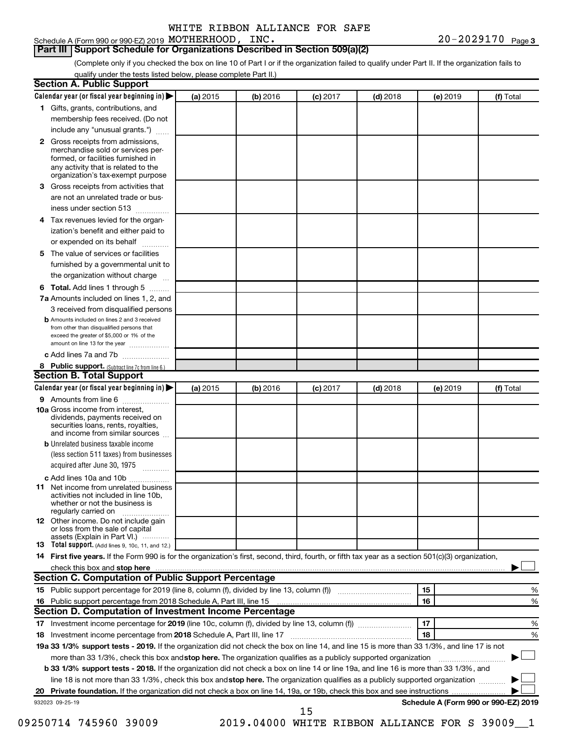WHITE RIBBON ALLIANCE FOR SAFE

Schedule A (Form 990 or 990-EZ) 2019 MOTHERHOOD, INC. 20-2029170 Page 3

## Part III Support Schedule for Organizations Described in Section 509(a)(2)

(Complete only if you checked the box on line 10 of Part I or if the organization failed to qualify under Part II. If the organization fails to qualify under the tests listed below, please complete Part II.)

### Section A. Public Support

| Calendar year (or fiscal year beginning in) ▶ | (a) 2015 | (b) 2016 | (c) 2017 | (d) 2018 | (e) 2019 | (f) Total |
|---|---|---|---|---|---|---|
| **1** Gifts, grants, contributions, and membership fees received. (Do not include any "unusual grants.") | | | | | | |
| **2** Gross receipts from admissions, merchandise sold or services performed, or facilities furnished in any activity that is related to the organization's tax-exempt purpose | | | | | | |
| **3** Gross receipts from activities that are not an unrelated trade or business under section 513 | | | | | | |
| **4** Tax revenues levied for the organization's benefit and either paid to or expended on its behalf | | | | | | |
| **5** The value of services or facilities furnished by a governmental unit to the organization without charge | | | | | | |
| **6 Total.** Add lines 1 through 5 | | | | | | |
| **7a** Amounts included on lines 1, 2, and 3 received from disqualified persons | | | | | | |
| **b** Amounts included on lines 2 and 3 received from other than disqualified persons that exceed the greater of $5,000 or 1% of the amount on line 13 for the year | | | | | | |
| **c** Add lines 7a and 7b | | | | | | |
| **8 Public support.** (Subtract line 7c from line 6.) | | | | | | |

### Section B. Total Support

| Calendar year (or fiscal year beginning in) ▶ | (a) 2015 | (b) 2016 | (c) 2017 | (d) 2018 | (e) 2019 | (f) Total |
|---|---|---|---|---|---|---|
| **9** Amounts from line 6 | | | | | | |
| **10a** Gross income from interest, dividends, payments received on securities loans, rents, royalties, and income from similar sources | | | | | | |
| **b** Unrelated business taxable income (less section 511 taxes) from businesses acquired after June 30, 1975 | | | | | | |
| **c** Add lines 10a and 10b | | | | | | |
| **11** Net income from unrelated business activities not included in line 10b, whether or not the business is regularly carried on | | | | | | |
| **12** Other income. Do not include gain or loss from the sale of capital assets (Explain in Part VI.) | | | | | | |
| **13 Total support.** (Add lines 9, 10c, 11, and 12.) | | | | | | |

**14 First five years.** If the Form 990 is for the organization's first, second, third, fourth, or fifth tax year as a section 501(c)(3) organization, check this box and **stop here** ▶ ☐

### Section C. Computation of Public Support Percentage

| | | | |
|---|---|---|---|
| **15** | Public support percentage for 2019 (line 8, column (f), divided by line 13, column (f)) | 15 | % |
| **16** | Public support percentage from 2018 Schedule A, Part III, line 15 | 16 | % |

### Section D. Computation of Investment Income Percentage

| | | | |
|---|---|---|---|
| **17** | Investment income percentage for **2019** (line 10c, column (f), divided by line 13, column (f)) | 17 | % |
| **18** | Investment income percentage from **2018** Schedule A, Part III, line 17 | 18 | % |

**19a 33 1/3% support tests - 2019.** If the organization did not check the box on line 14, and line 15 is more than 33 1/3%, and line 17 is not more than 33 1/3%, check this box and **stop here.** The organization qualifies as a publicly supported organization ▶ ☐

**b 33 1/3% support tests - 2018.** If the organization did not check a box on line 14 or line 19a, and line 16 is more than 33 1/3%, and line 18 is not more than 33 1/3%, check this box and **stop here.** The organization qualifies as a publicly supported organization ▶ ☐

**20 Private foundation.** If the organization did not check a box on line 14, 19a, or 19b, check this box and see instructions ▶ ☐

932023 09-25-19 **Schedule A (Form 990 or 990-EZ) 2019**

09250714 745960 39009 2019.04000 WHITE RIBBON ALLIANCE FOR S 39009__1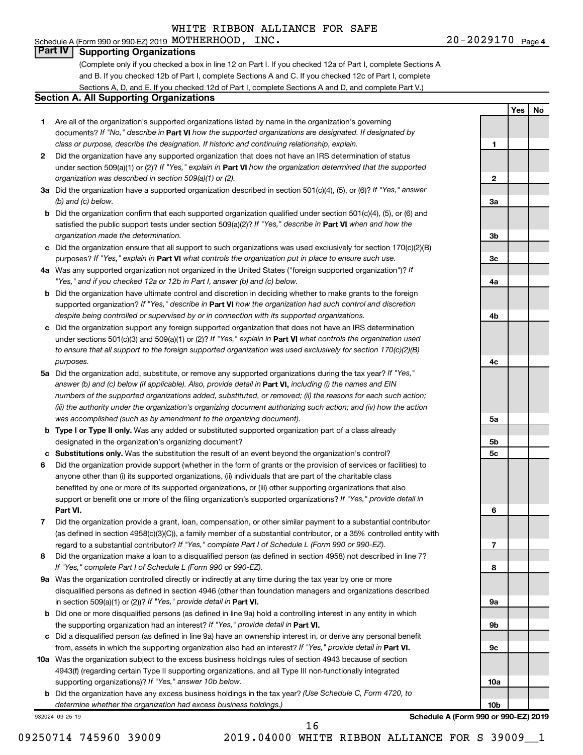WHITE RIBBON ALLIANCE FOR SAFE

Schedule A (Form 990 or 990-EZ) 2019 MOTHERHOOD, INC. 20-2029170 Page 4

## Part IV Supporting Organizations

(Complete only if you checked a box in line 12 on Part I. If you checked 12a of Part I, complete Sections A and B. If you checked 12b of Part I, complete Sections A and C. If you checked 12c of Part I, complete Sections A, D, and E. If you checked 12d of Part I, complete Sections A and D, and complete Part V.)

### Section A. All Supporting Organizations

| | | | Yes | No |
|---|---|---|---|---|
| **1** | Are all of the organization's supported organizations listed by name in the organization's governing documents? *If "No," describe in* **Part VI** *how the supported organizations are designated. If designated by class or purpose, describe the designation. If historic and continuing relationship, explain.* | 1 | | |
| **2** | Did the organization have any supported organization that does not have an IRS determination of status under section 509(a)(1) or (2)? *If "Yes," explain in* **Part VI** *how the organization determined that the supported organization was described in section 509(a)(1) or (2).* | 2 | | |
| **3a** | Did the organization have a supported organization described in section 501(c)(4), (5), or (6)? *If "Yes," answer (b) and (c) below.* | 3a | | |
| **b** | Did the organization confirm that each supported organization qualified under section 501(c)(4), (5), or (6) and satisfied the public support tests under section 509(a)(2)? *If "Yes," describe in* **Part VI** *when and how the organization made the determination.* | 3b | | |
| **c** | Did the organization ensure that all support to such organizations was used exclusively for section 170(c)(2)(B) purposes? *If "Yes," explain in* **Part VI** *what controls the organization put in place to ensure such use.* | 3c | | |
| **4a** | Was any supported organization not organized in the United States ("foreign supported organization")? *If "Yes," and if you checked 12a or 12b in Part I, answer (b) and (c) below.* | 4a | | |
| **b** | Did the organization have ultimate control and discretion in deciding whether to make grants to the foreign supported organization? *If "Yes," describe in* **Part VI** *how the organization had such control and discretion despite being controlled or supervised by or in connection with its supported organizations.* | 4b | | |
| **c** | Did the organization support any foreign supported organization that does not have an IRS determination under sections 501(c)(3) and 509(a)(1) or (2)? *If "Yes," explain in* **Part VI** *what controls the organization used to ensure that all support to the foreign supported organization was used exclusively for section 170(c)(2)(B) purposes.* | 4c | | |
| **5a** | Did the organization add, substitute, or remove any supported organizations during the tax year? *If "Yes," answer (b) and (c) below (if applicable). Also, provide detail in* **Part VI,** *including (i) the names and EIN numbers of the supported organizations added, substituted, or removed; (ii) the reasons for each such action; (iii) the authority under the organization's organizing document authorizing such action; and (iv) how the action was accomplished (such as by amendment to the organizing document).* | 5a | | |
| **b** | **Type I or Type II only.** Was any added or substituted supported organization part of a class already designated in the organization's organizing document? | 5b | | |
| **c** | **Substitutions only.** Was the substitution the result of an event beyond the organization's control? | 5c | | |
| **6** | Did the organization provide support (whether in the form of grants or the provision of services or facilities) to anyone other than (i) its supported organizations, (ii) individuals that are part of the charitable class benefited by one or more of its supported organizations, or (iii) other supporting organizations that also support or benefit one or more of the filing organization's supported organizations? *If "Yes," provide detail in* **Part VI.** | 6 | | |
| **7** | Did the organization provide a grant, loan, compensation, or other similar payment to a substantial contributor (as defined in section 4958(c)(3)(C)), a family member of a substantial contributor, or a 35% controlled entity with regard to a substantial contributor? *If "Yes," complete Part I of Schedule L (Form 990 or 990-EZ).* | 7 | | |
| **8** | Did the organization make a loan to a disqualified person (as defined in section 4958) not described in line 7? *If "Yes," complete Part I of Schedule L (Form 990 or 990-EZ).* | 8 | | |
| **9a** | Was the organization controlled directly or indirectly at any time during the tax year by one or more disqualified persons as defined in section 4946 (other than foundation managers and organizations described in section 509(a)(1) or (2))? *If "Yes," provide detail in* **Part VI.** | 9a | | |
| **b** | Did one or more disqualified persons (as defined in line 9a) hold a controlling interest in any entity in which the supporting organization had an interest? *If "Yes," provide detail in* **Part VI.** | 9b | | |
| **c** | Did a disqualified person (as defined in line 9a) have an ownership interest in, or derive any personal benefit from, assets in which the supporting organization also had an interest? *If "Yes," provide detail in* **Part VI.** | 9c | | |
| **10a** | Was the organization subject to the excess business holdings rules of section 4943 because of section 4943(f) (regarding certain Type II supporting organizations, and all Type III non-functionally integrated supporting organizations)? *If "Yes," answer 10b below.* | 10a | | |
| **b** | Did the organization have any excess business holdings in the tax year? *(Use Schedule C, Form 4720, to determine whether the organization had excess business holdings.)* | 10b | | |

932024 09-25-19 **Schedule A (Form 990 or 990-EZ) 2019**

09250714 745960 39009 2019.04000 WHITE RIBBON ALLIANCE FOR S 39009__1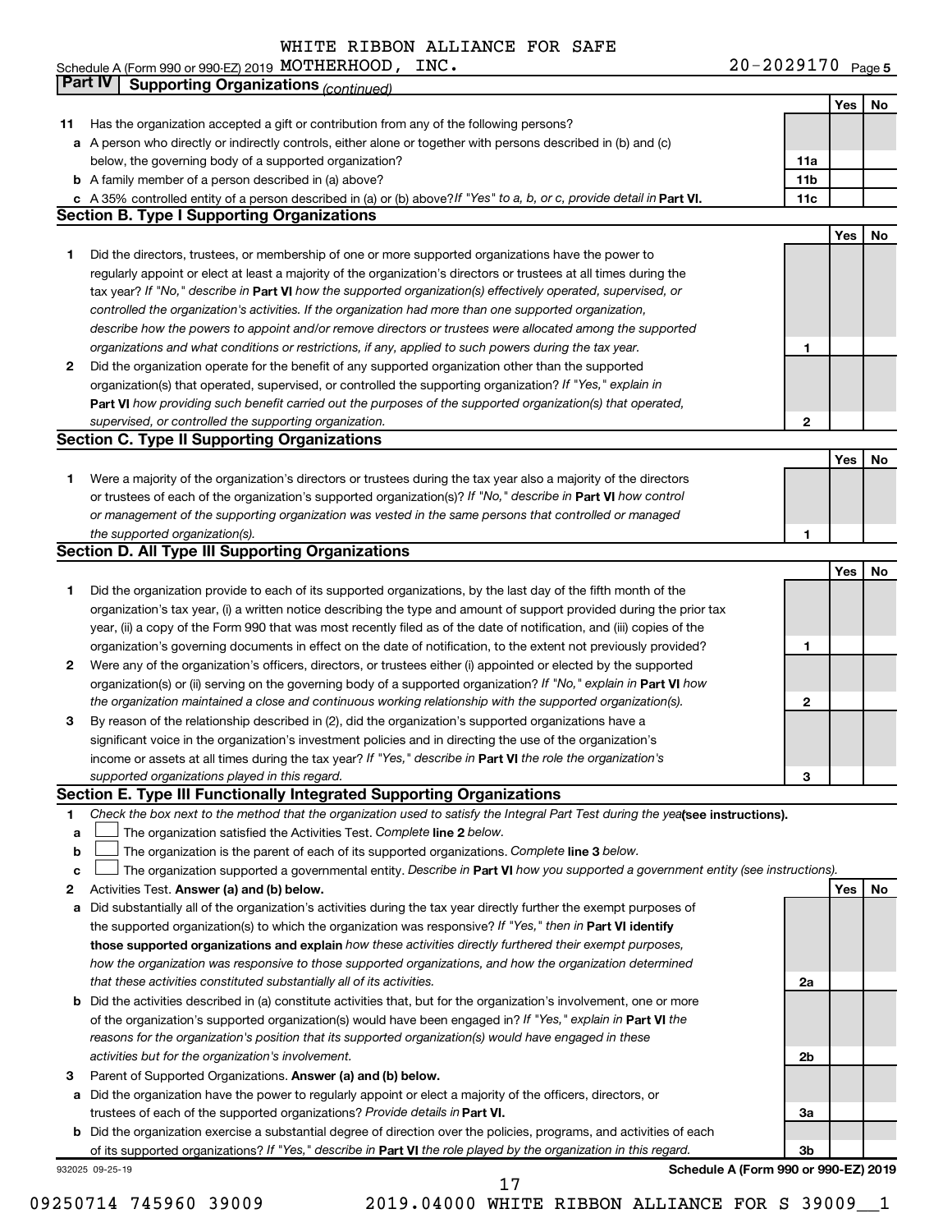WHITE RIBBON ALLIANCE FOR SAFE

Schedule A (Form 990 or 990-EZ) 2019 MOTHERHOOD, INC. 20-2029170 Page 5

**Part IV | Supporting Organizations** *(continued)*

| | | | Yes | No |
|---|---|---|---|---|
| **11** | Has the organization accepted a gift or contribution from any of the following persons? | | | |
| **a** | A person who directly or indirectly controls, either alone or together with persons described in (b) and (c) below, the governing body of a supported organization? | **11a** | | |
| **b** | A family member of a person described in (a) above? | **11b** | | |
| **c** | A 35% controlled entity of a person described in (a) or (b) above? *If "Yes" to a, b, or c, provide detail in* **Part VI.** | **11c** | | |

## Section B. Type I Supporting Organizations

| | | | Yes | No |
|---|---|---|---|---|
| **1** | Did the directors, trustees, or membership of one or more supported organizations have the power to regularly appoint or elect at least a majority of the organization's directors or trustees at all times during the tax year? *If "No," describe in* **Part VI** *how the supported organization(s) effectively operated, supervised, or controlled the organization's activities. If the organization had more than one supported organization, describe how the powers to appoint and/or remove directors or trustees were allocated among the supported organizations and what conditions or restrictions, if any, applied to such powers during the tax year.* | **1** | | |
| **2** | Did the organization operate for the benefit of any supported organization other than the supported organization(s) that operated, supervised, or controlled the supporting organization? *If "Yes," explain in* **Part VI** *how providing such benefit carried out the purposes of the supported organization(s) that operated, supervised, or controlled the supporting organization.* | **2** | | |

## Section C. Type II Supporting Organizations

| | | | Yes | No |
|---|---|---|---|---|
| **1** | Were a majority of the organization's directors or trustees during the tax year also a majority of the directors or trustees of each of the organization's supported organization(s)? *If "No," describe in* **Part VI** *how control or management of the supporting organization was vested in the same persons that controlled or managed the supported organization(s).* | **1** | | |

## Section D. All Type III Supporting Organizations

| | | | Yes | No |
|---|---|---|---|---|
| **1** | Did the organization provide to each of its supported organizations, by the last day of the fifth month of the organization's tax year, (i) a written notice describing the type and amount of support provided during the prior tax year, (ii) a copy of the Form 990 that was most recently filed as of the date of notification, and (iii) copies of the organization's governing documents in effect on the date of notification, to the extent not previously provided? | **1** | | |
| **2** | Were any of the organization's officers, directors, or trustees either (i) appointed or elected by the supported organization(s) or (ii) serving on the governing body of a supported organization? *If "No," explain in* **Part VI** *how the organization maintained a close and continuous working relationship with the supported organization(s).* | **2** | | |
| **3** | By reason of the relationship described in (2), did the organization's supported organizations have a significant voice in the organization's investment policies and in directing the use of the organization's income or assets at all times during the tax year? *If "Yes," describe in* **Part VI** *the role the organization's supported organizations played in this regard.* | **3** | | |

## Section E. Type III Functionally Integrated Supporting Organizations

**1** *Check the box next to the method that the organization used to satisfy the Integral Part Test during the year* **(see instructions).**

- **a** ☐ The organization satisfied the Activities Test. *Complete* **line 2** *below.*
- **b** ☐ The organization is the parent of each of its supported organizations. *Complete* **line 3** *below.*
- **c** ☐ The organization supported a governmental entity. *Describe in* **Part VI** *how you supported a government entity (see instructions).*

| | | | Yes | No |
|---|---|---|---|---|
| **2** | Activities Test. **Answer (a) and (b) below.** | | | |
| **a** | Did substantially all of the organization's activities during the tax year directly further the exempt purposes of the supported organization(s) to which the organization was responsive? *If "Yes," then in* **Part VI identify those supported organizations and explain** *how these activities directly furthered their exempt purposes, how the organization was responsive to those supported organizations, and how the organization determined that these activities constituted substantially all of its activities.* | **2a** | | |
| **b** | Did the activities described in (a) constitute activities that, but for the organization's involvement, one or more of the organization's supported organization(s) would have been engaged in? *If "Yes," explain in* **Part VI** *the reasons for the organization's position that its supported organization(s) would have engaged in these activities but for the organization's involvement.* | **2b** | | |
| **3** | Parent of Supported Organizations. **Answer (a) and (b) below.** | | | |
| **a** | Did the organization have the power to regularly appoint or elect a majority of the officers, directors, or trustees of each of the supported organizations? *Provide details in* **Part VI.** | **3a** | | |
| **b** | Did the organization exercise a substantial degree of direction over the policies, programs, and activities of each of its supported organizations? *If "Yes," describe in* **Part VI** *the role played by the organization in this regard.* | **3b** | | |

932025 09-25-19 **Schedule A (Form 990 or 990-EZ) 2019**

09250714 745960 39009 2019.04000 WHITE RIBBON ALLIANCE FOR S 39009__1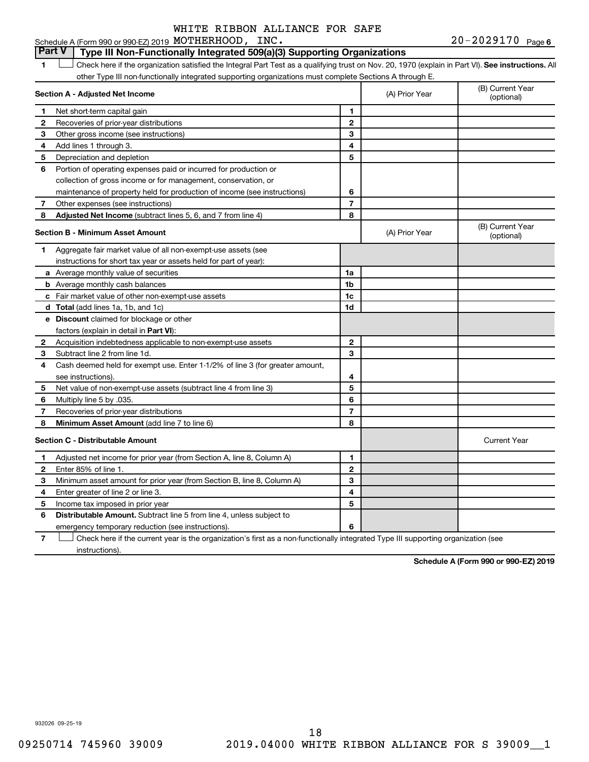WHITE RIBBON ALLIANCE FOR SAFE

Schedule A (Form 990 or 990-EZ) 2019 MOTHERHOOD, INC. 20-2029170 Page 6

## Part V Type III Non-Functionally Integrated 509(a)(3) Supporting Organizations

1 ☐ Check here if the organization satisfied the Integral Part Test as a qualifying trust on Nov. 20, 1970 (explain in Part VI). **See instructions.** All other Type III non-functionally integrated supporting organizations must complete Sections A through E.

| **Section A - Adjusted Net Income** | | (A) Prior Year | (B) Current Year (optional) |
|---|---|---|---|
| 1 Net short-term capital gain | 1 | | |
| 2 Recoveries of prior-year distributions | 2 | | |
| 3 Other gross income (see instructions) | 3 | | |
| 4 Add lines 1 through 3. | 4 | | |
| 5 Depreciation and depletion | 5 | | |
| 6 Portion of operating expenses paid or incurred for production or collection of gross income or for management, conservation, or maintenance of property held for production of income (see instructions) | 6 | | |
| 7 Other expenses (see instructions) | 7 | | |
| 8 **Adjusted Net Income** (subtract lines 5, 6, and 7 from line 4) | 8 | | |

| **Section B - Minimum Asset Amount** | | (A) Prior Year | (B) Current Year (optional) |
|---|---|---|---|
| 1 Aggregate fair market value of all non-exempt-use assets (see instructions for short tax year or assets held for part of year): | | | |
| a Average monthly value of securities | 1a | | |
| b Average monthly cash balances | 1b | | |
| c Fair market value of other non-exempt-use assets | 1c | | |
| d **Total** (add lines 1a, 1b, and 1c) | 1d | | |
| e **Discount** claimed for blockage or other factors (explain in detail in **Part VI**): | | | |
| 2 Acquisition indebtedness applicable to non-exempt-use assets | 2 | | |
| 3 Subtract line 2 from line 1d. | 3 | | |
| 4 Cash deemed held for exempt use. Enter 1-1/2% of line 3 (for greater amount, see instructions). | 4 | | |
| 5 Net value of non-exempt-use assets (subtract line 4 from line 3) | 5 | | |
| 6 Multiply line 5 by .035. | 6 | | |
| 7 Recoveries of prior-year distributions | 7 | | |
| 8 **Minimum Asset Amount** (add line 7 to line 6) | 8 | | |

| **Section C - Distributable Amount** | | | Current Year |
|---|---|---|---|
| 1 Adjusted net income for prior year (from Section A, line 8, Column A) | 1 | | |
| 2 Enter 85% of line 1. | 2 | | |
| 3 Minimum asset amount for prior year (from Section B, line 8, Column A) | 3 | | |
| 4 Enter greater of line 2 or line 3. | 4 | | |
| 5 Income tax imposed in prior year | 5 | | |
| 6 **Distributable Amount.** Subtract line 5 from line 4, unless subject to emergency temporary reduction (see instructions). | 6 | | |

7 ☐ Check here if the current year is the organization's first as a non-functionally integrated Type III supporting organization (see instructions).

**Schedule A (Form 990 or 990-EZ) 2019**

932026 09-25-19

09250714 745960 39009 2019.04000 WHITE RIBBON ALLIANCE FOR S 39009__1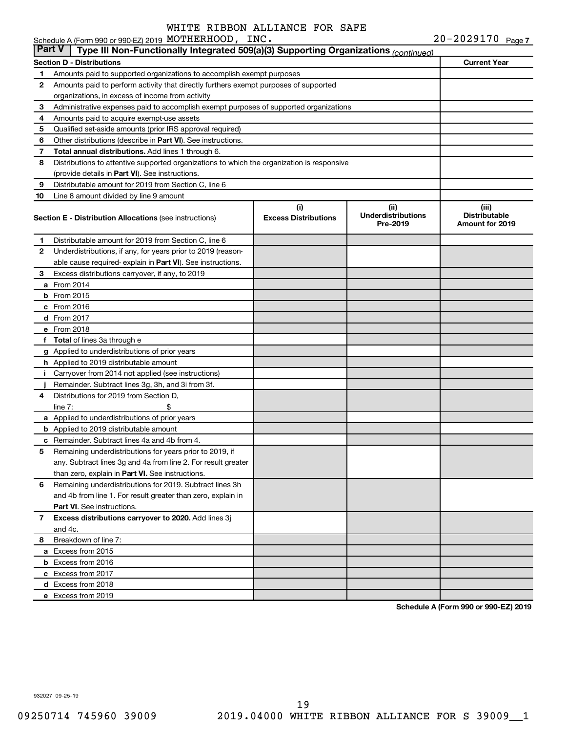WHITE RIBBON ALLIANCE FOR SAFE

Schedule A (Form 990 or 990-EZ) 2019 MOTHERHOOD, INC. 20-2029170 Page 7

## Part V | Type III Non-Functionally Integrated 509(a)(3) Supporting Organizations *(continued)*

| Section D - Distributions | | Current Year |
|---|---|---|
| 1 | Amounts paid to supported organizations to accomplish exempt purposes | |
| 2 | Amounts paid to perform activity that directly furthers exempt purposes of supported organizations, in excess of income from activity | |
| 3 | Administrative expenses paid to accomplish exempt purposes of supported organizations | |
| 4 | Amounts paid to acquire exempt-use assets | |
| 5 | Qualified set-aside amounts (prior IRS approval required) | |
| 6 | Other distributions (describe in **Part VI**). See instructions. | |
| 7 | **Total annual distributions.** Add lines 1 through 6. | |
| 8 | Distributions to attentive supported organizations to which the organization is responsive (provide details in **Part VI**). See instructions. | |
| 9 | Distributable amount for 2019 from Section C, line 6 | |
| 10 | Line 8 amount divided by line 9 amount | |

| | **Section E - Distribution Allocations** (see instructions) | (i) Excess Distributions | (ii) Underdistributions Pre-2019 | (iii) Distributable Amount for 2019 |
|---|---|---|---|---|
| 1 | Distributable amount for 2019 from Section C, line 6 | | | |
| 2 | Underdistributions, if any, for years prior to 2019 (reasonable cause required- explain in **Part VI**). See instructions. | | | |
| 3 | Excess distributions carryover, if any, to 2019 | | | |
| a | From 2014 | | | |
| b | From 2015 | | | |
| c | From 2016 | | | |
| d | From 2017 | | | |
| e | From 2018 | | | |
| f | **Total** of lines 3a through e | | | |
| g | Applied to underdistributions of prior years | | | |
| h | Applied to 2019 distributable amount | | | |
| i | Carryover from 2014 not applied (see instructions) | | | |
| j | Remainder. Subtract lines 3g, 3h, and 3i from 3f. | | | |
| 4 | Distributions for 2019 from Section D, line 7: $ | | | |
| a | Applied to underdistributions of prior years | | | |
| b | Applied to 2019 distributable amount | | | |
| c | Remainder. Subtract lines 4a and 4b from 4. | | | |
| 5 | Remaining underdistributions for years prior to 2019, if any. Subtract lines 3g and 4a from line 2. For result greater than zero, explain in **Part VI.** See instructions. | | | |
| 6 | Remaining underdistributions for 2019. Subtract lines 3h and 4b from line 1. For result greater than zero, explain in **Part VI**. See instructions. | | | |
| 7 | **Excess distributions carryover to 2020.** Add lines 3j and 4c. | | | |
| 8 | Breakdown of line 7: | | | |
| a | Excess from 2015 | | | |
| b | Excess from 2016 | | | |
| c | Excess from 2017 | | | |
| d | Excess from 2018 | | | |
| e | Excess from 2019 | | | |

**Schedule A (Form 990 or 990-EZ) 2019**

932027 09-25-19

09250714 745960 39009 2019.04000 WHITE RIBBON ALLIANCE FOR S 39009__1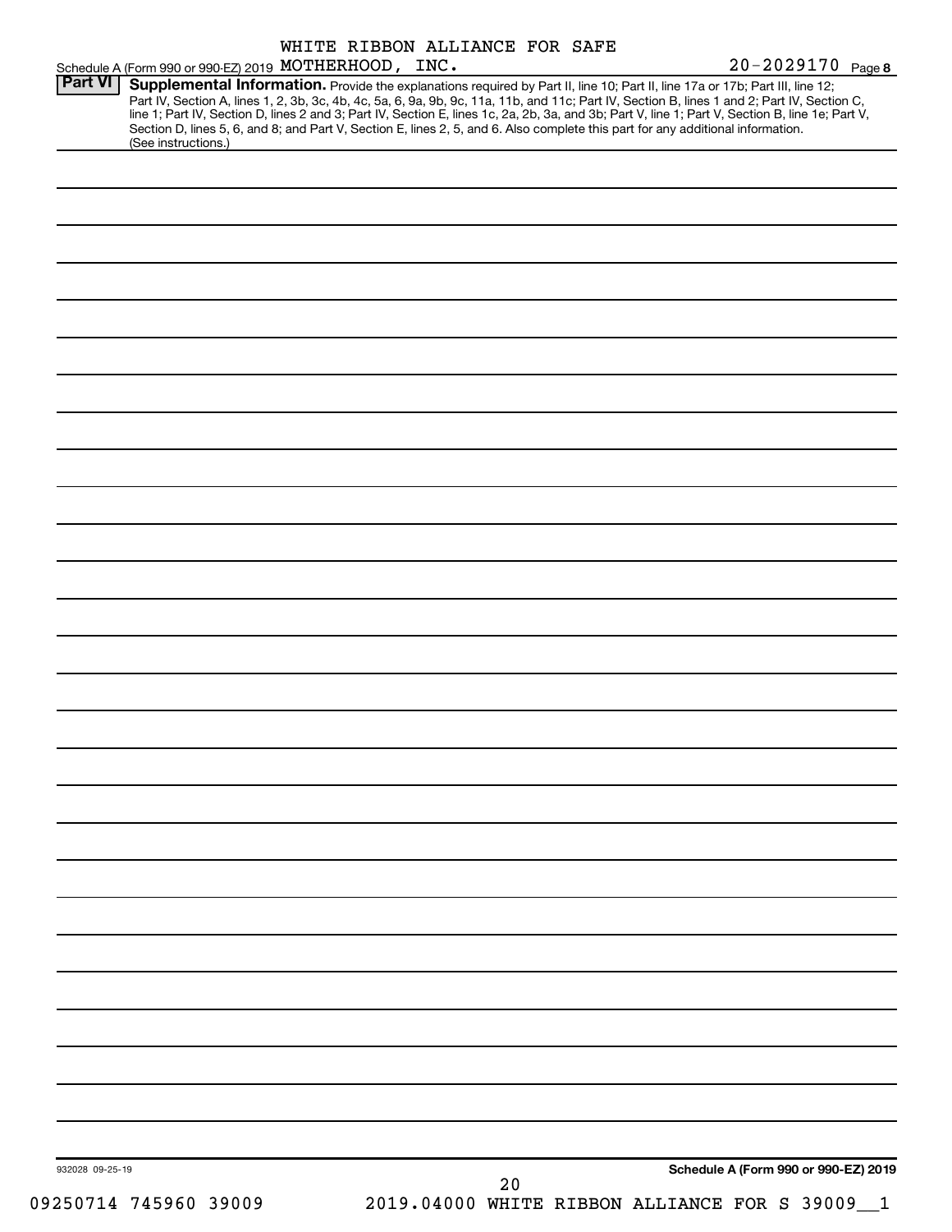WHITE RIBBON ALLIANCE FOR SAFE

Schedule A (Form 990 or 990-EZ) 2019 MOTHERHOOD, INC. 20-2029170 Page 8

**Part VI** **Supplemental Information.** Provide the explanations required by Part II, line 10; Part II, line 17a or 17b; Part III, line 12; Part IV, Section A, lines 1, 2, 3b, 3c, 4b, 4c, 5a, 6, 9a, 9b, 9c, 11a, 11b, and 11c; Part IV, Section B, lines 1 and 2; Part IV, Section C, line 1; Part IV, Section D, lines 2 and 3; Part IV, Section E, lines 1c, 2a, 2b, 3a, and 3b; Part V, line 1; Part V, Section B, line 1e; Part V, Section D, lines 5, 6, and 8; and Part V, Section E, lines 2, 5, and 6. Also complete this part for any additional information. (See instructions.)

932028 09-25-19

**Schedule A (Form 990 or 990-EZ) 2019**

09250714 745960 39009 2019.04000 WHITE RIBBON ALLIANCE FOR S 39009__1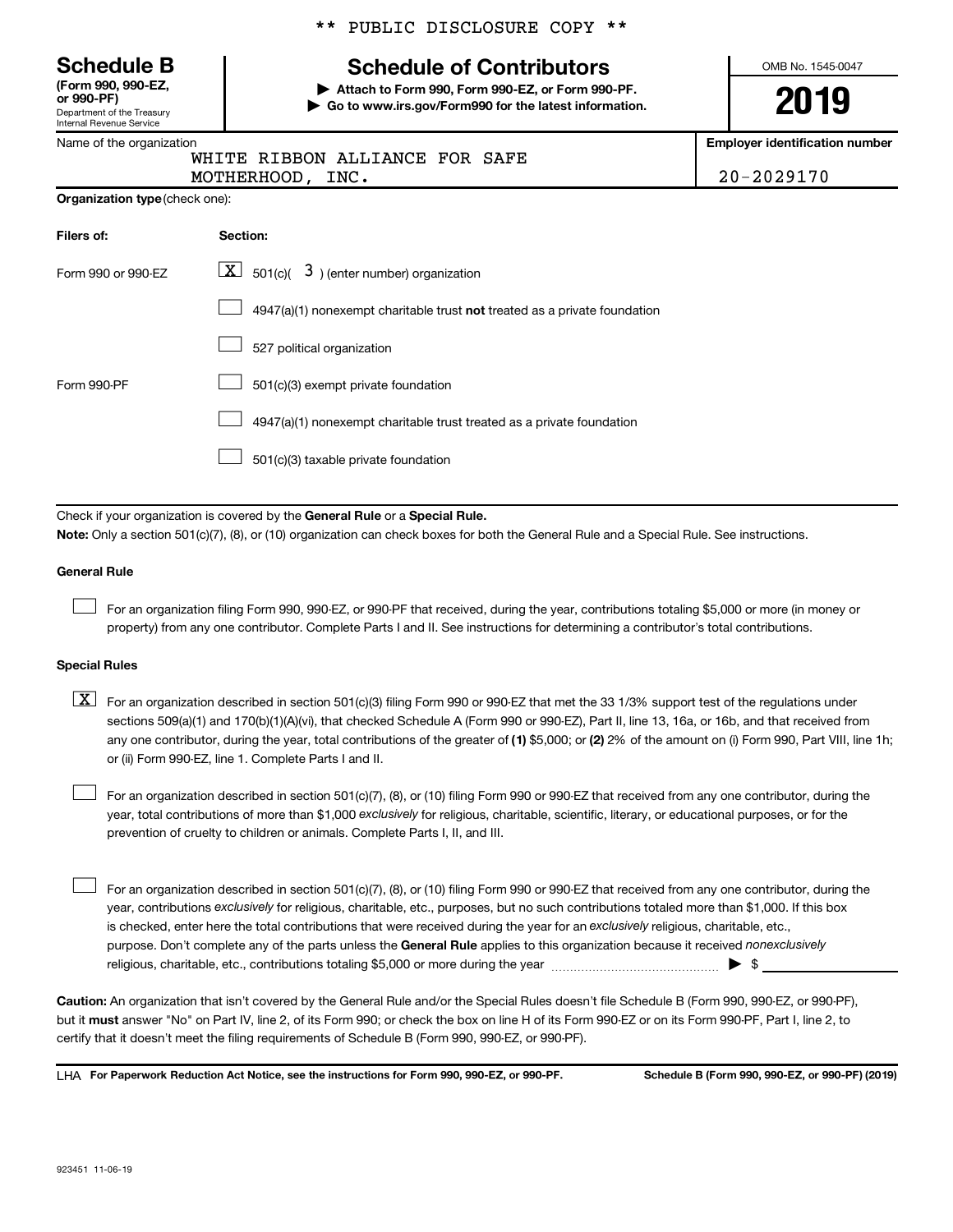\*\* PUBLIC DISCLOSURE COPY \*\*

# Schedule B

**(Form 990, 990-EZ, or 990-PF)**
Department of the Treasury
Internal Revenue Service

## Schedule of Contributors

**▶ Attach to Form 990, Form 990-EZ, or Form 990-PF.**
**▶ Go to www.irs.gov/Form990 for the latest information.**

OMB No. 1545-0047

**2019**

Name of the organization: WHITE RIBBON ALLIANCE FOR SAFE MOTHERHOOD, INC.

**Employer identification number:** 20-2029170

**Organization type** (check one):

| Filers of: | Section: |
|---|---|
| Form 990 or 990-EZ | [X] 501(c)( 3 ) (enter number) organization |
| | [ ] 4947(a)(1) nonexempt charitable trust **not** treated as a private foundation |
| | [ ] 527 political organization |
| Form 990-PF | [ ] 501(c)(3) exempt private foundation |
| | [ ] 4947(a)(1) nonexempt charitable trust treated as a private foundation |
| | [ ] 501(c)(3) taxable private foundation |

Check if your organization is covered by the **General Rule** or a **Special Rule.**

**Note:** Only a section 501(c)(7), (8), or (10) organization can check boxes for both the General Rule and a Special Rule. See instructions.

**General Rule**

[ ] For an organization filing Form 990, 990-EZ, or 990-PF that received, during the year, contributions totaling $5,000 or more (in money or property) from any one contributor. Complete Parts I and II. See instructions for determining a contributor's total contributions.

**Special Rules**

[X] For an organization described in section 501(c)(3) filing Form 990 or 990-EZ that met the 33 1/3% support test of the regulations under sections 509(a)(1) and 170(b)(1)(A)(vi), that checked Schedule A (Form 990 or 990-EZ), Part II, line 13, 16a, or 16b, and that received from any one contributor, during the year, total contributions of the greater of **(1)** $5,000; or **(2)** 2% of the amount on (i) Form 990, Part VIII, line 1h; or (ii) Form 990-EZ, line 1. Complete Parts I and II.

[ ] For an organization described in section 501(c)(7), (8), or (10) filing Form 990 or 990-EZ that received from any one contributor, during the year, total contributions of more than $1,000 *exclusively* for religious, charitable, scientific, literary, or educational purposes, or for the prevention of cruelty to children or animals. Complete Parts I, II, and III.

[ ] For an organization described in section 501(c)(7), (8), or (10) filing Form 990 or 990-EZ that received from any one contributor, during the year, contributions *exclusively* for religious, charitable, etc., purposes, but no such contributions totaled more than $1,000. If this box is checked, enter here the total contributions that were received during the year for an *exclusively* religious, charitable, etc., purpose. Don't complete any of the parts unless the **General Rule** applies to this organization because it received *nonexclusively* religious, charitable, etc., contributions totaling $5,000 or more during the year ▶ $ ________

**Caution:** An organization that isn't covered by the General Rule and/or the Special Rules doesn't file Schedule B (Form 990, 990-EZ, or 990-PF), but it **must** answer "No" on Part IV, line 2, of its Form 990; or check the box on line H of its Form 990-EZ or on its Form 990-PF, Part I, line 2, to certify that it doesn't meet the filing requirements of Schedule B (Form 990, 990-EZ, or 990-PF).

LHA **For Paperwork Reduction Act Notice, see the instructions for Form 990, 990-EZ, or 990-PF.** **Schedule B (Form 990, 990-EZ, or 990-PF) (2019)**

923451 11-06-19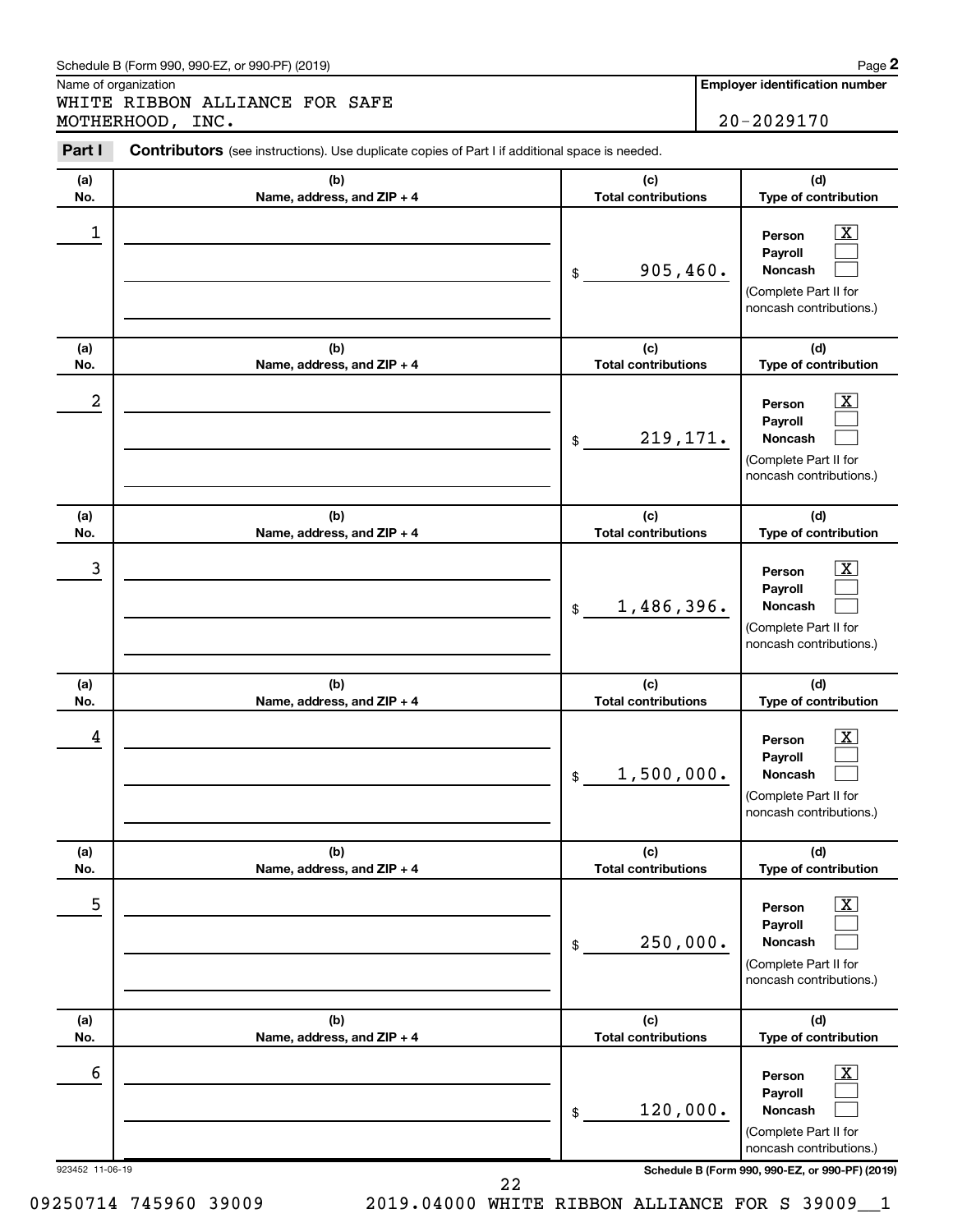Schedule B (Form 990, 990-EZ, or 990-PF) (2019)

Name of organization

WHITE RIBBON ALLIANCE FOR SAFE MOTHERHOOD, INC.

**Employer identification number**

20-2029170

**Part I** **Contributors** (see instructions). Use duplicate copies of Part I if additional space is needed.

| (a) No. | (b) Name, address, and ZIP + 4 | (c) Total contributions | (d) Type of contribution |
|---|---|---|---|
| 1 | | $ 905,460. | Person [X] Payroll [ ] Noncash [ ] (Complete Part II for noncash contributions.) |
| 2 | | $ 219,171. | Person [X] Payroll [ ] Noncash [ ] (Complete Part II for noncash contributions.) |
| 3 | | $ 1,486,396. | Person [X] Payroll [ ] Noncash [ ] (Complete Part II for noncash contributions.) |
| 4 | | $ 1,500,000. | Person [X] Payroll [ ] Noncash [ ] (Complete Part II for noncash contributions.) |
| 5 | | $ 250,000. | Person [X] Payroll [ ] Noncash [ ] (Complete Part II for noncash contributions.) |
| 6 | | $ 120,000. | Person [X] Payroll [ ] Noncash [ ] (Complete Part II for noncash contributions.) |

923452 11-06-19

**Schedule B (Form 990, 990-EZ, or 990-PF) (2019)**

09250714 745960 39009 2019.04000 WHITE RIBBON ALLIANCE FOR S 39009__1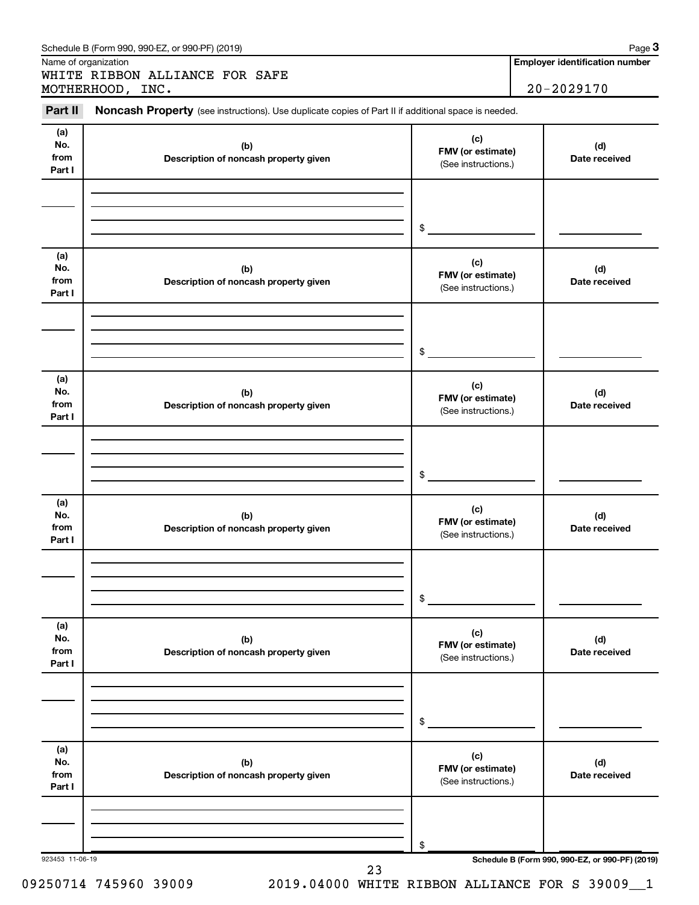Schedule B (Form 990, 990-EZ, or 990-PF) (2019)

Name of organization: WHITE RIBBON ALLIANCE FOR SAFE MOTHERHOOD, INC.

**Employer identification number:** 20-2029170

**Part II** **Noncash Property** (see instructions). Use duplicate copies of Part II if additional space is needed.

| (a) No. from Part I | (b) Description of noncash property given | (c) FMV (or estimate) (See instructions.) | (d) Date received |
|---|---|---|---|
| | | $ | |

| (a) No. from Part I | (b) Description of noncash property given | (c) FMV (or estimate) (See instructions.) | (d) Date received |
|---|---|---|---|
| | | $ | |

| (a) No. from Part I | (b) Description of noncash property given | (c) FMV (or estimate) (See instructions.) | (d) Date received |
|---|---|---|---|
| | | $ | |

| (a) No. from Part I | (b) Description of noncash property given | (c) FMV (or estimate) (See instructions.) | (d) Date received |
|---|---|---|---|
| | | $ | |

| (a) No. from Part I | (b) Description of noncash property given | (c) FMV (or estimate) (See instructions.) | (d) Date received |
|---|---|---|---|
| | | $ | |

| (a) No. from Part I | (b) Description of noncash property given | (c) FMV (or estimate) (See instructions.) | (d) Date received |
|---|---|---|---|
| | | $ | |

923453 11-06-19

**Schedule B (Form 990, 990-EZ, or 990-PF) (2019)**

09250714 745960 39009 2019.04000 WHITE RIBBON ALLIANCE FOR S 39009__1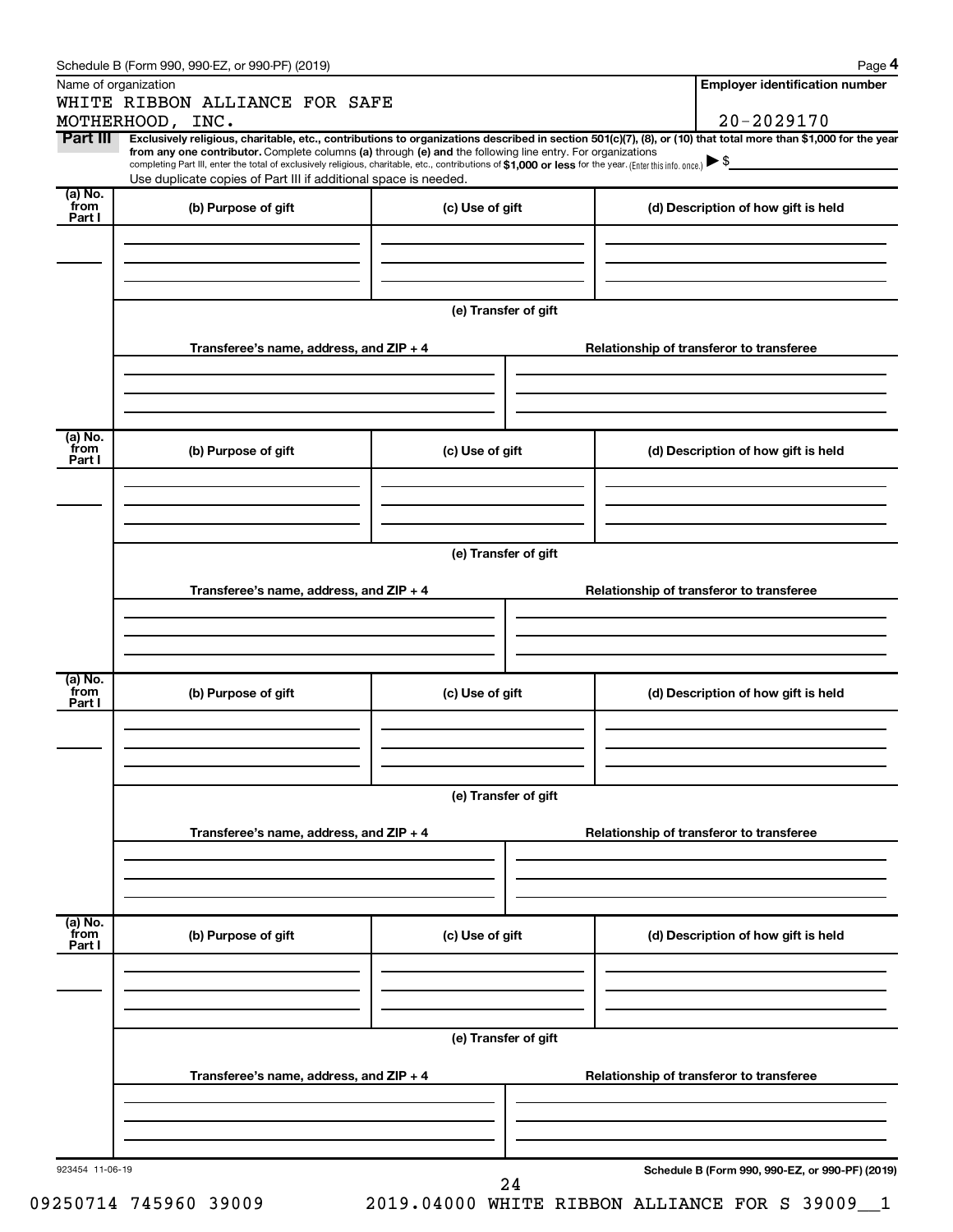Schedule B (Form 990, 990-EZ, or 990-PF) (2019) Page **4**

Name of organization

WHITE RIBBON ALLIANCE FOR SAFE MOTHERHOOD, INC.

**Employer identification number**

20-2029170

**Part III** **Exclusively religious, charitable, etc., contributions to organizations described in section 501(c)(7), (8), or (10) that total more than $1,000 for the year from any one contributor.** Complete columns **(a)** through **(e)** and the following line entry. For organizations completing Part III, enter the total of exclusively religious, charitable, etc., contributions of **$1,000 or less** for the year. (Enter this info. once.) ▶ $

Use duplicate copies of Part III if additional space is needed.

| (a) No. from Part I | (b) Purpose of gift | (c) Use of gift | (d) Description of how gift is held |
|---|---|---|---|
| | | | |

**(e) Transfer of gift**

| Transferee's name, address, and ZIP + 4 | Relationship of transferor to transferee |
|---|---|
| | |

| (a) No. from Part I | (b) Purpose of gift | (c) Use of gift | (d) Description of how gift is held |
|---|---|---|---|
| | | | |

**(e) Transfer of gift**

| Transferee's name, address, and ZIP + 4 | Relationship of transferor to transferee |
|---|---|
| | |

| (a) No. from Part I | (b) Purpose of gift | (c) Use of gift | (d) Description of how gift is held |
|---|---|---|---|
| | | | |

**(e) Transfer of gift**

| Transferee's name, address, and ZIP + 4 | Relationship of transferor to transferee |
|---|---|
| | |

| (a) No. from Part I | (b) Purpose of gift | (c) Use of gift | (d) Description of how gift is held |
|---|---|---|---|
| | | | |

**(e) Transfer of gift**

| Transferee's name, address, and ZIP + 4 | Relationship of transferor to transferee |
|---|---|
| | |

923454 11-06-19

**Schedule B (Form 990, 990-EZ, or 990-PF) (2019)**

09250714 745960 39009 2019.04000 WHITE RIBBON ALLIANCE FOR S 39009__1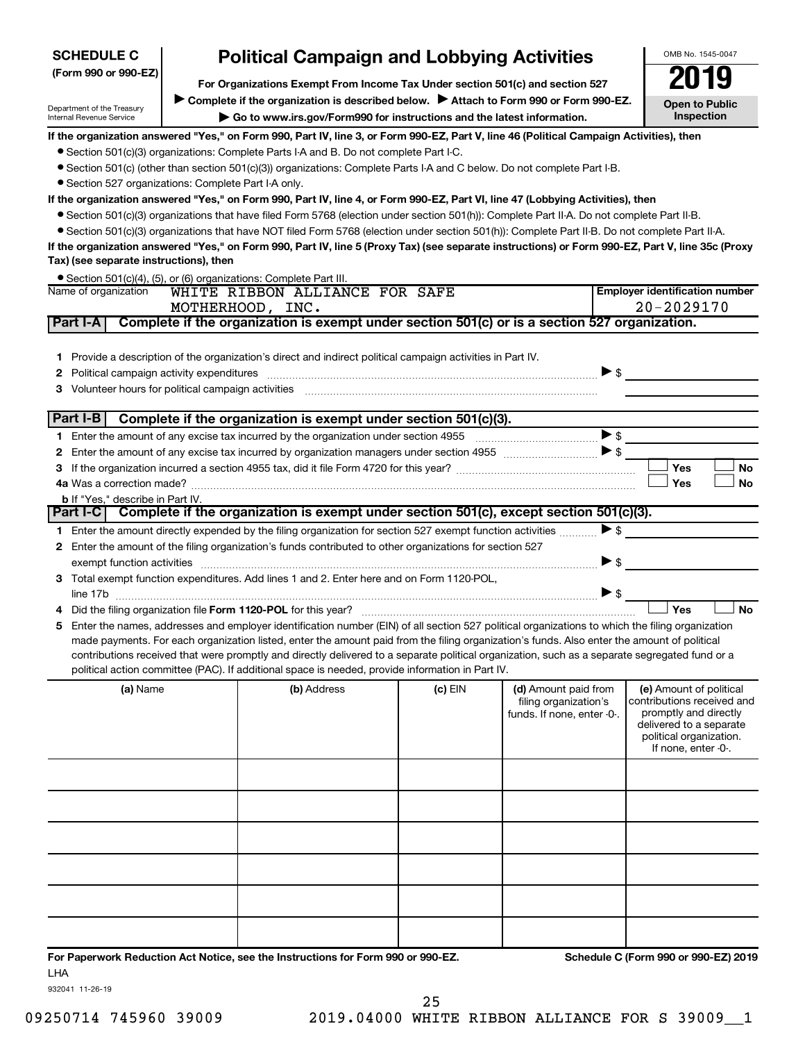**SCHEDULE C**
**(Form 990 or 990-EZ)**

Department of the Treasury
Internal Revenue Service

# Political Campaign and Lobbying Activities

**For Organizations Exempt From Income Tax Under section 501(c) and section 527**

▶ **Complete if the organization is described below.** ▶ **Attach to Form 990 or Form 990-EZ.**

▶ **Go to www.irs.gov/Form990 for instructions and the latest information.**

OMB No. 1545-0047

**2019**

**Open to Public Inspection**

**If the organization answered "Yes," on Form 990, Part IV, line 3, or Form 990-EZ, Part V, line 46 (Political Campaign Activities), then**

- Section 501(c)(3) organizations: Complete Parts I-A and B. Do not complete Part I-C.
- Section 501(c) (other than section 501(c)(3)) organizations: Complete Parts I-A and C below. Do not complete Part I-B.
- Section 527 organizations: Complete Part I-A only.

**If the organization answered "Yes," on Form 990, Part IV, line 4, or Form 990-EZ, Part VI, line 47 (Lobbying Activities), then**

- Section 501(c)(3) organizations that have filed Form 5768 (election under section 501(h)): Complete Part II-A. Do not complete Part II-B.
- Section 501(c)(3) organizations that have NOT filed Form 5768 (election under section 501(h)): Complete Part II-B. Do not complete Part II-A.

**If the organization answered "Yes," on Form 990, Part IV, line 5 (Proxy Tax) (see separate instructions) or Form 990-EZ, Part V, line 35c (Proxy Tax) (see separate instructions), then**

- Section 501(c)(4), (5), or (6) organizations: Complete Part III.

| Name of organization | Employer identification number |
|---|---|
| WHITE RIBBON ALLIANCE FOR SAFE MOTHERHOOD, INC. | 20-2029170 |

## Part I-A Complete if the organization is exempt under section 501(c) or is a section 527 organization.

1. Provide a description of the organization's direct and indirect political campaign activities in Part IV.
2. Political campaign activity expenditures ▶ $
3. Volunteer hours for political campaign activities

## Part I-B Complete if the organization is exempt under section 501(c)(3).

1. Enter the amount of any excise tax incurred by the organization under section 4955 ▶ $
2. Enter the amount of any excise tax incurred by organization managers under section 4955 ▶ $
3. If the organization incurred a section 4955 tax, did it file Form 4720 for this year? ☐ Yes ☐ No

4a. Was a correction made? ☐ Yes ☐ No

b. If "Yes," describe in Part IV.

## Part I-C Complete if the organization is exempt under section 501(c), except section 501(c)(3).

1. Enter the amount directly expended by the filing organization for section 527 exempt function activities ▶ $
2. Enter the amount of the filing organization's funds contributed to other organizations for section 527 exempt function activities ▶ $
3. Total exempt function expenditures. Add lines 1 and 2. Enter here and on Form 1120-POL, line 17b ▶ $
4. Did the filing organization file **Form 1120-POL** for this year? ☐ Yes ☐ No
5. Enter the names, addresses and employer identification number (EIN) of all section 527 political organizations to which the filing organization made payments. For each organization listed, enter the amount paid from the filing organization's funds. Also enter the amount of political contributions received that were promptly and directly delivered to a separate political organization, such as a separate segregated fund or a political action committee (PAC). If additional space is needed, provide information in Part IV.

| (a) Name | (b) Address | (c) EIN | (d) Amount paid from filing organization's funds. If none, enter -0-. | (e) Amount of political contributions received and promptly and directly delivered to a separate political organization. If none, enter -0-. |
|---|---|---|---|---|
| | | | | |
| | | | | |
| | | | | |
| | | | | |
| | | | | |
| | | | | |

**For Paperwork Reduction Act Notice, see the Instructions for Form 990 or 990-EZ.** **Schedule C (Form 990 or 990-EZ) 2019**

LHA

932041 11-26-19

09250714 745960 39009 2019.04000 WHITE RIBBON ALLIANCE FOR S 39009__1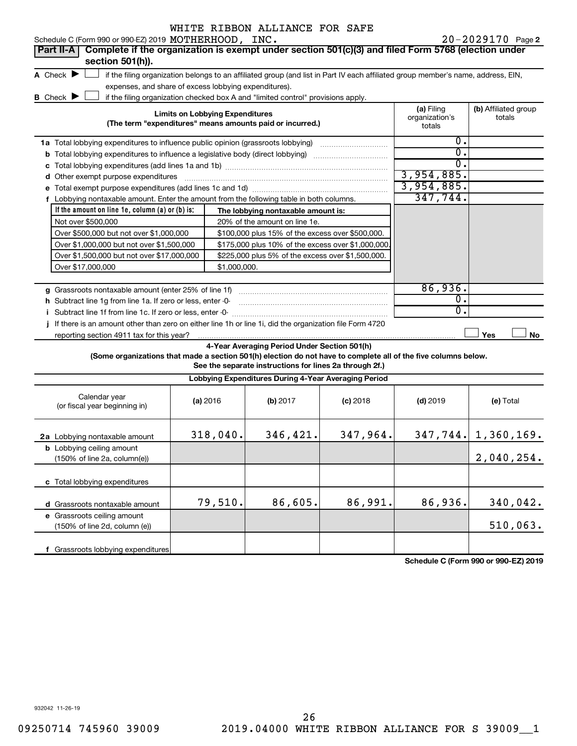WHITE RIBBON ALLIANCE FOR SAFE

Schedule C (Form 990 or 990-EZ) 2019 MOTHERHOOD, INC. 20-2029170 Page 2

**Part II-A** **Complete if the organization is exempt under section 501(c)(3) and filed Form 5768 (election under section 501(h)).**

A Check ▶ ☐ if the filing organization belongs to an affiliated group (and list in Part IV each affiliated group member's name, address, EIN, expenses, and share of excess lobbying expenditures).

B Check ▶ ☐ if the filing organization checked box A and "limited control" provisions apply.

| **Limits on Lobbying Expenditures** (The term "expenditures" means amounts paid or incurred.) | **(a)** Filing organization's totals | **(b)** Affiliated group totals |
|---|---|---|
| **1a** Total lobbying expenditures to influence public opinion (grassroots lobbying) | 0. | |
| **b** Total lobbying expenditures to influence a legislative body (direct lobbying) | 0. | |
| **c** Total lobbying expenditures (add lines 1a and 1b) | 0. | |
| **d** Other exempt purpose expenditures | 3,954,885. | |
| **e** Total exempt purpose expenditures (add lines 1c and 1d) | 3,954,885. | |
| **f** Lobbying nontaxable amount. Enter the amount from the following table in both columns. | 347,744. | |

| If the amount on line 1e, column (a) or (b) is: | The lobbying nontaxable amount is: |
|---|---|
| Not over $500,000 | 20% of the amount on line 1e. |
| Over $500,000 but not over $1,000,000 | $100,000 plus 15% of the excess over $500,000. |
| Over $1,000,000 but not over $1,500,000 | $175,000 plus 10% of the excess over $1,000,000. |
| Over $1,500,000 but not over $17,000,000 | $225,000 plus 5% of the excess over $1,500,000. |
| Over $17,000,000 | $1,000,000. |

| | (a) | (b) |
|---|---|---|
| **g** Grassroots nontaxable amount (enter 25% of line 1f) | 86,936. | |
| **h** Subtract line 1g from line 1a. If zero or less, enter -0- | 0. | |
| **i** Subtract line 1f from line 1c. If zero or less, enter -0- | 0. | |
| **j** If there is an amount other than zero on either line 1h or line 1i, did the organization file Form 4720 reporting section 4911 tax for this year? | ☐ Yes | ☐ No |

**4-Year Averaging Period Under Section 501(h)**

**(Some organizations that made a section 501(h) election do not have to complete all of the five columns below. See the separate instructions for lines 2a through 2f.)**

**Lobbying Expenditures During 4-Year Averaging Period**

| Calendar year (or fiscal year beginning in) | **(a)** 2016 | **(b)** 2017 | **(c)** 2018 | **(d)** 2019 | **(e)** Total |
|---|---|---|---|---|---|
| **2a** Lobbying nontaxable amount | 318,040. | 346,421. | 347,964. | 347,744. | 1,360,169. |
| **b** Lobbying ceiling amount (150% of line 2a, column(e)) | | | | | 2,040,254. |
| **c** Total lobbying expenditures | | | | | |
| **d** Grassroots nontaxable amount | 79,510. | 86,605. | 86,991. | 86,936. | 340,042. |
| **e** Grassroots ceiling amount (150% of line 2d, column (e)) | | | | | 510,063. |
| **f** Grassroots lobbying expenditures | | | | | |

**Schedule C (Form 990 or 990-EZ) 2019**

932042 11-26-19

09250714 745960 39009 2019.04000 WHITE RIBBON ALLIANCE FOR S 39009__1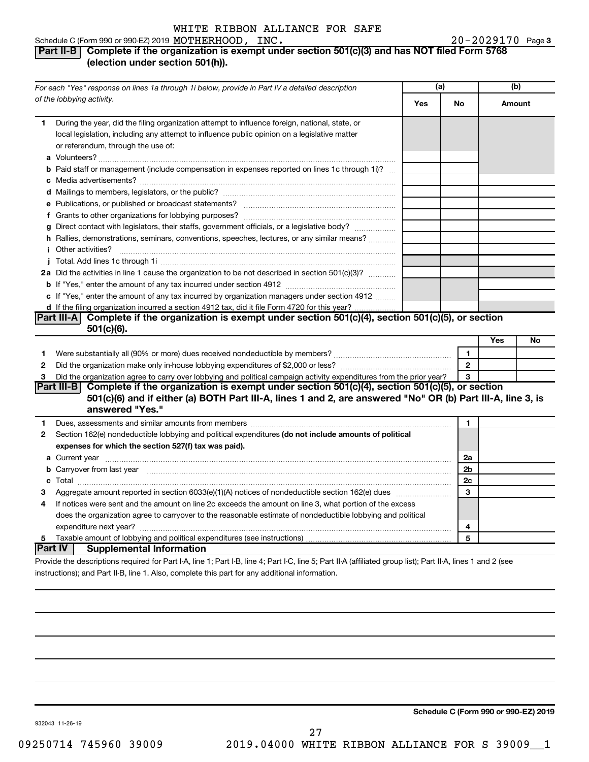WHITE RIBBON ALLIANCE FOR SAFE

Schedule C (Form 990 or 990-EZ) 2019 MOTHERHOOD, INC. 20-2029170 Page 3

## Part II-B Complete if the organization is exempt under section 501(c)(3) and has NOT filed Form 5768 (election under section 501(h)).

| *For each "Yes" response on lines 1a through 1i below, provide in Part IV a detailed description of the lobbying activity.* | (a) Yes | (a) No | (b) Amount |
|---|---|---|---|
| **1** During the year, did the filing organization attempt to influence foreign, national, state, or local legislation, including any attempt to influence public opinion on a legislative matter or referendum, through the use of: | | | |
| **a** Volunteers? | | | |
| **b** Paid staff or management (include compensation in expenses reported on lines 1c through 1i)? | | | |
| **c** Media advertisements? | | | |
| **d** Mailings to members, legislators, or the public? | | | |
| **e** Publications, or published or broadcast statements? | | | |
| **f** Grants to other organizations for lobbying purposes? | | | |
| **g** Direct contact with legislators, their staffs, government officials, or a legislative body? | | | |
| **h** Rallies, demonstrations, seminars, conventions, speeches, lectures, or any similar means? | | | |
| **i** Other activities? | | | |
| **j** Total. Add lines 1c through 1i | | | |
| **2a** Did the activities in line 1 cause the organization to be not described in section 501(c)(3)? | | | |
| **b** If "Yes," enter the amount of any tax incurred under section 4912 | | | |
| **c** If "Yes," enter the amount of any tax incurred by organization managers under section 4912 | | | |
| **d** If the filing organization incurred a section 4912 tax, did it file Form 4720 for this year? | | | |

## Part III-A Complete if the organization is exempt under section 501(c)(4), section 501(c)(5), or section 501(c)(6).

| | | | Yes | No |
|---|---|---|---|---|
| **1** | Were substantially all (90% or more) dues received nondeductible by members? | 1 | | |
| **2** | Did the organization make only in-house lobbying expenditures of $2,000 or less? | 2 | | |
| **3** | Did the organization agree to carry over lobbying and political campaign activity expenditures from the prior year? | 3 | | |

## Part III-B Complete if the organization is exempt under section 501(c)(4), section 501(c)(5), or section 501(c)(6) and if either (a) BOTH Part III-A, lines 1 and 2, are answered "No" OR (b) Part III-A, line 3, is answered "Yes."

| | | | |
|---|---|---|---|
| **1** | Dues, assessments and similar amounts from members | 1 | |
| **2** | Section 162(e) nondeductible lobbying and political expenditures **(do not include amounts of political expenses for which the section 527(f) tax was paid).** | | |
| **a** | Current year | 2a | |
| **b** | Carryover from last year | 2b | |
| **c** | Total | 2c | |
| **3** | Aggregate amount reported in section 6033(e)(1)(A) notices of nondeductible section 162(e) dues | 3 | |
| **4** | If notices were sent and the amount on line 2c exceeds the amount on line 3, what portion of the excess does the organization agree to carryover to the reasonable estimate of nondeductible lobbying and political expenditure next year? | 4 | |
| **5** | Taxable amount of lobbying and political expenditures (see instructions) | 5 | |

## Part IV Supplemental Information

Provide the descriptions required for Part I-A, line 1; Part I-B, line 4; Part I-C, line 5; Part II-A (affiliated group list); Part II-A, lines 1 and 2 (see instructions); and Part II-B, line 1. Also, complete this part for any additional information.

**Schedule C (Form 990 or 990-EZ) 2019**

932043 11-26-19

09250714 745960 39009 2019.04000 WHITE RIBBON ALLIANCE FOR S 39009__1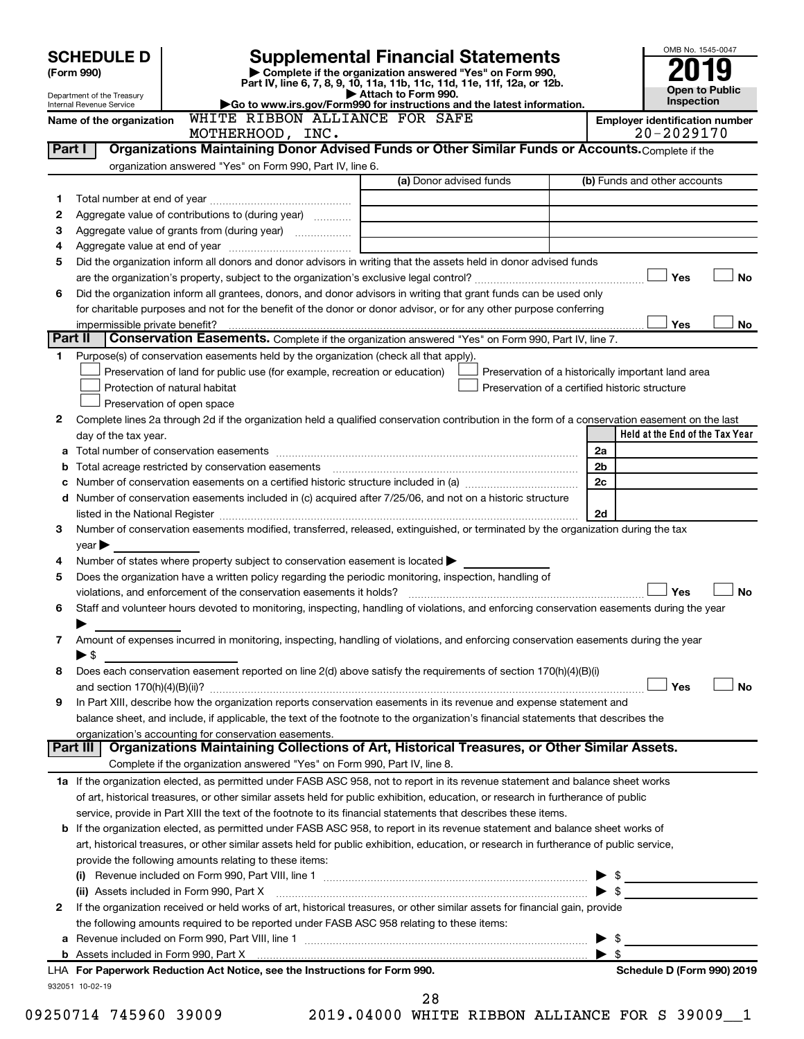# SCHEDULE D (Form 990)

Department of the Treasury
Internal Revenue Service

# Supplemental Financial Statements

▶ Complete if the organization answered "Yes" on Form 990, Part IV, line 6, 7, 8, 9, 10, 11a, 11b, 11c, 11d, 11e, 11f, 12a, or 12b.
▶ Attach to Form 990.
▶Go to www.irs.gov/Form990 for instructions and the latest information.

OMB No. 1545-0047

**2019**

**Open to Public Inspection**

Name of the organization: WHITE RIBBON ALLIANCE FOR SAFE MOTHERHOOD, INC.

Employer identification number: 20-2029170

## Part I — Organizations Maintaining Donor Advised Funds or Other Similar Funds or Accounts.

Complete if the organization answered "Yes" on Form 990, Part IV, line 6.

| | | (a) Donor advised funds | (b) Funds and other accounts |
|---|---|---|---|
| 1 | Total number at end of year | | |
| 2 | Aggregate value of contributions to (during year) | | |
| 3 | Aggregate value of grants from (during year) | | |
| 4 | Aggregate value at end of year | | |

5 Did the organization inform all donors and donor advisors in writing that the assets held in donor advised funds are the organization's property, subject to the organization's exclusive legal control? ☐ Yes ☐ No

6 Did the organization inform all grantees, donors, and donor advisors in writing that grant funds can be used only for charitable purposes and not for the benefit of the donor or donor advisor, or for any other purpose conferring impermissible private benefit? ☐ Yes ☐ No

## Part II — Conservation Easements.

Complete if the organization answered "Yes" on Form 990, Part IV, line 7.

1 Purpose(s) of conservation easements held by the organization (check all that apply).

- ☐ Preservation of land for public use (for example, recreation or education)
- ☐ Preservation of a historically important land area
- ☐ Protection of natural habitat
- ☐ Preservation of a certified historic structure
- ☐ Preservation of open space

2 Complete lines 2a through 2d if the organization held a qualified conservation contribution in the form of a conservation easement on the last day of the tax year.

| | | | Held at the End of the Tax Year |
|---|---|---|---|
| a | Total number of conservation easements | 2a | |
| b | Total acreage restricted by conservation easements | 2b | |
| c | Number of conservation easements on a certified historic structure included in (a) | 2c | |
| d | Number of conservation easements included in (c) acquired after 7/25/06, and not on a historic structure listed in the National Register | 2d | |

3 Number of conservation easements modified, transferred, released, extinguished, or terminated by the organization during the tax year ▶

4 Number of states where property subject to conservation easement is located ▶

5 Does the organization have a written policy regarding the periodic monitoring, inspection, handling of violations, and enforcement of the conservation easements it holds? ☐ Yes ☐ No

6 Staff and volunteer hours devoted to monitoring, inspecting, handling of violations, and enforcing conservation easements during the year ▶

7 Amount of expenses incurred in monitoring, inspecting, handling of violations, and enforcing conservation easements during the year ▶ $

8 Does each conservation easement reported on line 2(d) above satisfy the requirements of section 170(h)(4)(B)(i) and section 170(h)(4)(B)(ii)? ☐ Yes ☐ No

9 In Part XIII, describe how the organization reports conservation easements in its revenue and expense statement and balance sheet, and include, if applicable, the text of the footnote to the organization's financial statements that describes the organization's accounting for conservation easements.

## Part III — Organizations Maintaining Collections of Art, Historical Treasures, or Other Similar Assets.

Complete if the organization answered "Yes" on Form 990, Part IV, line 8.

1a If the organization elected, as permitted under FASB ASC 958, not to report in its revenue statement and balance sheet works of art, historical treasures, or other similar assets held for public exhibition, education, or research in furtherance of public service, provide in Part XIII the text of the footnote to its financial statements that describes these items.

b If the organization elected, as permitted under FASB ASC 958, to report in its revenue statement and balance sheet works of art, historical treasures, or other similar assets held for public exhibition, education, or research in furtherance of public service, provide the following amounts relating to these items:

(i) Revenue included on Form 990, Part VIII, line 1 ▶ $

(ii) Assets included in Form 990, Part X ▶ $

2 If the organization received or held works of art, historical treasures, or other similar assets for financial gain, provide the following amounts required to be reported under FASB ASC 958 relating to these items:

a Revenue included on Form 990, Part VIII, line 1 ▶ $

b Assets included in Form 990, Part X ▶ $

LHA For Paperwork Reduction Act Notice, see the Instructions for Form 990. Schedule D (Form 990) 2019

932051 10-02-19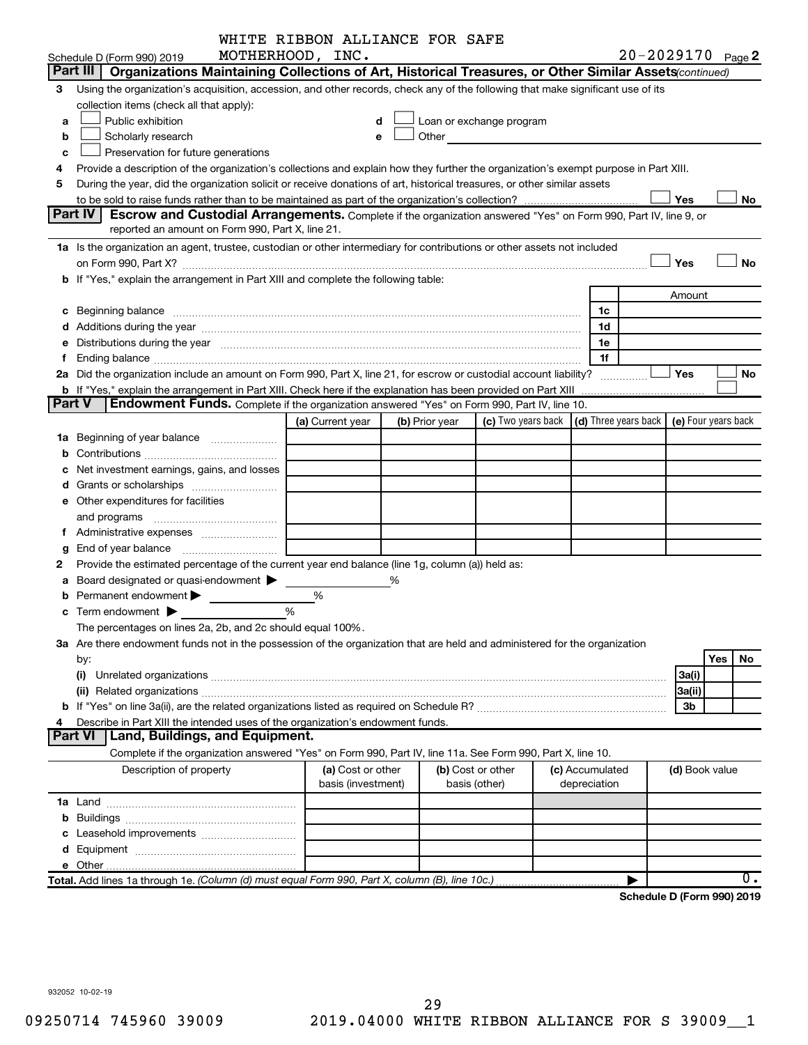WHITE RIBBON ALLIANCE FOR SAFE MOTHERHOOD, INC. 20-2029170

Schedule D (Form 990) 2019 Page 2

## Part III Organizations Maintaining Collections of Art, Historical Treasures, or Other Similar Assets *(continued)*

3 Using the organization's acquisition, accession, and other records, check any of the following that make significant use of its collection items (check all that apply):

- a ☐ Public exhibition
- b ☐ Scholarly research
- c ☐ Preservation for future generations
- d ☐ Loan or exchange program
- e ☐ Other

4 Provide a description of the organization's collections and explain how they further the organization's exempt purpose in Part XIII.

5 During the year, did the organization solicit or receive donations of art, historical treasures, or other similar assets to be sold to raise funds rather than to be maintained as part of the organization's collection? ☐ Yes ☐ No

## Part IV Escrow and Custodial Arrangements.

Complete if the organization answered "Yes" on Form 990, Part IV, line 9, or reported an amount on Form 990, Part X, line 21.

1a Is the organization an agent, trustee, custodian or other intermediary for contributions or other assets not included on Form 990, Part X? ☐ Yes ☐ No

b If "Yes," explain the arrangement in Part XIII and complete the following table:

| | | Amount |
|---|---|---|
| c Beginning balance | 1c | |
| d Additions during the year | 1d | |
| e Distributions during the year | 1e | |
| f Ending balance | 1f | |

2a Did the organization include an amount on Form 990, Part X, line 21, for escrow or custodial account liability? ☐ Yes ☐ No

b If "Yes," explain the arrangement in Part XIII. Check here if the explanation has been provided on Part XIII ☐

## Part V Endowment Funds.

Complete if the organization answered "Yes" on Form 990, Part IV, line 10.

| | (a) Current year | (b) Prior year | (c) Two years back | (d) Three years back | (e) Four years back |
|---|---|---|---|---|---|
| 1a Beginning of year balance | | | | | |
| b Contributions | | | | | |
| c Net investment earnings, gains, and losses | | | | | |
| d Grants or scholarships | | | | | |
| e Other expenditures for facilities and programs | | | | | |
| f Administrative expenses | | | | | |
| g End of year balance | | | | | |

2 Provide the estimated percentage of the current year end balance (line 1g, column (a)) held as:

- a Board designated or quasi-endowment ▶ %
- b Permanent endowment ▶ %
- c Term endowment ▶ %

The percentages on lines 2a, 2b, and 2c should equal 100%.

3a Are there endowment funds not in the possession of the organization that are held and administered for the organization by:

| | | Yes | No |
|---|---|---|---|
| (i) Unrelated organizations | 3a(i) | | |
| (ii) Related organizations | 3a(ii) | | |
| b If "Yes" on line 3a(ii), are the related organizations listed as required on Schedule R? | 3b | | |

4 Describe in Part XIII the intended uses of the organization's endowment funds.

## Part VI Land, Buildings, and Equipment.

Complete if the organization answered "Yes" on Form 990, Part IV, line 11a. See Form 990, Part X, line 10.

| Description of property | (a) Cost or other basis (investment) | (b) Cost or other basis (other) | (c) Accumulated depreciation | (d) Book value |
|---|---|---|---|---|
| 1a Land | | | | |
| b Buildings | | | | |
| c Leasehold improvements | | | | |
| d Equipment | | | | |
| e Other | | | | |
| **Total.** Add lines 1a through 1e. *(Column (d) must equal Form 990, Part X, column (B), line 10c.)* | | | | 0. |

**Schedule D (Form 990) 2019**

932052 10-02-19

09250714 745960 39009 2019.04000 WHITE RIBBON ALLIANCE FOR S 39009__1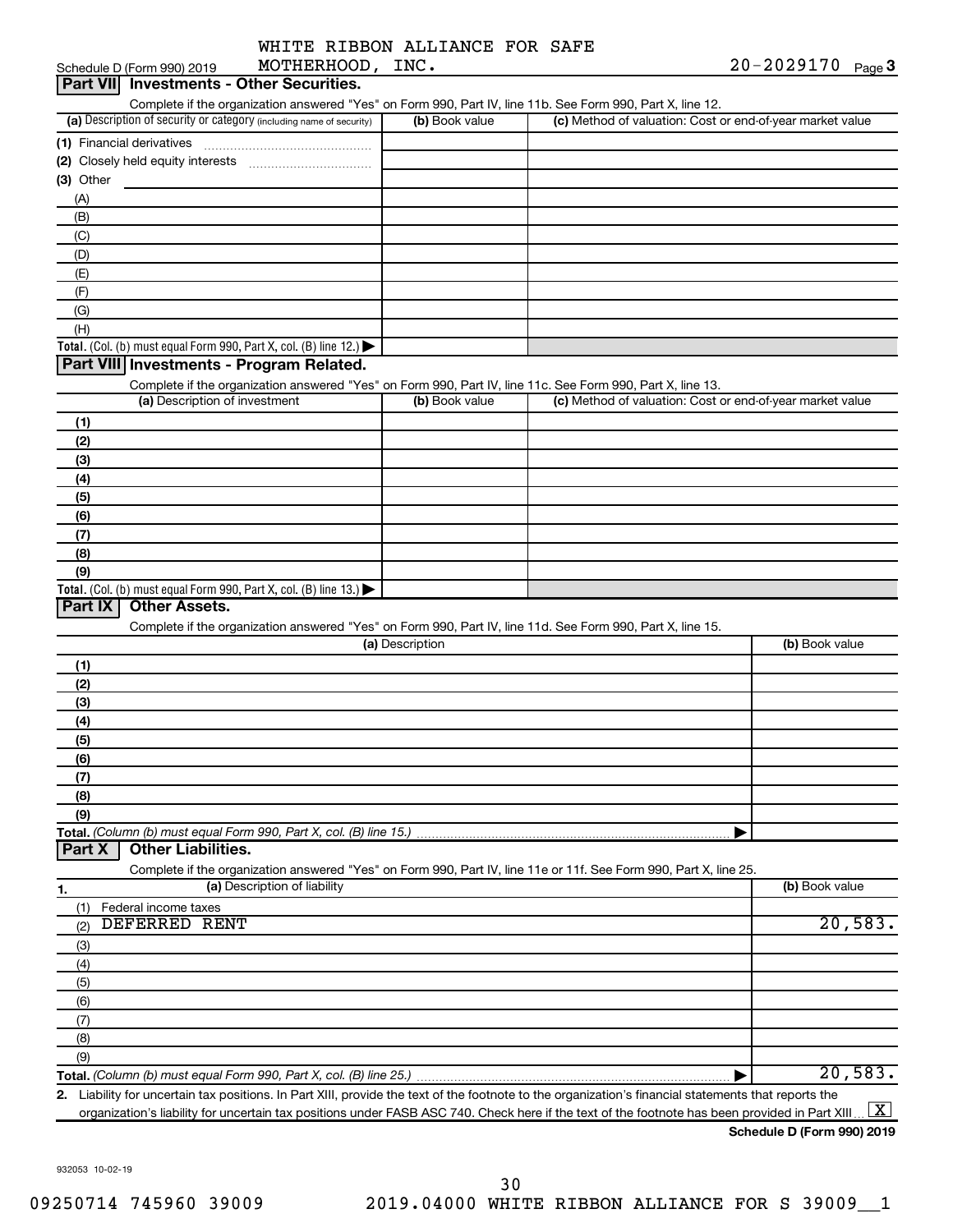Schedule D (Form 990) 2019 WHITE RIBBON ALLIANCE FOR SAFE MOTHERHOOD, INC. 20-2029170 Page 3

## Part VII Investments - Other Securities.

Complete if the organization answered "Yes" on Form 990, Part IV, line 11b. See Form 990, Part X, line 12.

| (a) Description of security or category (including name of security) | (b) Book value | (c) Method of valuation: Cost or end-of-year market value |
|---|---|---|
| (1) Financial derivatives | | |
| (2) Closely held equity interests | | |
| (3) Other | | |
| (A) | | |
| (B) | | |
| (C) | | |
| (D) | | |
| (E) | | |
| (F) | | |
| (G) | | |
| (H) | | |
| **Total.** (Col. (b) must equal Form 990, Part X, col. (B) line 12.) | | |

## Part VIII Investments - Program Related.

Complete if the organization answered "Yes" on Form 990, Part IV, line 11c. See Form 990, Part X, line 13.

| (a) Description of investment | (b) Book value | (c) Method of valuation: Cost or end-of-year market value |
|---|---|---|
| (1) | | |
| (2) | | |
| (3) | | |
| (4) | | |
| (5) | | |
| (6) | | |
| (7) | | |
| (8) | | |
| (9) | | |
| **Total.** (Col. (b) must equal Form 990, Part X, col. (B) line 13.) | | |

## Part IX Other Assets.

Complete if the organization answered "Yes" on Form 990, Part IV, line 11d. See Form 990, Part X, line 15.

| (a) Description | (b) Book value |
|---|---|
| (1) | |
| (2) | |
| (3) | |
| (4) | |
| (5) | |
| (6) | |
| (7) | |
| (8) | |
| (9) | |
| **Total.** *(Column (b) must equal Form 990, Part X, col. (B) line 15.)* | |

## Part X Other Liabilities.

Complete if the organization answered "Yes" on Form 990, Part IV, line 11e or 11f. See Form 990, Part X, line 25.

| 1. (a) Description of liability | (b) Book value |
|---|---|
| (1) Federal income taxes | |
| (2) DEFERRED RENT | 20,583. |
| (3) | |
| (4) | |
| (5) | |
| (6) | |
| (7) | |
| (8) | |
| (9) | |
| **Total.** *(Column (b) must equal Form 990, Part X, col. (B) line 25.)* | 20,583. |

**2.** Liability for uncertain tax positions. In Part XIII, provide the text of the footnote to the organization's financial statements that reports the organization's liability for uncertain tax positions under FASB ASC 740. Check here if the text of the footnote has been provided in Part XIII [X]

**Schedule D (Form 990) 2019**

932053 10-02-19

09250714 745960 39009 2019.04000 WHITE RIBBON ALLIANCE FOR S 39009__1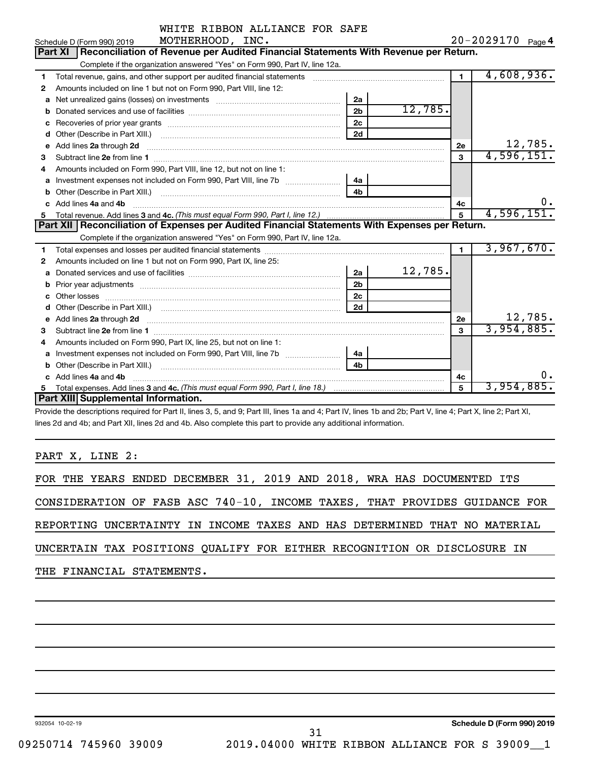Schedule D (Form 990) 2019 WHITE RIBBON ALLIANCE FOR SAFE MOTHERHOOD, INC. 20-2029170 Page 4

## Part XI Reconciliation of Revenue per Audited Financial Statements With Revenue per Return.

Complete if the organization answered "Yes" on Form 990, Part IV, line 12a.

| | | | | | |
|---|---|---|---|---|---|
| 1 | Total revenue, gains, and other support per audited financial statements | | | 1 | 4,608,936. |
| 2 | Amounts included on line 1 but not on Form 990, Part VIII, line 12: | | | | |
| a | Net unrealized gains (losses) on investments | 2a | | | |
| b | Donated services and use of facilities | 2b | 12,785. | | |
| c | Recoveries of prior year grants | 2c | | | |
| d | Other (Describe in Part XIII.) | 2d | | | |
| e | Add lines 2a through 2d | | | 2e | 12,785. |
| 3 | Subtract line 2e from line 1 | | | 3 | 4,596,151. |
| 4 | Amounts included on Form 990, Part VIII, line 12, but not on line 1: | | | | |
| a | Investment expenses not included on Form 990, Part VIII, line 7b | 4a | | | |
| b | Other (Describe in Part XIII.) | 4b | | | |
| c | Add lines 4a and 4b | | | 4c | 0. |
| 5 | Total revenue. Add lines 3 and 4c. *(This must equal Form 990, Part I, line 12.)* | | | 5 | 4,596,151. |

## Part XII Reconciliation of Expenses per Audited Financial Statements With Expenses per Return.

Complete if the organization answered "Yes" on Form 990, Part IV, line 12a.

| | | | | | |
|---|---|---|---|---|---|
| 1 | Total expenses and losses per audited financial statements | | | 1 | 3,967,670. |
| 2 | Amounts included on line 1 but not on Form 990, Part IX, line 25: | | | | |
| a | Donated services and use of facilities | 2a | 12,785. | | |
| b | Prior year adjustments | 2b | | | |
| c | Other losses | 2c | | | |
| d | Other (Describe in Part XIII.) | 2d | | | |
| e | Add lines 2a through 2d | | | 2e | 12,785. |
| 3 | Subtract line 2e from line 1 | | | 3 | 3,954,885. |
| 4 | Amounts included on Form 990, Part IX, line 25, but not on line 1: | | | | |
| a | Investment expenses not included on Form 990, Part VIII, line 7b | 4a | | | |
| b | Other (Describe in Part XIII.) | 4b | | | |
| c | Add lines 4a and 4b | | | 4c | 0. |
| 5 | Total expenses. Add lines 3 and 4c. *(This must equal Form 990, Part I, line 18.)* | | | 5 | 3,954,885. |

## Part XIII Supplemental Information.

Provide the descriptions required for Part II, lines 3, 5, and 9; Part III, lines 1a and 4; Part IV, lines 1b and 2b; Part V, line 4; Part X, line 2; Part XI, lines 2d and 4b; and Part XII, lines 2d and 4b. Also complete this part to provide any additional information.

PART X, LINE 2:

FOR THE YEARS ENDED DECEMBER 31, 2019 AND 2018, WRA HAS DOCUMENTED ITS CONSIDERATION OF FASB ASC 740-10, INCOME TAXES, THAT PROVIDES GUIDANCE FOR REPORTING UNCERTAINTY IN INCOME TAXES AND HAS DETERMINED THAT NO MATERIAL UNCERTAIN TAX POSITIONS QUALIFY FOR EITHER RECOGNITION OR DISCLOSURE IN THE FINANCIAL STATEMENTS.

932054 10-02-19 **Schedule D (Form 990) 2019**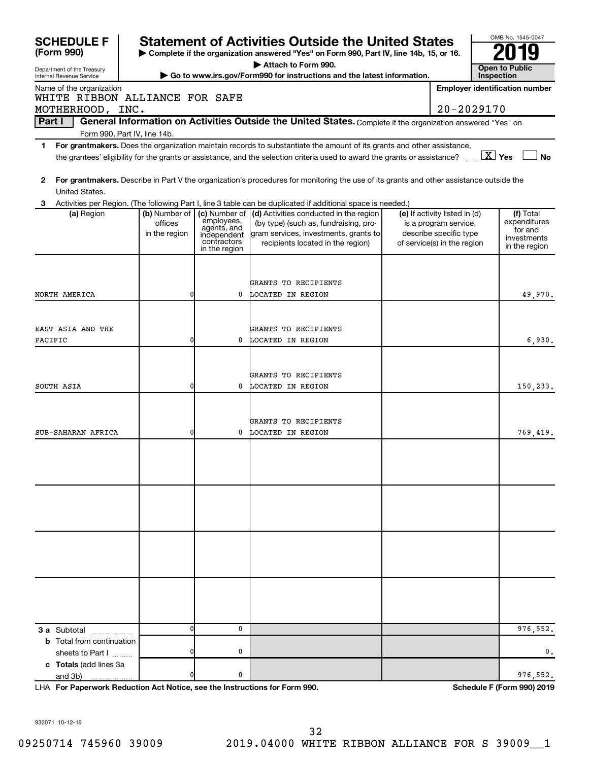**SCHEDULE F (Form 990)**

Department of the Treasury
Internal Revenue Service

# Statement of Activities Outside the United States

▶ Complete if the organization answered "Yes" on Form 990, Part IV, line 14b, 15, or 16.
▶ Attach to Form 990.
▶ Go to www.irs.gov/Form990 for instructions and the latest information.

OMB No. 1545-0047

**2019**

**Open to Public Inspection**

Name of the organization: WHITE RIBBON ALLIANCE FOR SAFE MOTHERHOOD, INC.

Employer identification number: 20-2029170

## Part I General Information on Activities Outside the United States. Complete if the organization answered "Yes" on Form 990, Part IV, line 14b.

1 **For grantmakers.** Does the organization maintain records to substantiate the amount of its grants and other assistance, the grantees' eligibility for the grants or assistance, and the selection criteria used to award the grants or assistance? [X] Yes [ ] No

2 **For grantmakers.** Describe in Part V the organization's procedures for monitoring the use of its grants and other assistance outside the United States.

3 Activities per Region. (The following Part I, line 3 table can be duplicated if additional space is needed.)

| (a) Region | (b) Number of offices in the region | (c) Number of employees, agents, and independent contractors in the region | (d) Activities conducted in the region (by type) (such as, fundraising, program services, investments, grants to recipients located in the region) | (e) If activity listed in (d) is a program service, describe specific type of service(s) in the region | (f) Total expenditures for and investments in the region |
|---|---|---|---|---|---|
| NORTH AMERICA | 0 | 0 | GRANTS TO RECIPIENTS LOCATED IN REGION | | 49,970. |
| EAST ASIA AND THE PACIFIC | 0 | 0 | GRANTS TO RECIPIENTS LOCATED IN REGION | | 6,930. |
| SOUTH ASIA | 0 | 0 | GRANTS TO RECIPIENTS LOCATED IN REGION | | 150,233. |
| SUB-SAHARAN AFRICA | 0 | 0 | GRANTS TO RECIPIENTS LOCATED IN REGION | | 769,419. |
| | | | | | |
| | | | | | |
| | | | | | |
| | | | | | |
| **3 a** Subtotal | 0 | 0 | | | 976,552. |
| **b** Total from continuation sheets to Part I | 0 | 0 | | | 0. |
| **c Totals** (add lines 3a and 3b) | 0 | 0 | | | 976,552. |

LHA **For Paperwork Reduction Act Notice, see the Instructions for Form 990.** **Schedule F (Form 990) 2019**

932071 10-12-19

09250714 745960 39009 2019.04000 WHITE RIBBON ALLIANCE FOR S 39009__1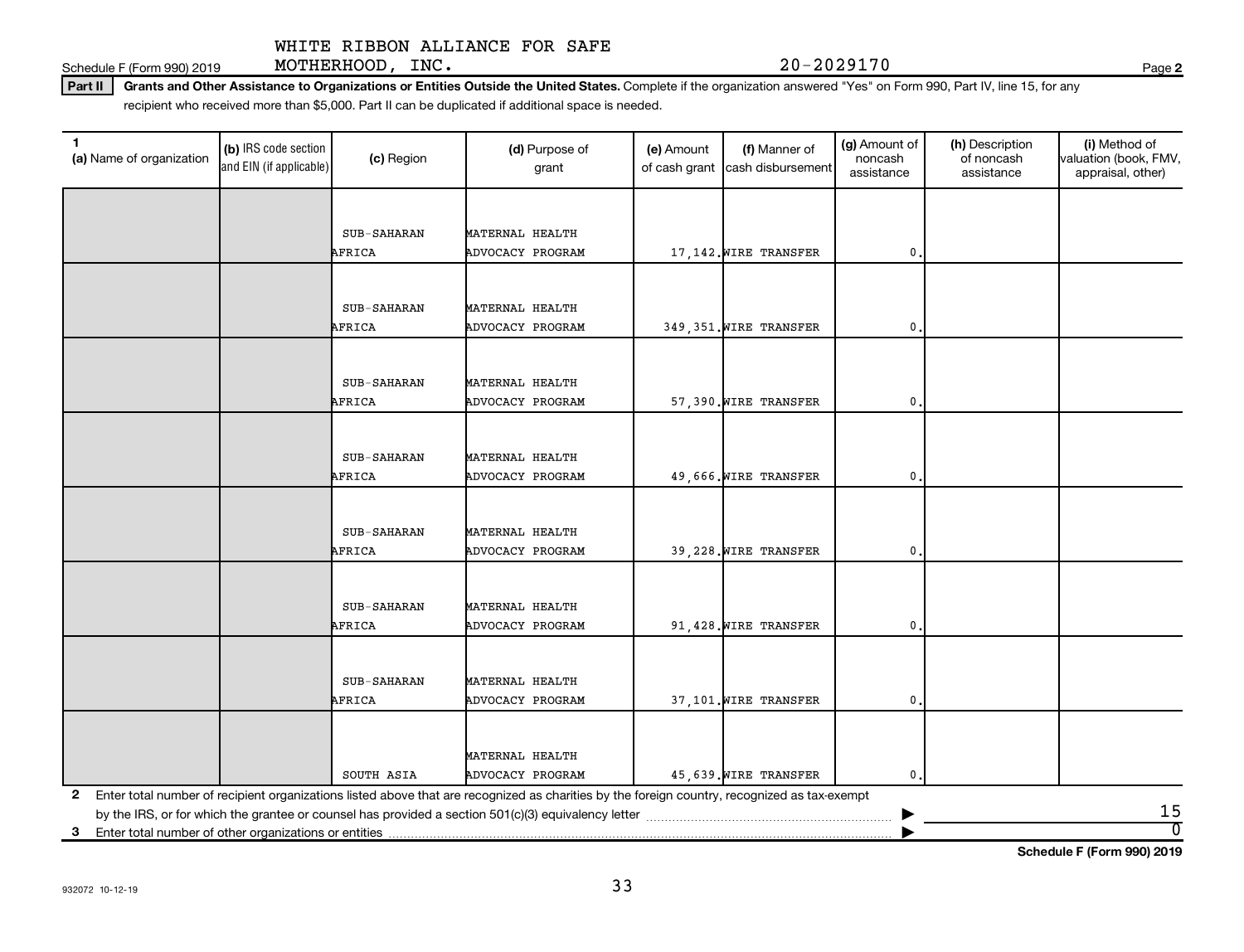WHITE RIBBON ALLIANCE FOR SAFE MOTHERHOOD, INC. 20-2029170

Schedule F (Form 990) 2019

**Part II** **Grants and Other Assistance to Organizations or Entities Outside the United States.** Complete if the organization answered "Yes" on Form 990, Part IV, line 15, for any recipient who received more than $5,000. Part II can be duplicated if additional space is needed.

| 1 (a) Name of organization | (b) IRS code section and EIN (if applicable) | (c) Region | (d) Purpose of grant | (e) Amount of cash grant | (f) Manner of cash disbursement | (g) Amount of noncash assistance | (h) Description of noncash assistance | (i) Method of valuation (book, FMV, appraisal, other) |
|---|---|---|---|---|---|---|---|---|
| | | SUB-SAHARAN AFRICA | MATERNAL HEALTH ADVOCACY PROGRAM | 17,142. | WIRE TRANSFER | 0. | | |
| | | SUB-SAHARAN AFRICA | MATERNAL HEALTH ADVOCACY PROGRAM | 349,351. | WIRE TRANSFER | 0. | | |
| | | SUB-SAHARAN AFRICA | MATERNAL HEALTH ADVOCACY PROGRAM | 57,390. | WIRE TRANSFER | 0. | | |
| | | SUB-SAHARAN AFRICA | MATERNAL HEALTH ADVOCACY PROGRAM | 49,666. | WIRE TRANSFER | 0. | | |
| | | SUB-SAHARAN AFRICA | MATERNAL HEALTH ADVOCACY PROGRAM | 39,228. | WIRE TRANSFER | 0. | | |
| | | SUB-SAHARAN AFRICA | MATERNAL HEALTH ADVOCACY PROGRAM | 91,428. | WIRE TRANSFER | 0. | | |
| | | SUB-SAHARAN AFRICA | MATERNAL HEALTH ADVOCACY PROGRAM | 37,101. | WIRE TRANSFER | 0. | | |
| | | SOUTH ASIA | MATERNAL HEALTH ADVOCACY PROGRAM | 45,639. | WIRE TRANSFER | 0. | | |

**2** Enter total number of recipient organizations listed above that are recognized as charities by the foreign country, recognized as tax-exempt by the IRS, or for which the grantee or counsel has provided a section 501(c)(3) equivalency letter ▶ 15

**3** Enter total number of other organizations or entities ▶ 0

**Schedule F (Form 990) 2019**

932072 10-12-19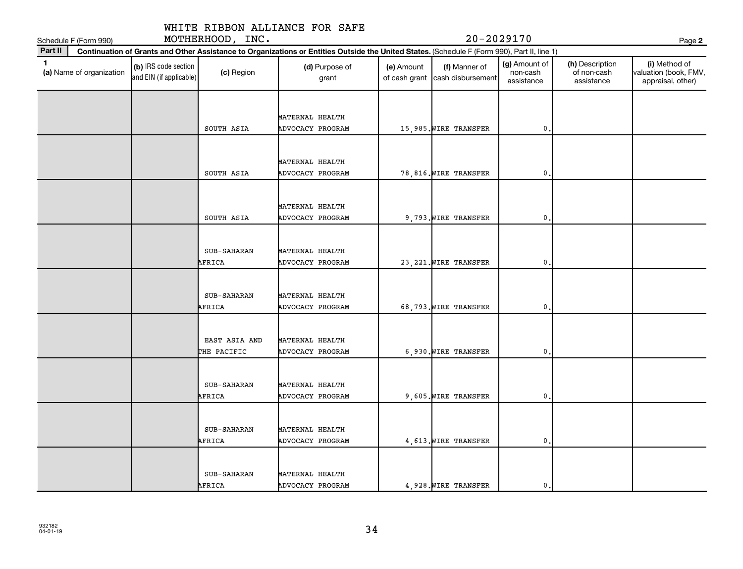WHITE RIBBON ALLIANCE FOR SAFE MOTHERHOOD, INC. 20-2029170

Schedule F (Form 990)

**Part II** **Continuation of Grants and Other Assistance to Organizations or Entities Outside the United States.** (Schedule F (Form 990), Part II, line 1)

| 1 (a) Name of organization | (b) IRS code section and EIN (if applicable) | (c) Region | (d) Purpose of grant | (e) Amount of cash grant | (f) Manner of cash disbursement | (g) Amount of non-cash assistance | (h) Description of non-cash assistance | (i) Method of valuation (book, FMV, appraisal, other) |
|---|---|---|---|---|---|---|---|---|
| | | SOUTH ASIA | MATERNAL HEALTH ADVOCACY PROGRAM | 15,985. | WIRE TRANSFER | 0. | | |
| | | SOUTH ASIA | MATERNAL HEALTH ADVOCACY PROGRAM | 78,816. | WIRE TRANSFER | 0. | | |
| | | SOUTH ASIA | MATERNAL HEALTH ADVOCACY PROGRAM | 9,793. | WIRE TRANSFER | 0. | | |
| | | SUB-SAHARAN AFRICA | MATERNAL HEALTH ADVOCACY PROGRAM | 23,221. | WIRE TRANSFER | 0. | | |
| | | SUB-SAHARAN AFRICA | MATERNAL HEALTH ADVOCACY PROGRAM | 68,793. | WIRE TRANSFER | 0. | | |
| | | EAST ASIA AND THE PACIFIC | MATERNAL HEALTH ADVOCACY PROGRAM | 6,930. | WIRE TRANSFER | 0. | | |
| | | SUB-SAHARAN AFRICA | MATERNAL HEALTH ADVOCACY PROGRAM | 9,605. | WIRE TRANSFER | 0. | | |
| | | SUB-SAHARAN AFRICA | MATERNAL HEALTH ADVOCACY PROGRAM | 4,613. | WIRE TRANSFER | 0. | | |
| | | SUB-SAHARAN AFRICA | MATERNAL HEALTH ADVOCACY PROGRAM | 4,928. | WIRE TRANSFER | 0. | | |

932182 04-01-19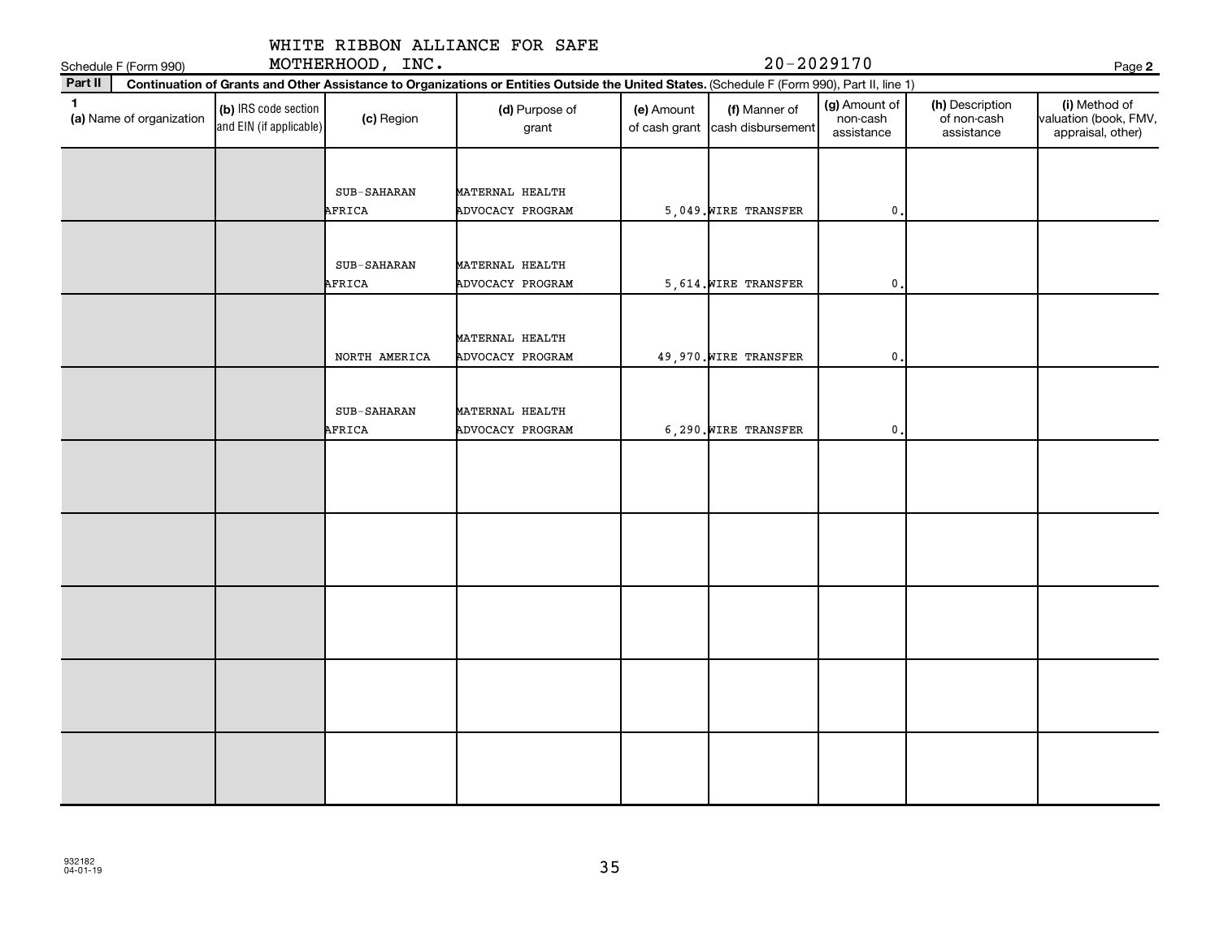WHITE RIBBON ALLIANCE FOR SAFE MOTHERHOOD, INC. 20-2029170

Schedule F (Form 990)

**Part II** **Continuation of Grants and Other Assistance to Organizations or Entities Outside the United States.** (Schedule F (Form 990), Part II, line 1)

| 1 (a) Name of organization | (b) IRS code section and EIN (if applicable) | (c) Region | (d) Purpose of grant | (e) Amount of cash grant | (f) Manner of cash disbursement | (g) Amount of non-cash assistance | (h) Description of non-cash assistance | (i) Method of valuation (book, FMV, appraisal, other) |
|---|---|---|---|---|---|---|---|---|
| | | SUB-SAHARAN AFRICA | MATERNAL HEALTH ADVOCACY PROGRAM | 5,049. | WIRE TRANSFER | 0. | | |
| | | SUB-SAHARAN AFRICA | MATERNAL HEALTH ADVOCACY PROGRAM | 5,614. | WIRE TRANSFER | 0. | | |
| | | NORTH AMERICA | MATERNAL HEALTH ADVOCACY PROGRAM | 49,970. | WIRE TRANSFER | 0. | | |
| | | SUB-SAHARAN AFRICA | MATERNAL HEALTH ADVOCACY PROGRAM | 6,290. | WIRE TRANSFER | 0. | | |
| | | | | | | | | |
| | | | | | | | | |
| | | | | | | | | |
| | | | | | | | | |
| | | | | | | | | |

932182 04-01-19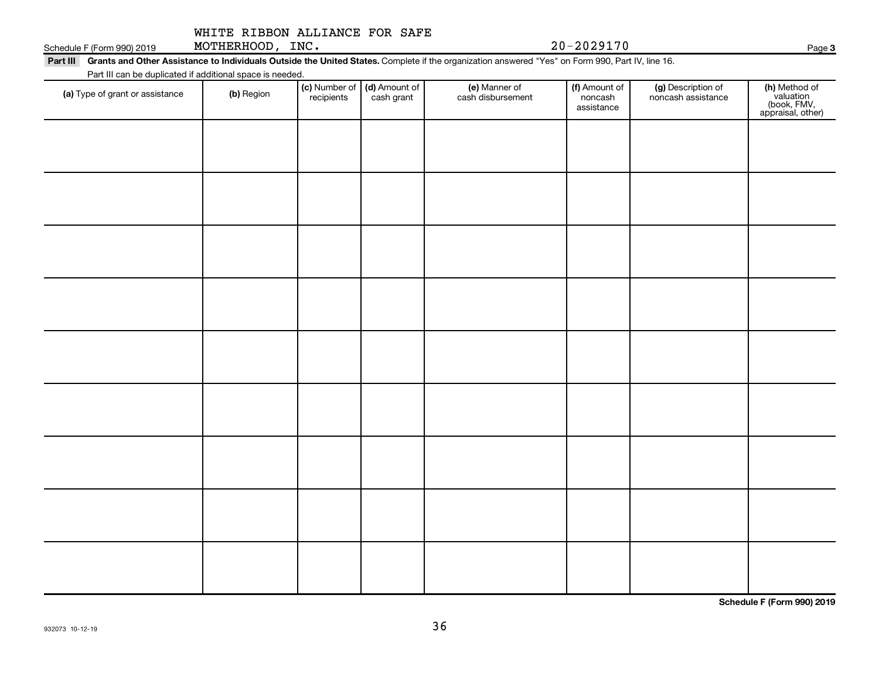WHITE RIBBON ALLIANCE FOR SAFE MOTHERHOOD, INC. 20-2029170

Schedule F (Form 990) 2019 Page 3

**Part III** **Grants and Other Assistance to Individuals Outside the United States.** Complete if the organization answered "Yes" on Form 990, Part IV, line 16.

Part III can be duplicated if additional space is needed.

| (a) Type of grant or assistance | (b) Region | (c) Number of recipients | (d) Amount of cash grant | (e) Manner of cash disbursement | (f) Amount of noncash assistance | (g) Description of noncash assistance | (h) Method of valuation (book, FMV, appraisal, other) |
|---|---|---|---|---|---|---|---|
| | | | | | | | |
| | | | | | | | |
| | | | | | | | |
| | | | | | | | |
| | | | | | | | |
| | | | | | | | |
| | | | | | | | |
| | | | | | | | |
| | | | | | | | |

**Schedule F (Form 990) 2019**

932073 10-12-19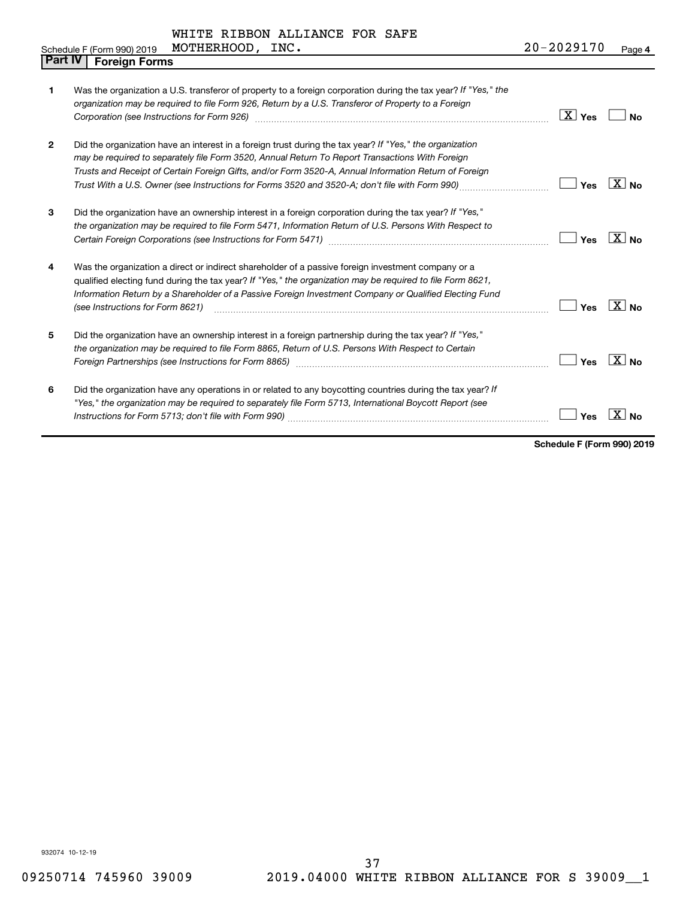Schedule F (Form 990) 2019 WHITE RIBBON ALLIANCE FOR SAFE MOTHERHOOD, INC. 20-2029170

## Part IV Foreign Forms

| | | Yes | No |
|---|---|---|---|
| 1 | Was the organization a U.S. transferor of property to a foreign corporation during the tax year? *If "Yes," the organization may be required to file Form 926, Return by a U.S. Transferor of Property to a Foreign Corporation (see Instructions for Form 926)* | X | |
| 2 | Did the organization have an interest in a foreign trust during the tax year? *If "Yes," the organization may be required to separately file Form 3520, Annual Return To Report Transactions With Foreign Trusts and Receipt of Certain Foreign Gifts, and/or Form 3520-A, Annual Information Return of Foreign Trust With a U.S. Owner (see Instructions for Forms 3520 and 3520-A; don't file with Form 990)* | | X |
| 3 | Did the organization have an ownership interest in a foreign corporation during the tax year? *If "Yes," the organization may be required to file Form 5471, Information Return of U.S. Persons With Respect to Certain Foreign Corporations (see Instructions for Form 5471)* | | X |
| 4 | Was the organization a direct or indirect shareholder of a passive foreign investment company or a qualified electing fund during the tax year? *If "Yes," the organization may be required to file Form 8621, Information Return by a Shareholder of a Passive Foreign Investment Company or Qualified Electing Fund (see Instructions for Form 8621)* | | X |
| 5 | Did the organization have an ownership interest in a foreign partnership during the tax year? *If "Yes," the organization may be required to file Form 8865, Return of U.S. Persons With Respect to Certain Foreign Partnerships (see Instructions for Form 8865)* | | X |
| 6 | Did the organization have any operations in or related to any boycotting countries during the tax year? *If "Yes," the organization may be required to separately file Form 5713, International Boycott Report (see Instructions for Form 5713; don't file with Form 990)* | | X |

**Schedule F (Form 990) 2019**

932074 10-12-19

09250714 745960 39009 2019.04000 WHITE RIBBON ALLIANCE FOR S 39009__1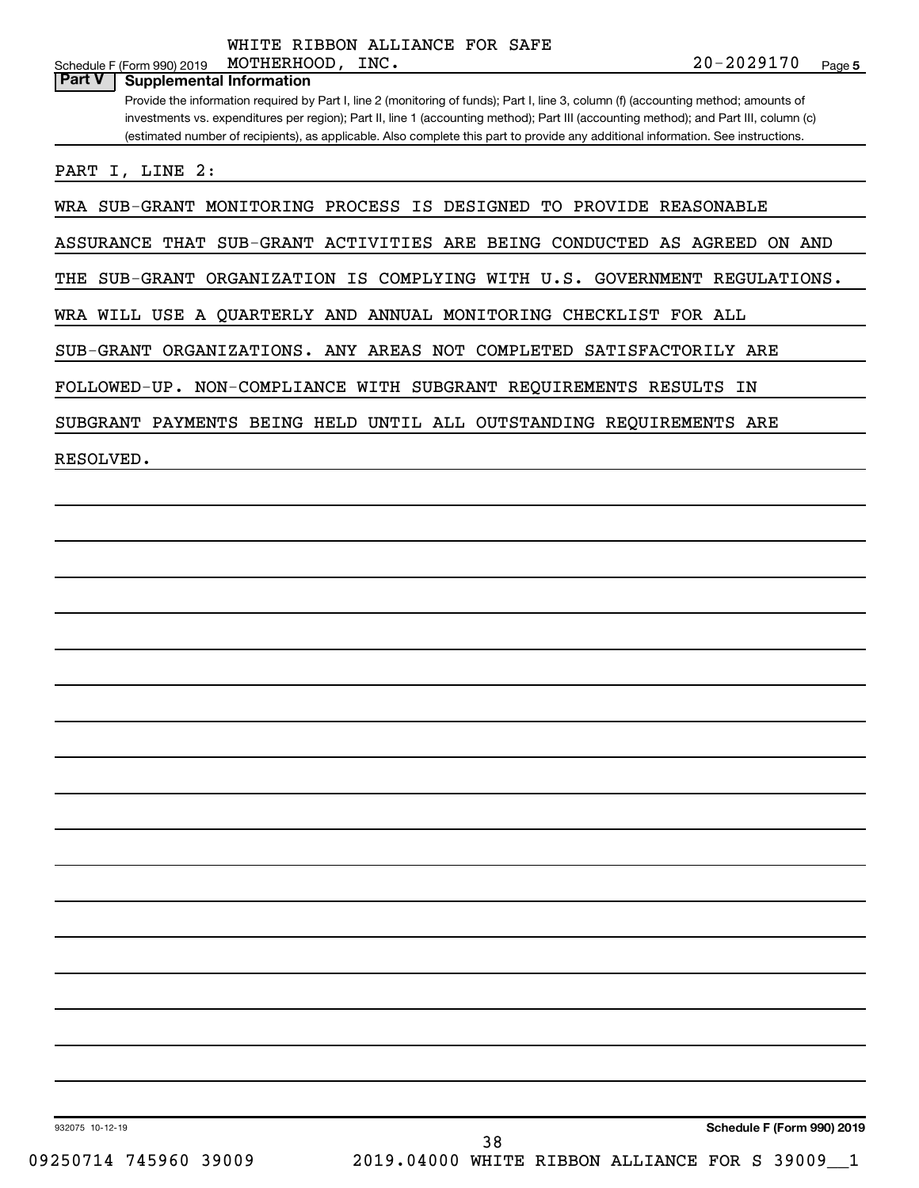WHITE RIBBON ALLIANCE FOR SAFE MOTHERHOOD, INC. 20-2029170

Schedule F (Form 990) 2019

## Part V Supplemental Information

Provide the information required by Part I, line 2 (monitoring of funds); Part I, line 3, column (f) (accounting method; amounts of investments vs. expenditures per region); Part II, line 1 (accounting method); Part III (accounting method); and Part III, column (c) (estimated number of recipients), as applicable. Also complete this part to provide any additional information. See instructions.

PART I, LINE 2:

WRA SUB-GRANT MONITORING PROCESS IS DESIGNED TO PROVIDE REASONABLE ASSURANCE THAT SUB-GRANT ACTIVITIES ARE BEING CONDUCTED AS AGREED ON AND THE SUB-GRANT ORGANIZATION IS COMPLYING WITH U.S. GOVERNMENT REGULATIONS. WRA WILL USE A QUARTERLY AND ANNUAL MONITORING CHECKLIST FOR ALL SUB-GRANT ORGANIZATIONS. ANY AREAS NOT COMPLETED SATISFACTORILY ARE FOLLOWED-UP. NON-COMPLIANCE WITH SUBGRANT REQUIREMENTS RESULTS IN SUBGRANT PAYMENTS BEING HELD UNTIL ALL OUTSTANDING REQUIREMENTS ARE RESOLVED.

932075 10-12-19

Schedule F (Form 990) 2019

09250714 745960 39009 2019.04000 WHITE RIBBON ALLIANCE FOR S 39009__1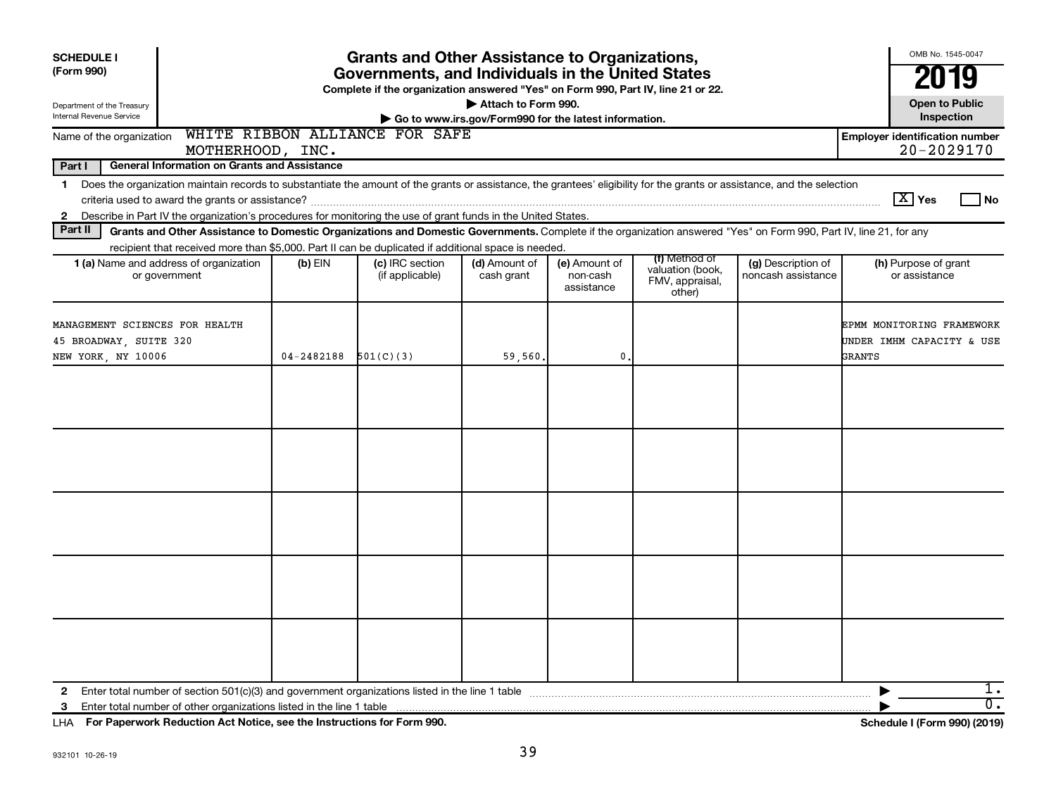**SCHEDULE I**
**(Form 990)**

Department of the Treasury
Internal Revenue Service

# Grants and Other Assistance to Organizations, Governments, and Individuals in the United States

**Complete if the organization answered "Yes" on Form 990, Part IV, line 21 or 22.**
**▶ Attach to Form 990.**
**▶ Go to www.irs.gov/Form990 for the latest information.**

OMB No. 1545-0047
**2019**
**Open to Public Inspection**

Name of the organization: WHITE RIBBON ALLIANCE FOR SAFE MOTHERHOOD, INC.

**Employer identification number** 20-2029170

**Part I — General Information on Grants and Assistance**

1 Does the organization maintain records to substantiate the amount of the grants or assistance, the grantees' eligibility for the grants or assistance, and the selection criteria used to award the grants or assistance? [X] Yes [ ] No

2 Describe in Part IV the organization's procedures for monitoring the use of grant funds in the United States.

**Part II — Grants and Other Assistance to Domestic Organizations and Domestic Governments.** Complete if the organization answered "Yes" on Form 990, Part IV, line 21, for any recipient that received more than $5,000. Part II can be duplicated if additional space is needed.

| 1 (a) Name and address of organization or government | (b) EIN | (c) IRC section (if applicable) | (d) Amount of cash grant | (e) Amount of non-cash assistance | (f) Method of valuation (book, FMV, appraisal, other) | (g) Description of noncash assistance | (h) Purpose of grant or assistance |
|---|---|---|---|---|---|---|---|
| MANAGEMENT SCIENCES FOR HEALTH<br>45 BROADWAY, SUITE 320<br>NEW YORK, NY 10006 | 04-2482188 | 501(C)(3) | 59,560. | 0. | | | EPMM MONITORING FRAMEWORK UNDER IMHM CAPACITY & USE GRANTS |
| | | | | | | | |
| | | | | | | | |
| | | | | | | | |
| | | | | | | | |
| | | | | | | | |

2 Enter total number of section 501(c)(3) and government organizations listed in the line 1 table ▶ 1.

3 Enter total number of other organizations listed in the line 1 table ▶ 0.

LHA **For Paperwork Reduction Act Notice, see the Instructions for Form 990.** **Schedule I (Form 990) (2019)**

932101 10-26-19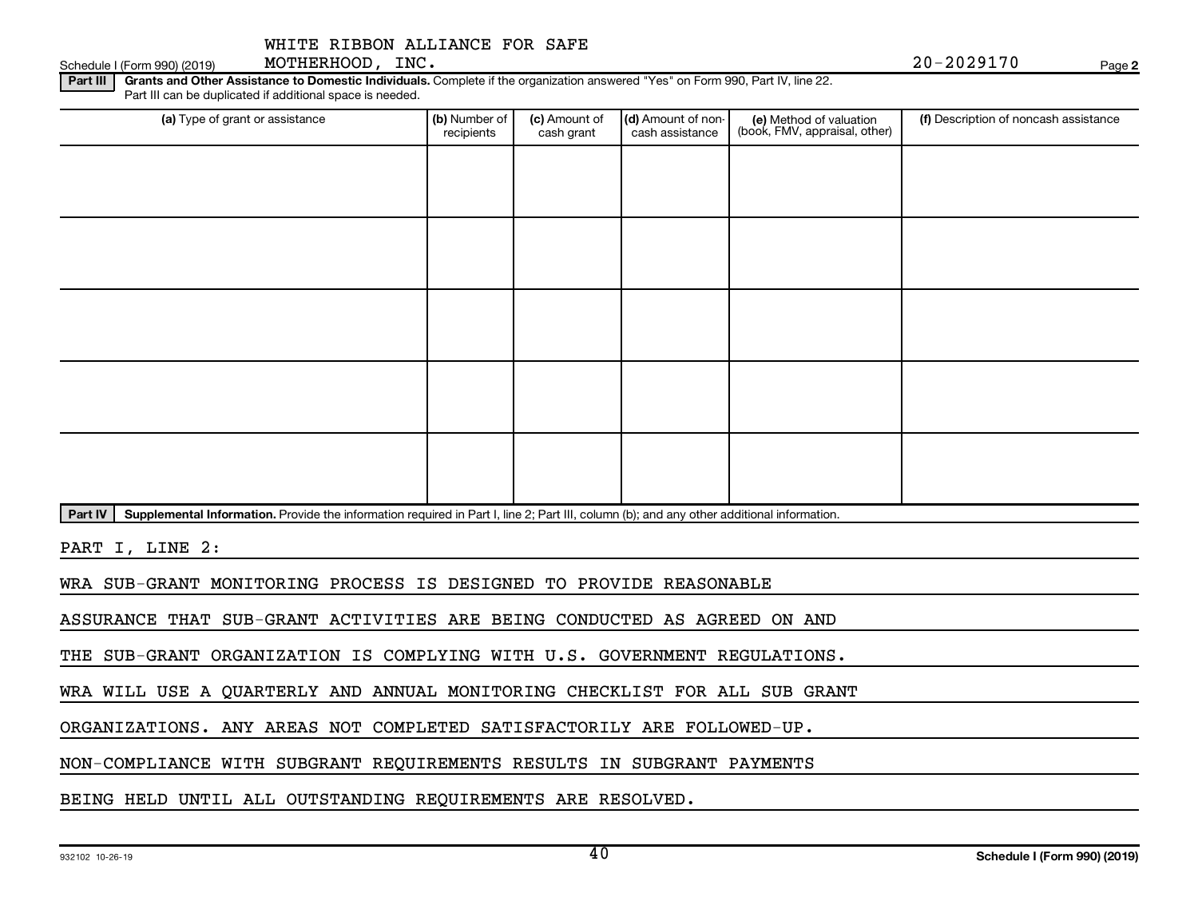WHITE RIBBON ALLIANCE FOR SAFE MOTHERHOOD, INC. 20-2029170

Schedule I (Form 990) (2019) Page 2

**Part III** **Grants and Other Assistance to Domestic Individuals.** Complete if the organization answered "Yes" on Form 990, Part IV, line 22. Part III can be duplicated if additional space is needed.

| (a) Type of grant or assistance | (b) Number of recipients | (c) Amount of cash grant | (d) Amount of non-cash assistance | (e) Method of valuation (book, FMV, appraisal, other) | (f) Description of noncash assistance |
|---|---|---|---|---|---|
| | | | | | |
| | | | | | |
| | | | | | |
| | | | | | |
| | | | | | |

**Part IV** **Supplemental Information.** Provide the information required in Part I, line 2; Part III, column (b); and any other additional information.

PART I, LINE 2:

WRA SUB-GRANT MONITORING PROCESS IS DESIGNED TO PROVIDE REASONABLE ASSURANCE THAT SUB-GRANT ACTIVITIES ARE BEING CONDUCTED AS AGREED ON AND THE SUB-GRANT ORGANIZATION IS COMPLYING WITH U.S. GOVERNMENT REGULATIONS. WRA WILL USE A QUARTERLY AND ANNUAL MONITORING CHECKLIST FOR ALL SUB GRANT ORGANIZATIONS. ANY AREAS NOT COMPLETED SATISFACTORILY ARE FOLLOWED-UP. NON-COMPLIANCE WITH SUBGRANT REQUIREMENTS RESULTS IN SUBGRANT PAYMENTS BEING HELD UNTIL ALL OUTSTANDING REQUIREMENTS ARE RESOLVED.

932102 10-26-19 Schedule I (Form 990) (2019)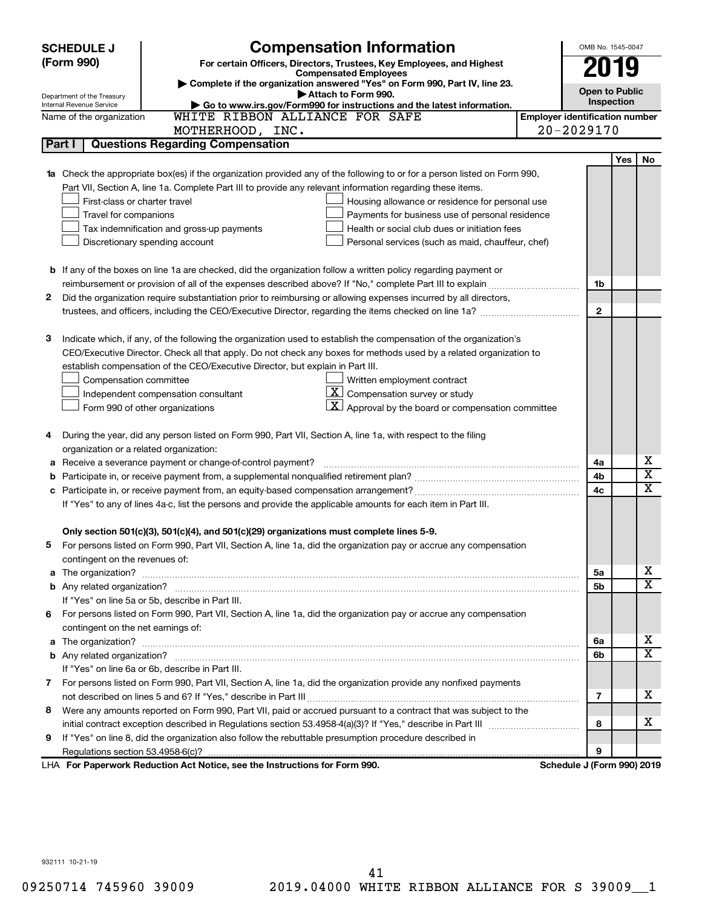# SCHEDULE J (Form 990)

## Compensation Information

**For certain Officers, Directors, Trustees, Key Employees, and Highest Compensated Employees**

▶ Complete if the organization answered "Yes" on Form 990, Part IV, line 23.

▶ Attach to Form 990.

▶ Go to www.irs.gov/Form990 for instructions and the latest information.

Department of the Treasury
Internal Revenue Service

OMB No. 1545-0047

**2019**

**Open to Public Inspection**

Name of the organization: WHITE RIBBON ALLIANCE FOR SAFE MOTHERHOOD, INC.

Employer identification number: 20-2029170

## Part I — Questions Regarding Compensation

| | | | Yes | No |
|---|---|---|---|---|
| **1a** | Check the appropriate box(es) if the organization provided any of the following to or for a person listed on Form 990, Part VII, Section A, line 1a. Complete Part III to provide any relevant information regarding these items.<br>☐ First-class or charter travel<br>☐ Travel for companions<br>☐ Tax indemnification and gross-up payments<br>☐ Discretionary spending account<br>☐ Housing allowance or residence for personal use<br>☐ Payments for business use of personal residence<br>☐ Health or social club dues or initiation fees<br>☐ Personal services (such as maid, chauffeur, chef) | | | |
| **b** | If any of the boxes on line 1a are checked, did the organization follow a written policy regarding payment or reimbursement or provision of all of the expenses described above? If "No," complete Part III to explain | 1b | | |
| **2** | Did the organization require substantiation prior to reimbursing or allowing expenses incurred by all directors, trustees, and officers, including the CEO/Executive Director, regarding the items checked on line 1a? | 2 | | |
| **3** | Indicate which, if any, of the following the organization used to establish the compensation of the organization's CEO/Executive Director. Check all that apply. Do not check any boxes for methods used by a related organization to establish compensation of the CEO/Executive Director, but explain in Part III.<br>☐ Compensation committee<br>☐ Independent compensation consultant<br>☐ Form 990 of other organizations<br>☐ Written employment contract<br>☒ Compensation survey or study<br>☒ Approval by the board or compensation committee | | | |
| **4** | During the year, did any person listed on Form 990, Part VII, Section A, line 1a, with respect to the filing organization or a related organization: | | | |
| **a** | Receive a severance payment or change-of-control payment? | 4a | | X |
| **b** | Participate in, or receive payment from, a supplemental nonqualified retirement plan? | 4b | | X |
| **c** | Participate in, or receive payment from, an equity-based compensation arrangement? | 4c | | X |
| | If "Yes" to any of lines 4a-c, list the persons and provide the applicable amounts for each item in Part III. | | | |
| | **Only section 501(c)(3), 501(c)(4), and 501(c)(29) organizations must complete lines 5-9.** | | | |
| **5** | For persons listed on Form 990, Part VII, Section A, line 1a, did the organization pay or accrue any compensation contingent on the revenues of: | | | |
| **a** | The organization? | 5a | | X |
| **b** | Any related organization? | 5b | | X |
| | If "Yes" on line 5a or 5b, describe in Part III. | | | |
| **6** | For persons listed on Form 990, Part VII, Section A, line 1a, did the organization pay or accrue any compensation contingent on the net earnings of: | | | |
| **a** | The organization? | 6a | | X |
| **b** | Any related organization? | 6b | | X |
| | If "Yes" on line 6a or 6b, describe in Part III. | | | |
| **7** | For persons listed on Form 990, Part VII, Section A, line 1a, did the organization provide any nonfixed payments not described on lines 5 and 6? If "Yes," describe in Part III | 7 | | X |
| **8** | Were any amounts reported on Form 990, Part VII, paid or accrued pursuant to a contract that was subject to the initial contract exception described in Regulations section 53.4958-4(a)(3)? If "Yes," describe in Part III | 8 | | X |
| **9** | If "Yes" on line 8, did the organization also follow the rebuttable presumption procedure described in Regulations section 53.4958-6(c)? | 9 | | |

LHA **For Paperwork Reduction Act Notice, see the Instructions for Form 990.** **Schedule J (Form 990) 2019**

932111 10-21-19

09250714 745960 39009 2019.04000 WHITE RIBBON ALLIANCE FOR S 39009__1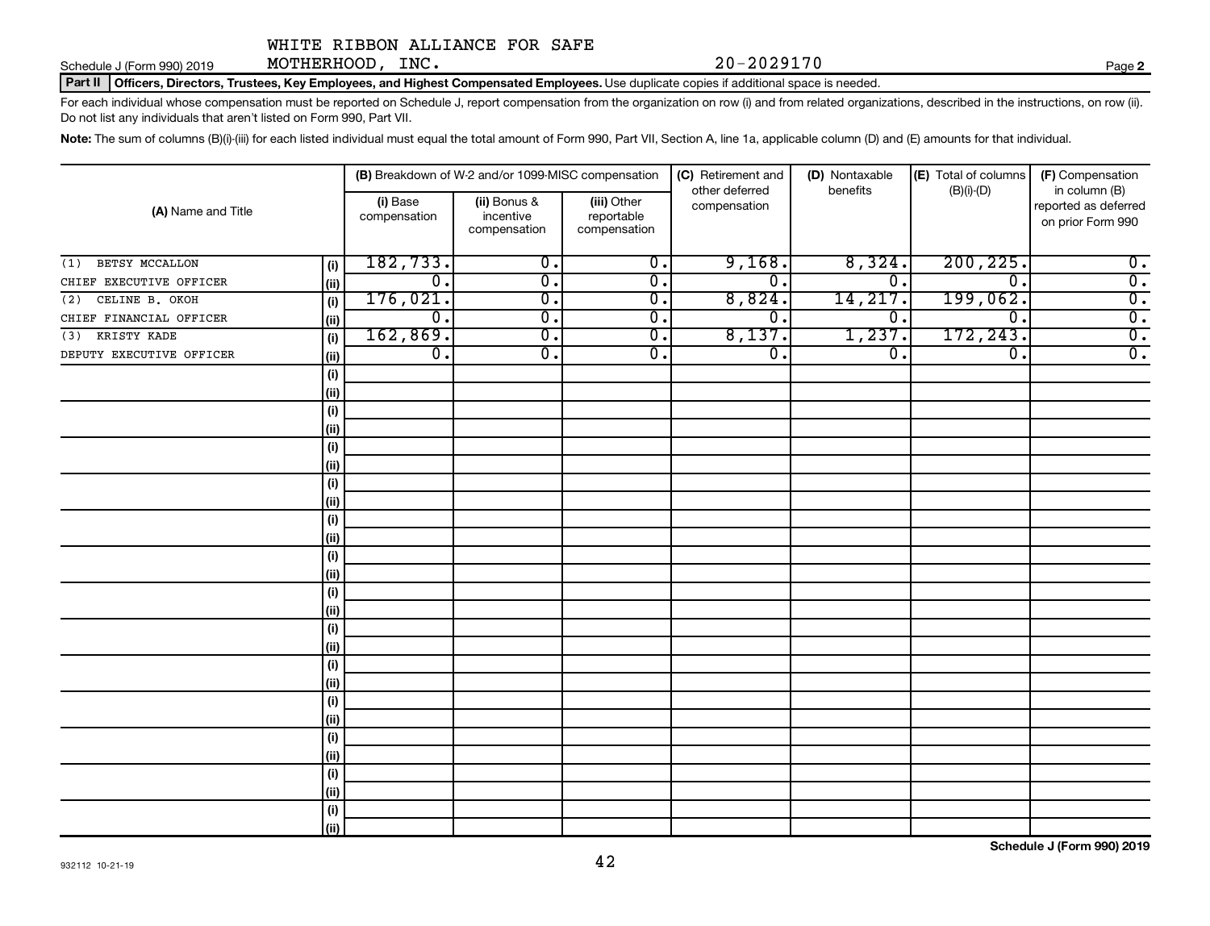WHITE RIBBON ALLIANCE FOR SAFE MOTHERHOOD, INC. 20-2029170

Schedule J (Form 990) 2019

**Part II** **Officers, Directors, Trustees, Key Employees, and Highest Compensated Employees.** Use duplicate copies if additional space is needed.

For each individual whose compensation must be reported on Schedule J, report compensation from the organization on row (i) and from related organizations, described in the instructions, on row (ii). Do not list any individuals that aren't listed on Form 990, Part VII.

**Note:** The sum of columns (B)(i)-(iii) for each listed individual must equal the total amount of Form 990, Part VII, Section A, line 1a, applicable column (D) and (E) amounts for that individual.

| (A) Name and Title | | (B) Breakdown of W-2 and/or 1099-MISC compensation | | | (C) Retirement and other deferred compensation | (D) Nontaxable benefits | (E) Total of columns (B)(i)-(D) | (F) Compensation in column (B) reported as deferred on prior Form 990 |
|---|---|---|---|---|---|---|---|---|
| | | (i) Base compensation | (ii) Bonus & incentive compensation | (iii) Other reportable compensation | | | | |
| (1) BETSY MCCALLON | (i) | 182,733. | 0. | 0. | 9,168. | 8,324. | 200,225. | 0. |
| CHIEF EXECUTIVE OFFICER | (ii) | 0. | 0. | 0. | 0. | 0. | 0. | 0. |
| (2) CELINE B. OKOH | (i) | 176,021. | 0. | 0. | 8,824. | 14,217. | 199,062. | 0. |
| CHIEF FINANCIAL OFFICER | (ii) | 0. | 0. | 0. | 0. | 0. | 0. | 0. |
| (3) KRISTY KADE | (i) | 162,869. | 0. | 0. | 8,137. | 1,237. | 172,243. | 0. |
| DEPUTY EXECUTIVE OFFICER | (ii) | 0. | 0. | 0. | 0. | 0. | 0. | 0. |

**Schedule J (Form 990) 2019**

932112 10-21-19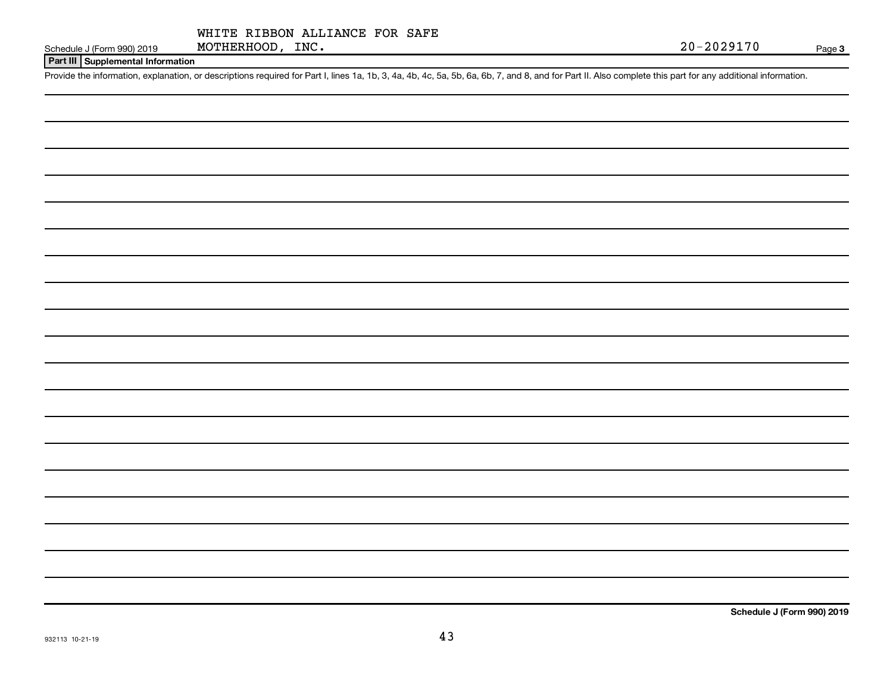WHITE RIBBON ALLIANCE FOR SAFE MOTHERHOOD, INC.

20-2029170

## Part III Supplemental Information

Provide the information, explanation, or descriptions required for Part I, lines 1a, 1b, 3, 4a, 4b, 4c, 5a, 5b, 6a, 6b, 7, and 8, and for Part II. Also complete this part for any additional information.

932113 10-21-19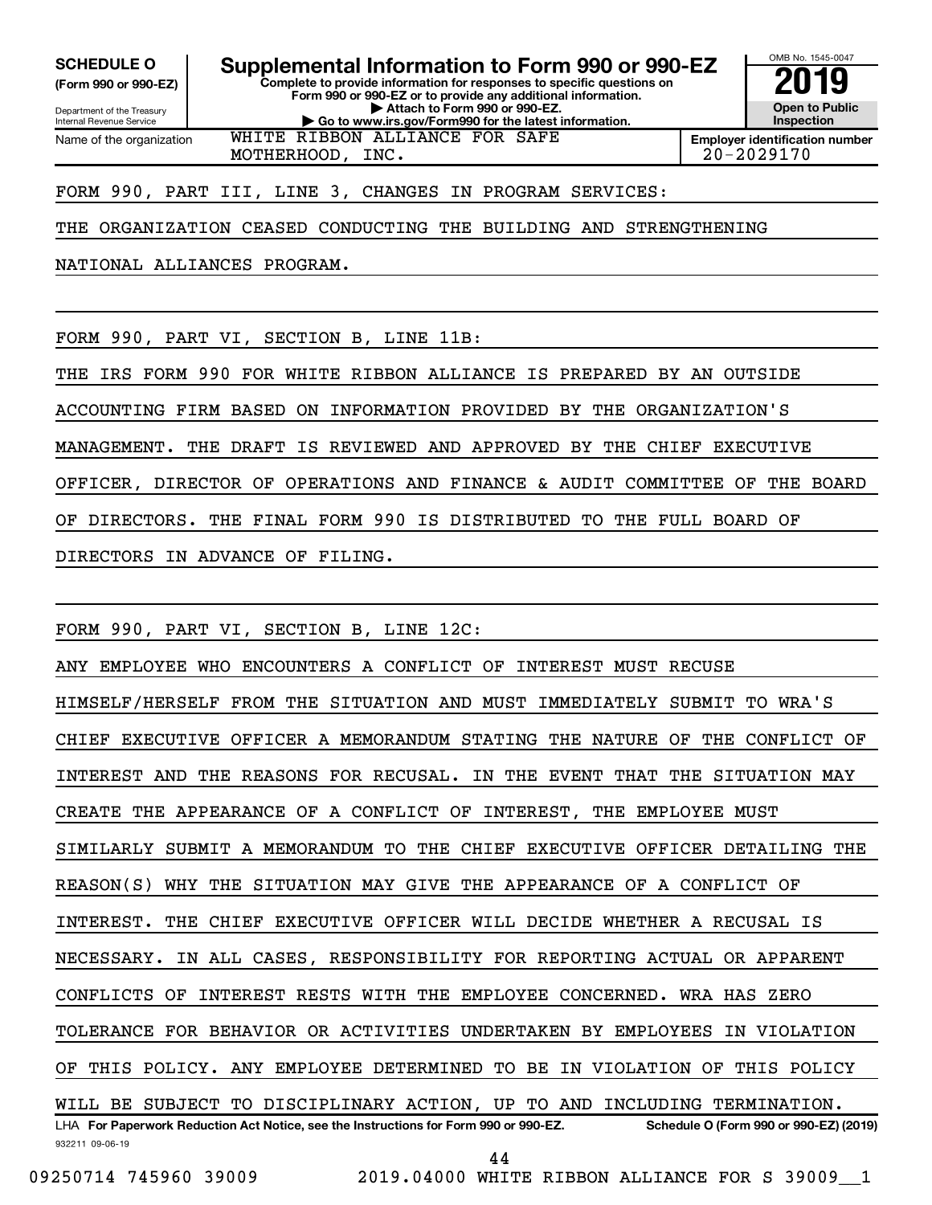**SCHEDULE O**
**(Form 990 or 990-EZ)**

Department of the Treasury
Internal Revenue Service

# Supplemental Information to Form 990 or 990-EZ

**Complete to provide information for responses to specific questions on Form 990 or 990-EZ or to provide any additional information.**
**▶ Attach to Form 990 or 990-EZ.**
**▶ Go to www.irs.gov/Form990 for the latest information.**

OMB No. 1545-0047
**2019**
**Open to Public Inspection**

| Name of the organization | Employer identification number |
|---|---|
| WHITE RIBBON ALLIANCE FOR SAFE MOTHERHOOD, INC. | 20-2029170 |

FORM 990, PART III, LINE 3, CHANGES IN PROGRAM SERVICES:

THE ORGANIZATION CEASED CONDUCTING THE BUILDING AND STRENGTHENING NATIONAL ALLIANCES PROGRAM.

FORM 990, PART VI, SECTION B, LINE 11B:

THE IRS FORM 990 FOR WHITE RIBBON ALLIANCE IS PREPARED BY AN OUTSIDE ACCOUNTING FIRM BASED ON INFORMATION PROVIDED BY THE ORGANIZATION'S MANAGEMENT. THE DRAFT IS REVIEWED AND APPROVED BY THE CHIEF EXECUTIVE OFFICER, DIRECTOR OF OPERATIONS AND FINANCE & AUDIT COMMITTEE OF THE BOARD OF DIRECTORS. THE FINAL FORM 990 IS DISTRIBUTED TO THE FULL BOARD OF DIRECTORS IN ADVANCE OF FILING.

FORM 990, PART VI, SECTION B, LINE 12C:

ANY EMPLOYEE WHO ENCOUNTERS A CONFLICT OF INTEREST MUST RECUSE HIMSELF/HERSELF FROM THE SITUATION AND MUST IMMEDIATELY SUBMIT TO WRA'S CHIEF EXECUTIVE OFFICER A MEMORANDUM STATING THE NATURE OF THE CONFLICT OF INTEREST AND THE REASONS FOR RECUSAL. IN THE EVENT THAT THE SITUATION MAY CREATE THE APPEARANCE OF A CONFLICT OF INTEREST, THE EMPLOYEE MUST SIMILARLY SUBMIT A MEMORANDUM TO THE CHIEF EXECUTIVE OFFICER DETAILING THE REASON(S) WHY THE SITUATION MAY GIVE THE APPEARANCE OF A CONFLICT OF INTEREST. THE CHIEF EXECUTIVE OFFICER WILL DECIDE WHETHER A RECUSAL IS NECESSARY. IN ALL CASES, RESPONSIBILITY FOR REPORTING ACTUAL OR APPARENT CONFLICTS OF INTEREST RESTS WITH THE EMPLOYEE CONCERNED. WRA HAS ZERO TOLERANCE FOR BEHAVIOR OR ACTIVITIES UNDERTAKEN BY EMPLOYEES IN VIOLATION OF THIS POLICY. ANY EMPLOYEE DETERMINED TO BE IN VIOLATION OF THIS POLICY WILL BE SUBJECT TO DISCIPLINARY ACTION, UP TO AND INCLUDING TERMINATION.

LHA **For Paperwork Reduction Act Notice, see the Instructions for Form 990 or 990-EZ.** **Schedule O (Form 990 or 990-EZ) (2019)**

932211 09-06-19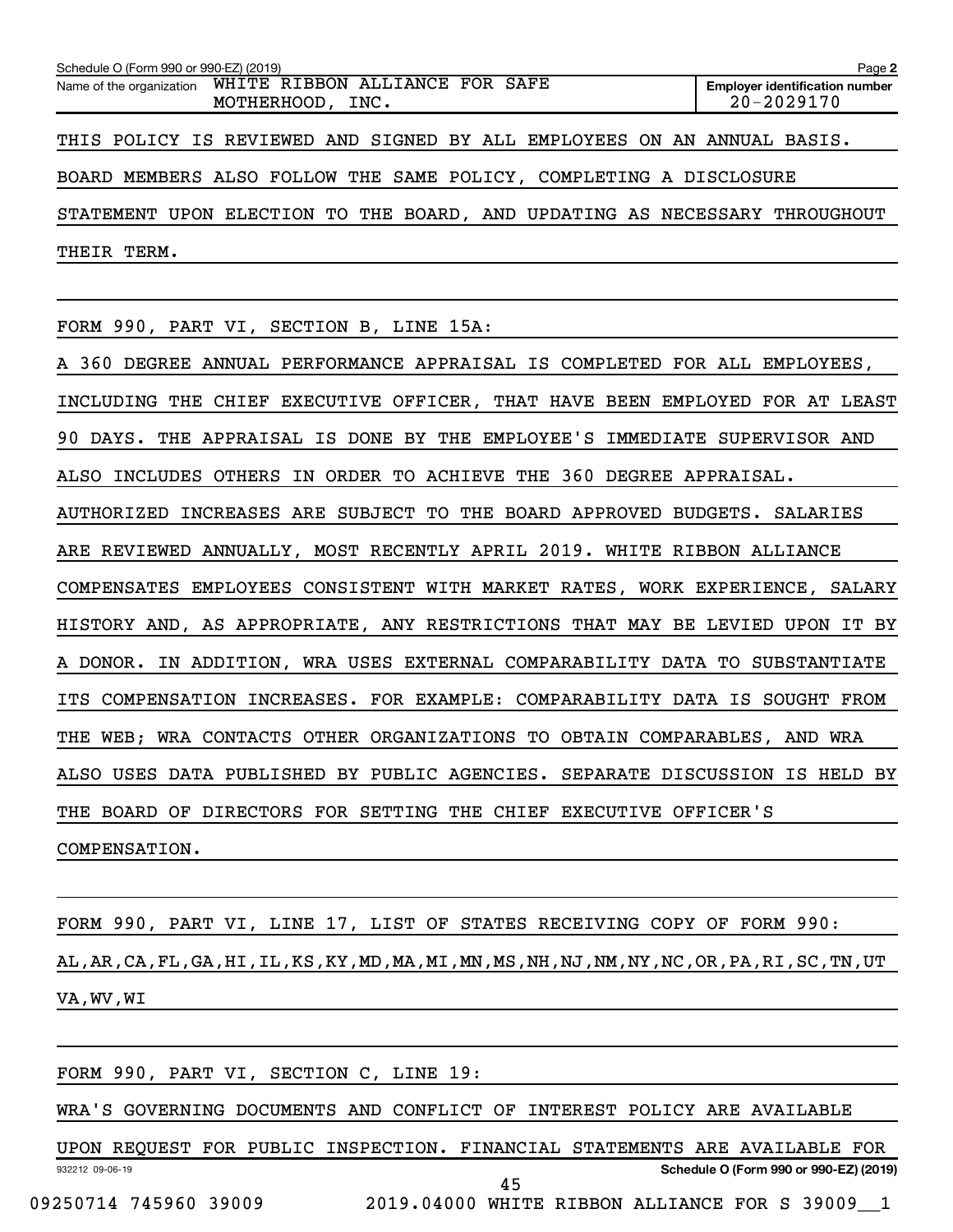Schedule O (Form 990 or 990-EZ) (2019)

Name of the organization: WHITE RIBBON ALLIANCE FOR SAFE MOTHERHOOD, INC.

Employer identification number: 20-2029170

THIS POLICY IS REVIEWED AND SIGNED BY ALL EMPLOYEES ON AN ANNUAL BASIS. BOARD MEMBERS ALSO FOLLOW THE SAME POLICY, COMPLETING A DISCLOSURE STATEMENT UPON ELECTION TO THE BOARD, AND UPDATING AS NECESSARY THROUGHOUT THEIR TERM.

FORM 990, PART VI, SECTION B, LINE 15A:

A 360 DEGREE ANNUAL PERFORMANCE APPRAISAL IS COMPLETED FOR ALL EMPLOYEES, INCLUDING THE CHIEF EXECUTIVE OFFICER, THAT HAVE BEEN EMPLOYED FOR AT LEAST 90 DAYS. THE APPRAISAL IS DONE BY THE EMPLOYEE'S IMMEDIATE SUPERVISOR AND ALSO INCLUDES OTHERS IN ORDER TO ACHIEVE THE 360 DEGREE APPRAISAL. AUTHORIZED INCREASES ARE SUBJECT TO THE BOARD APPROVED BUDGETS. SALARIES ARE REVIEWED ANNUALLY, MOST RECENTLY APRIL 2019. WHITE RIBBON ALLIANCE COMPENSATES EMPLOYEES CONSISTENT WITH MARKET RATES, WORK EXPERIENCE, SALARY HISTORY AND, AS APPROPRIATE, ANY RESTRICTIONS THAT MAY BE LEVIED UPON IT BY A DONOR. IN ADDITION, WRA USES EXTERNAL COMPARABILITY DATA TO SUBSTANTIATE ITS COMPENSATION INCREASES. FOR EXAMPLE: COMPARABILITY DATA IS SOUGHT FROM THE WEB; WRA CONTACTS OTHER ORGANIZATIONS TO OBTAIN COMPARABLES, AND WRA ALSO USES DATA PUBLISHED BY PUBLIC AGENCIES. SEPARATE DISCUSSION IS HELD BY THE BOARD OF DIRECTORS FOR SETTING THE CHIEF EXECUTIVE OFFICER'S COMPENSATION.

FORM 990, PART VI, LINE 17, LIST OF STATES RECEIVING COPY OF FORM 990:

AL,AR,CA,FL,GA,HI,IL,KS,KY,MD,MA,MI,MN,MS,NH,NJ,NM,NY,NC,OR,PA,RI,SC,TN,UT VA,WV,WI

FORM 990, PART VI, SECTION C, LINE 19:

WRA'S GOVERNING DOCUMENTS AND CONFLICT OF INTEREST POLICY ARE AVAILABLE UPON REQUEST FOR PUBLIC INSPECTION. FINANCIAL STATEMENTS ARE AVAILABLE FOR

932212 09-06-19

Schedule O (Form 990 or 990-EZ) (2019)

09250714 745960 39009 2019.04000 WHITE RIBBON ALLIANCE FOR S 39009__1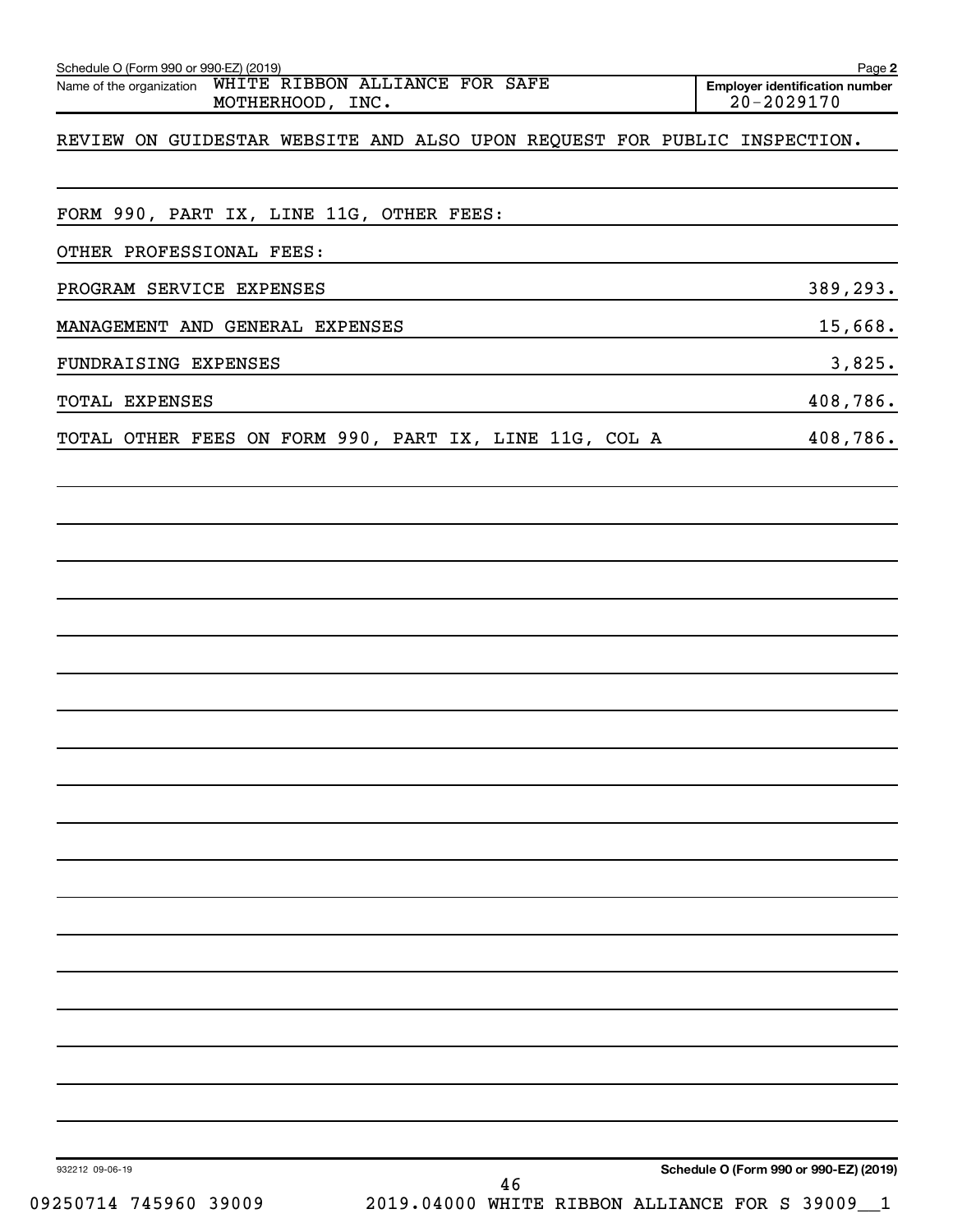Schedule O (Form 990 or 990-EZ) (2019)

Name of the organization: WHITE RIBBON ALLIANCE FOR SAFE MOTHERHOOD, INC.

Employer identification number: 20-2029170

REVIEW ON GUIDESTAR WEBSITE AND ALSO UPON REQUEST FOR PUBLIC INSPECTION.

FORM 990, PART IX, LINE 11G, OTHER FEES:

OTHER PROFESSIONAL FEES:

| | |
|---|---|
| PROGRAM SERVICE EXPENSES | 389,293. |
| MANAGEMENT AND GENERAL EXPENSES | 15,668. |
| FUNDRAISING EXPENSES | 3,825. |
| TOTAL EXPENSES | 408,786. |
| TOTAL OTHER FEES ON FORM 990, PART IX, LINE 11G, COL A | 408,786. |